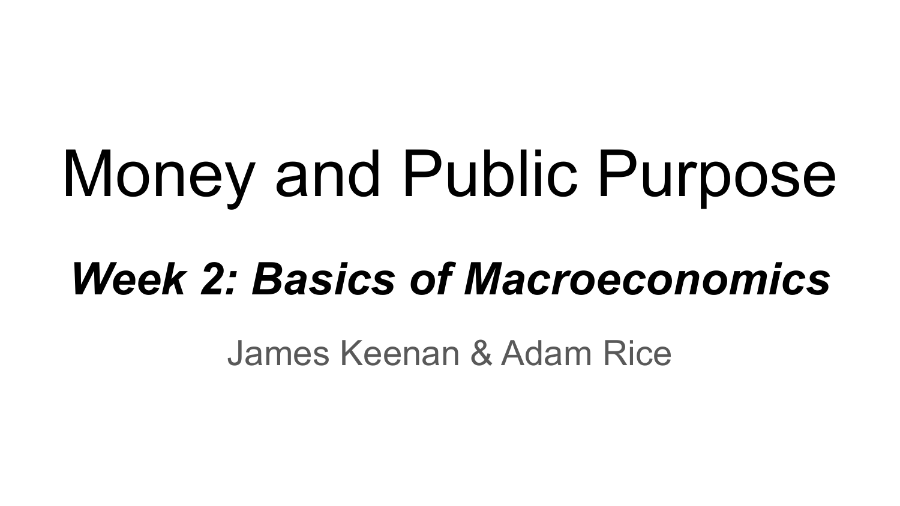# Money and Public Purpose

## ***Week 2: Basics of Macroeconomics***

James Keenan & Adam Rice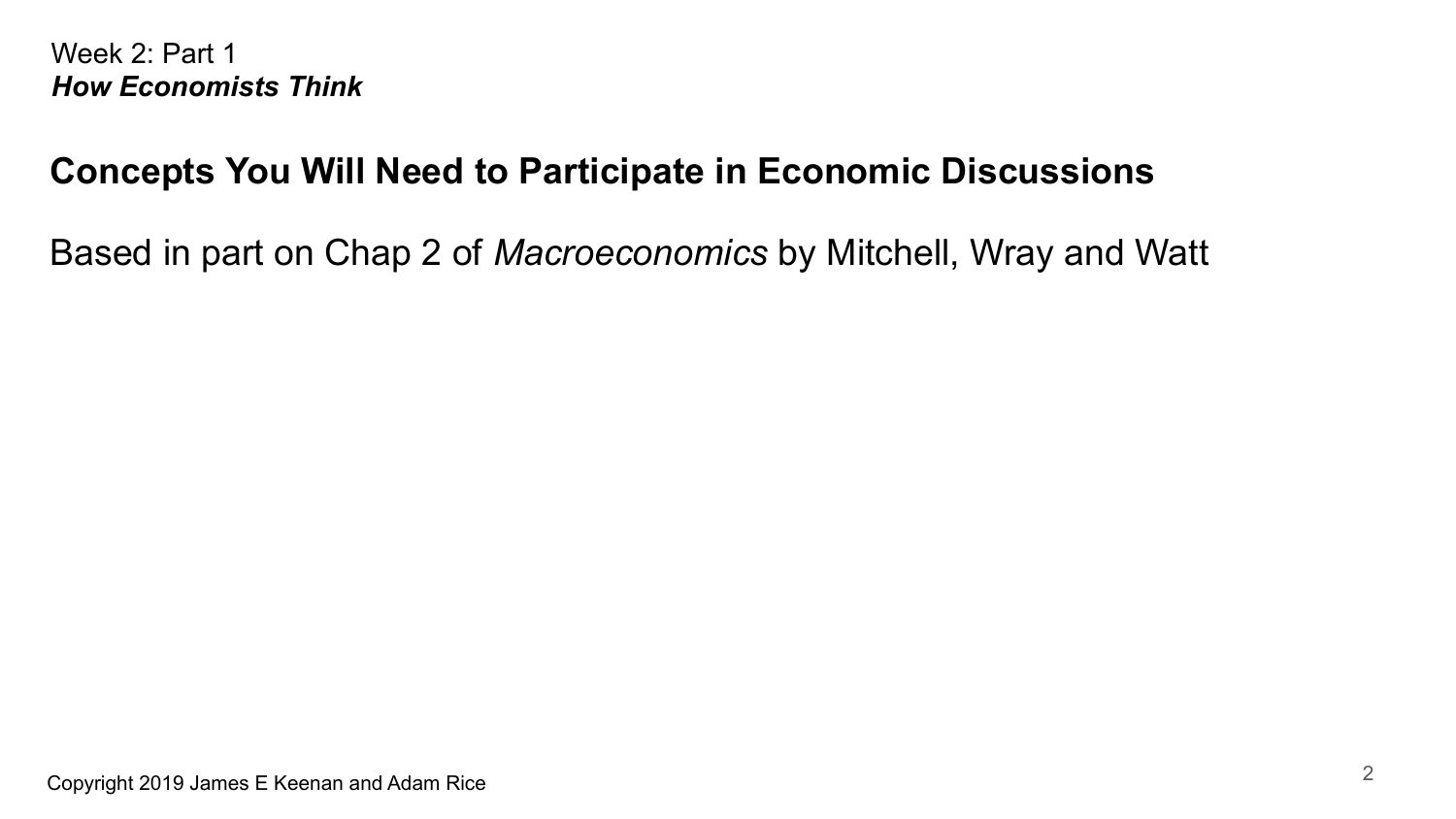Week 2: Part 1

***How Economists Think***

## Concepts You Will Need to Participate in Economic Discussions

Based in part on Chap 2 of *Macroeconomics* by Mitchell, Wray and Watt

Copyright 2019 James E Keenan and Adam Rice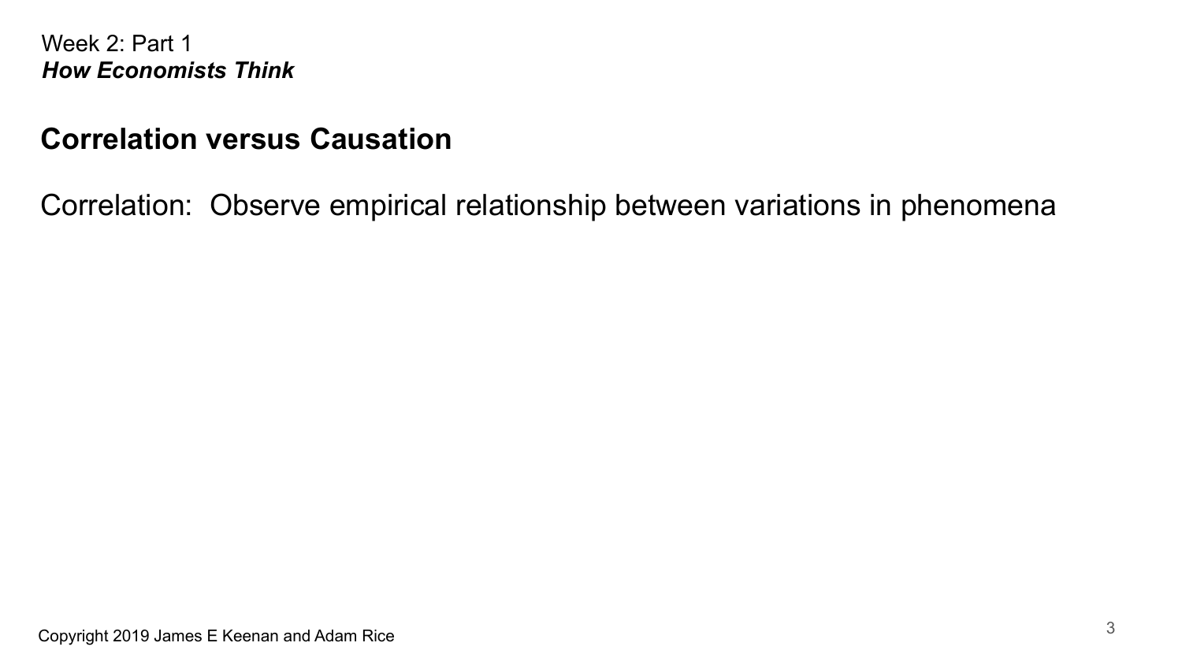Week 2: Part 1
***How Economists Think***

## Correlation versus Causation

Correlation: Observe empirical relationship between variations in phenomena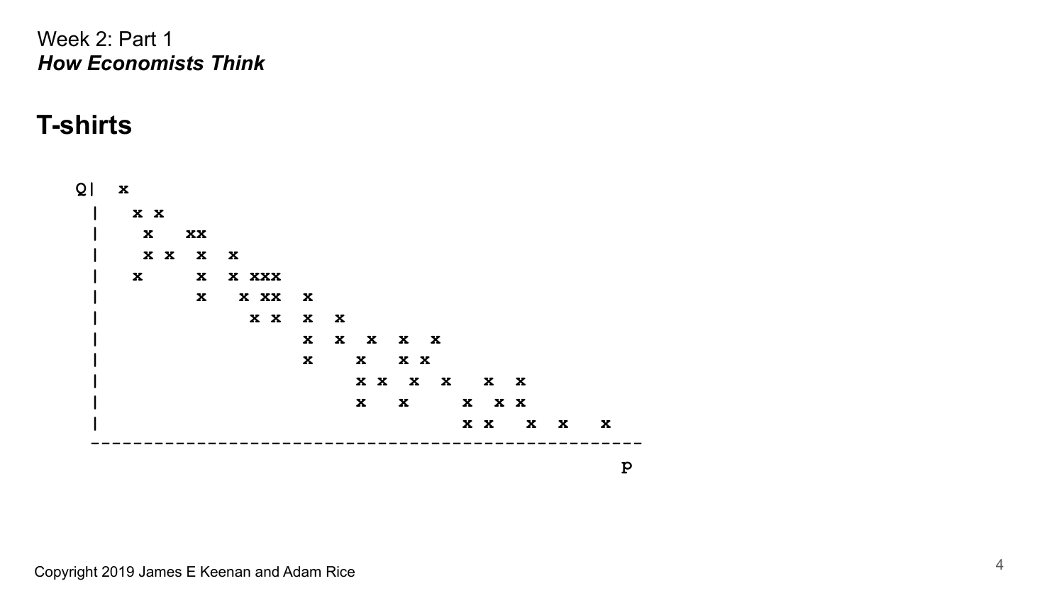## T-shirts

```
Q|  x
 |   x x
 |    x   xx
 |    x x  x  x
 |   x     x  x xxx
 |         x   x xx  x
 |               x x  x  x
 |                    x  x  x  x  x
 |                    x    x   x x
 |                         x x  x  x   x  x
 |                         x   x     x  x x
 |                                   x x   x  x   x
 ----------------------------------------------------
                                                   P
```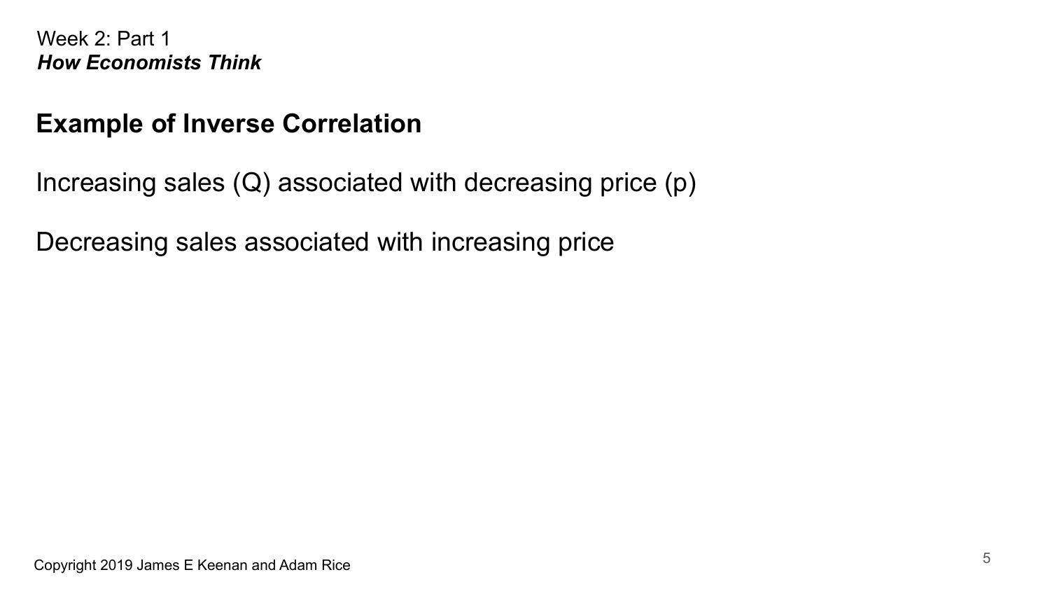## Example of Inverse Correlation

Increasing sales (Q) associated with decreasing price (p)

Decreasing sales associated with increasing price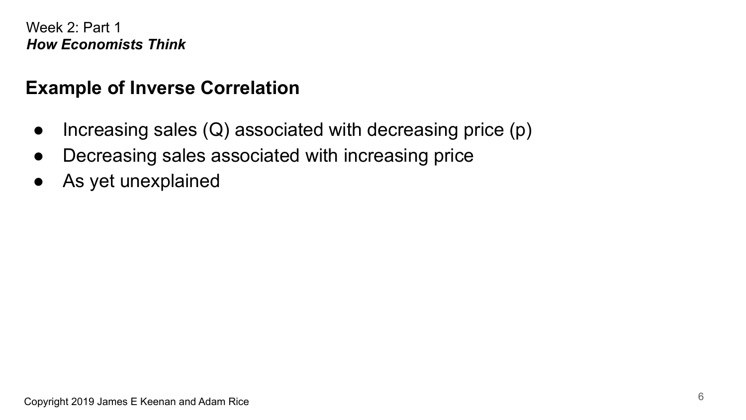## Example of Inverse Correlation

- Increasing sales (Q) associated with decreasing price (p)
- Decreasing sales associated with increasing price
- As yet unexplained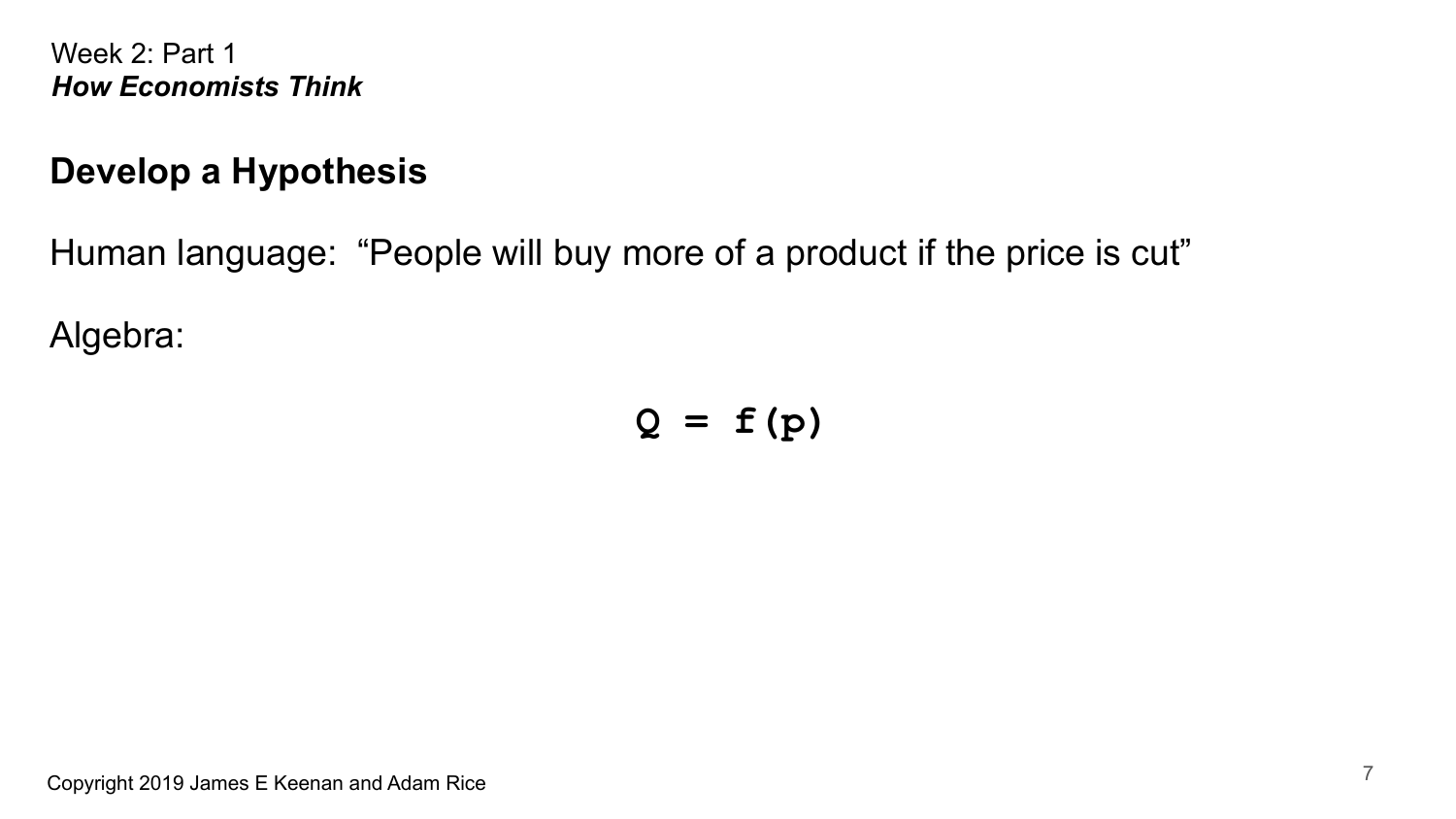Week 2: Part 1
***How Economists Think***

## Develop a Hypothesis

Human language: “People will buy more of a product if the price is cut”

Algebra:

$$Q = f(p)$$

Copyright 2019 James E Keenan and Adam Rice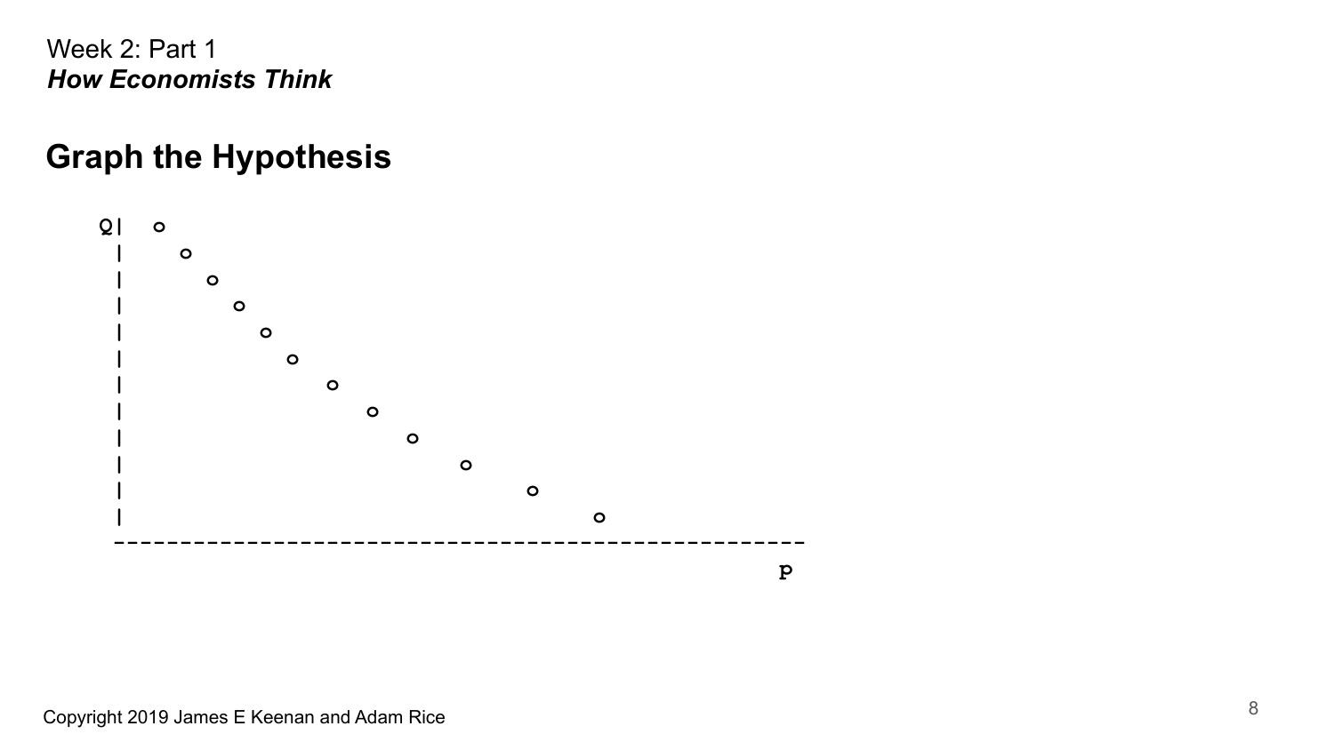## Graph the Hypothesis

```
Q|  o
 |    o
 |      o
 |        o
 |          o
 |            o
 |               o
 |                  o
 |                     o
 |                         o
 |                              o
 |                                   o
 ----------------------------------------------------
                                                   P
```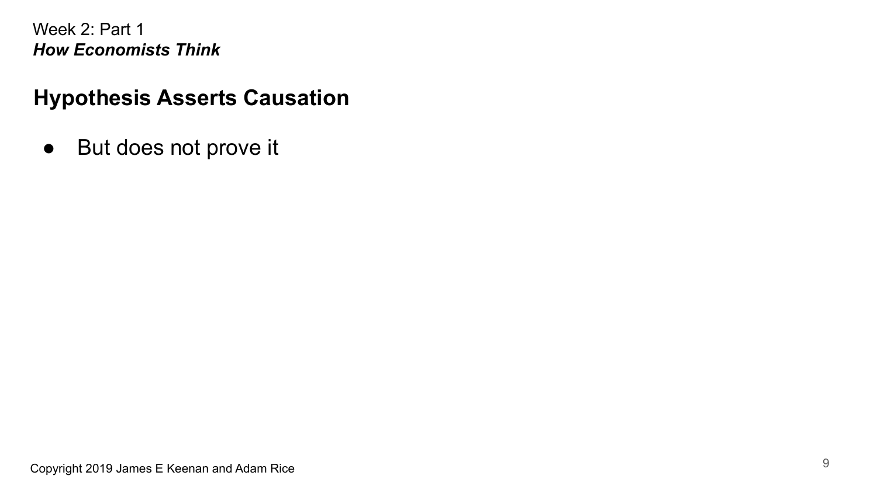Week 2: Part 1
***How Economists Think***

## Hypothesis Asserts Causation

- But does not prove it

Copyright 2019 James E Keenan and Adam Rice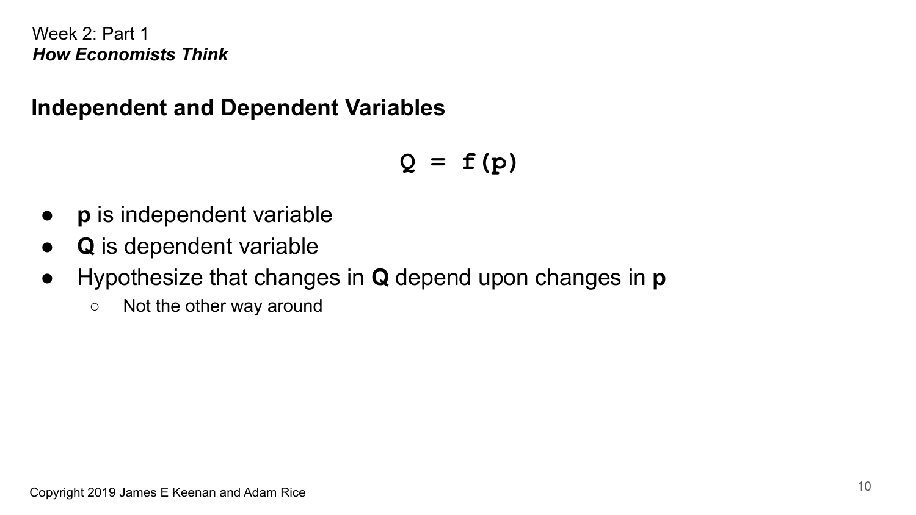Week 2: Part 1
***How Economists Think***

## Independent and Dependent Variables

$$Q = f(p)$$

- **p** is independent variable
- **Q** is dependent variable
- Hypothesize that changes in **Q** depend upon changes in **p**
  - Not the other way around

Copyright 2019 James E Keenan and Adam Rice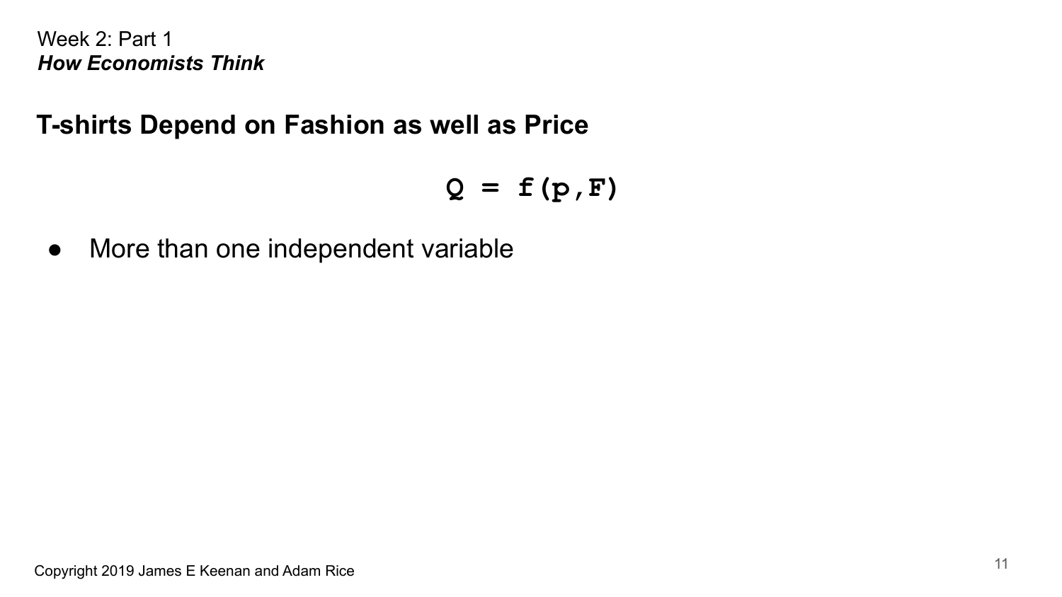Week 2: Part 1
***How Economists Think***

## T-shirts Depend on Fashion as well as Price

$$Q = f(p,F)$$

- More than one independent variable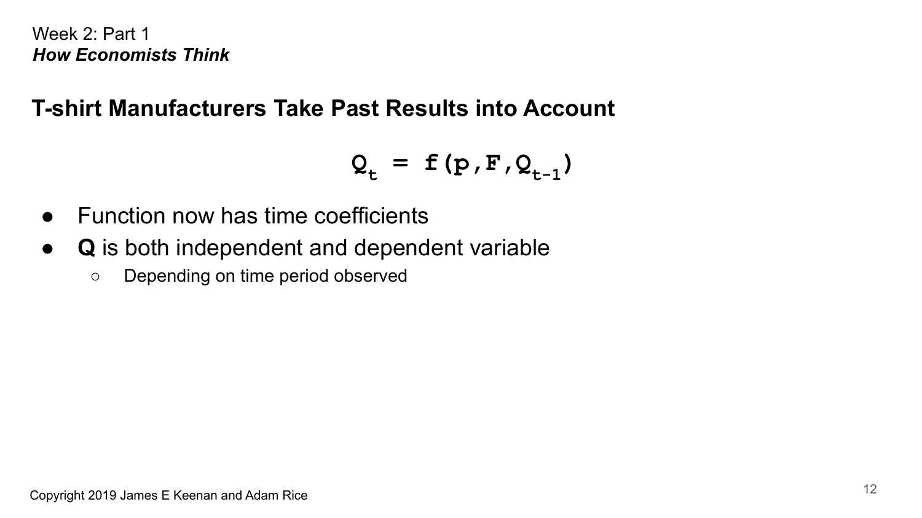Week 2: Part 1
*How Economists Think*

## T-shirt Manufacturers Take Past Results into Account

$$Q_t = f(p, F, Q_{t-1})$$

- Function now has time coefficients
- **Q** is both independent and dependent variable
  - Depending on time period observed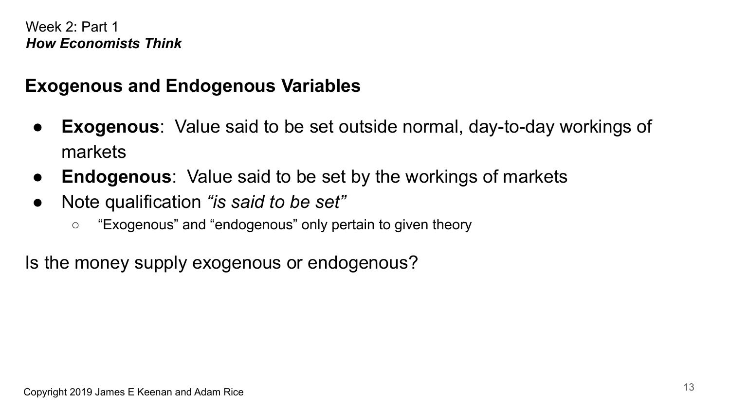Week 2: Part 1
***How Economists Think***

## Exogenous and Endogenous Variables

- **Exogenous**: Value said to be set outside normal, day-to-day workings of markets
- **Endogenous**: Value said to be set by the workings of markets
- Note qualification *"is said to be set"*
  - "Exogenous" and "endogenous" only pertain to given theory

Is the money supply exogenous or endogenous?

Copyright 2019 James E Keenan and Adam Rice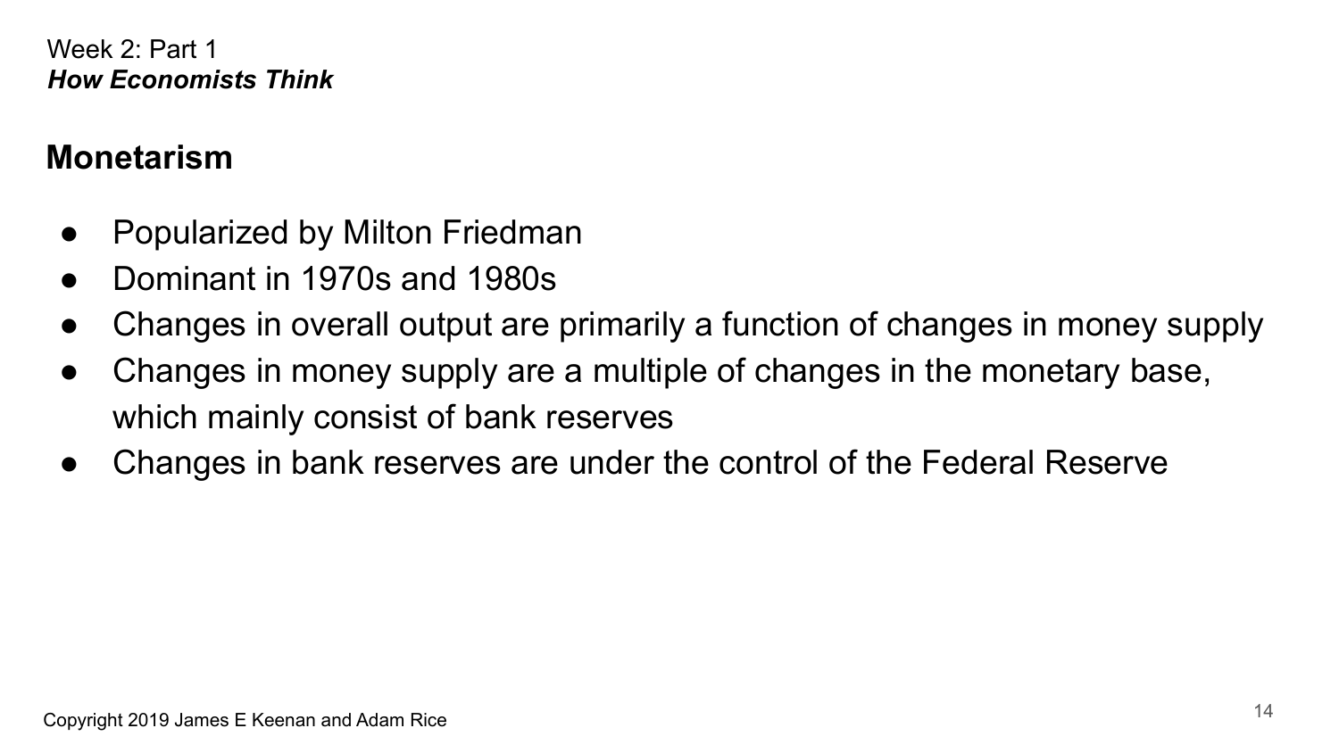Week 2: Part 1
***How Economists Think***

## Monetarism

- Popularized by Milton Friedman
- Dominant in 1970s and 1980s
- Changes in overall output are primarily a function of changes in money supply
- Changes in money supply are a multiple of changes in the monetary base, which mainly consist of bank reserves
- Changes in bank reserves are under the control of the Federal Reserve

Copyright 2019 James E Keenan and Adam Rice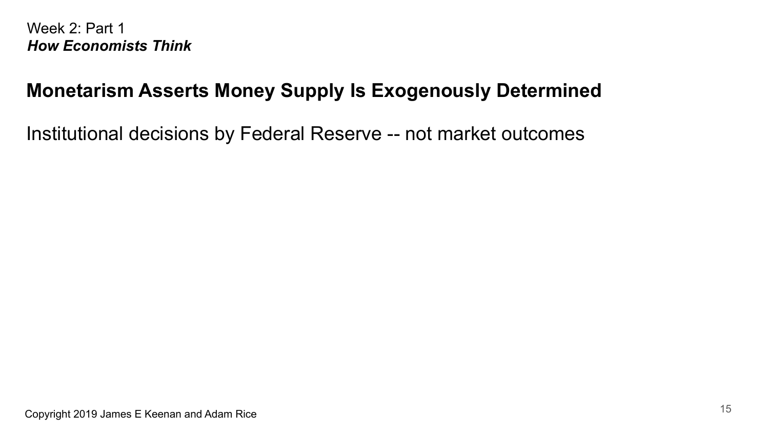Week 2: Part 1
***How Economists Think***

## Monetarism Asserts Money Supply Is Exogenously Determined

Institutional decisions by Federal Reserve -- not market outcomes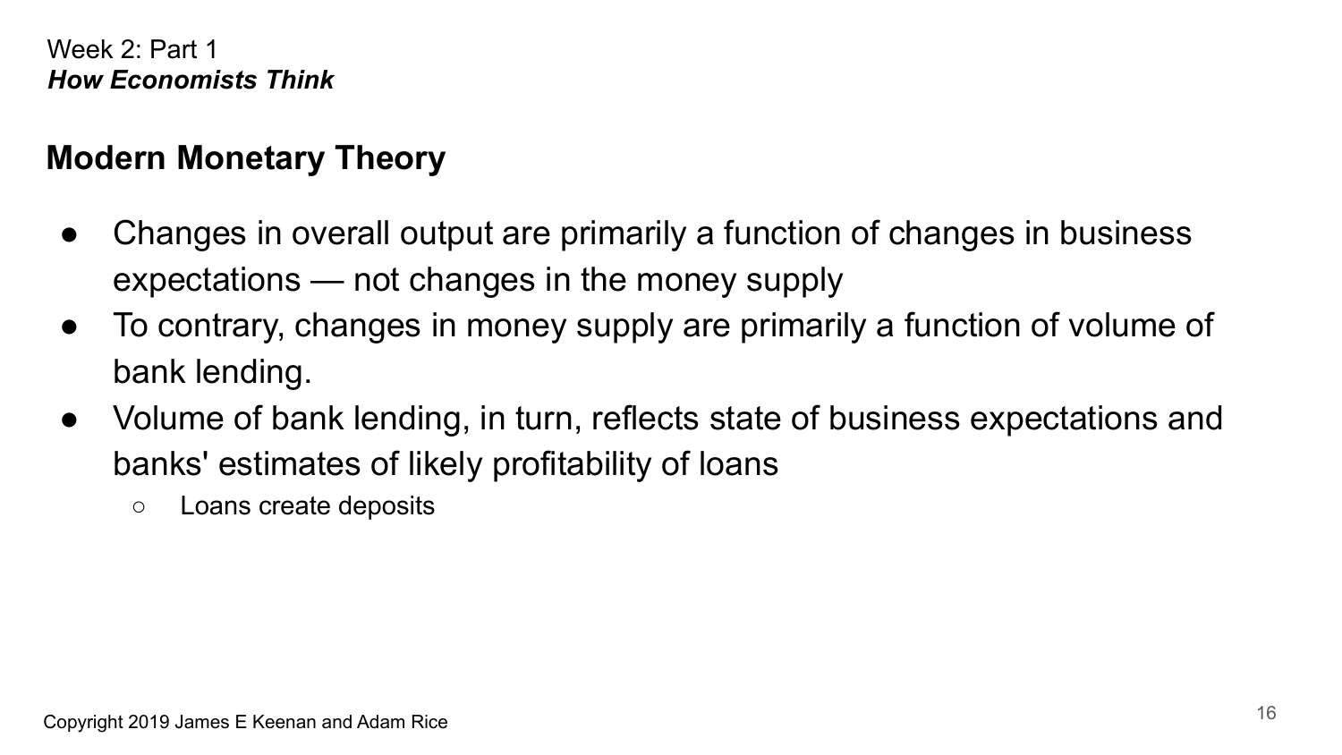Week 2: Part 1
***How Economists Think***

## Modern Monetary Theory

- Changes in overall output are primarily a function of changes in business expectations — not changes in the money supply
- To contrary, changes in money supply are primarily a function of volume of bank lending.
- Volume of bank lending, in turn, reflects state of business expectations and banks' estimates of likely profitability of loans
  - Loans create deposits

Copyright 2019 James E Keenan and Adam Rice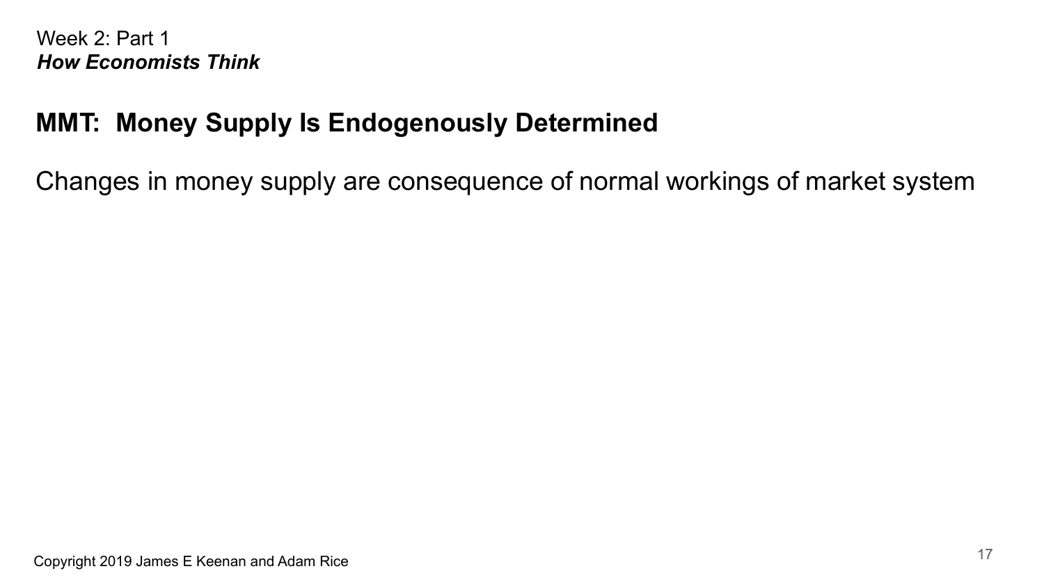Week 2: Part 1
***How Economists Think***

## MMT: Money Supply Is Endogenously Determined

Changes in money supply are consequence of normal workings of market system

Copyright 2019 James E Keenan and Adam Rice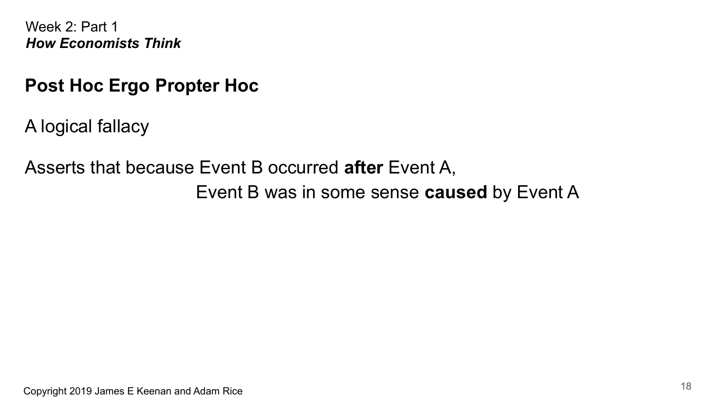Week 2: Part 1
***How Economists Think***

## Post Hoc Ergo Propter Hoc

A logical fallacy

Asserts that because Event B occurred **after** Event A,
Event B was in some sense **caused** by Event A

Copyright 2019 James E Keenan and Adam Rice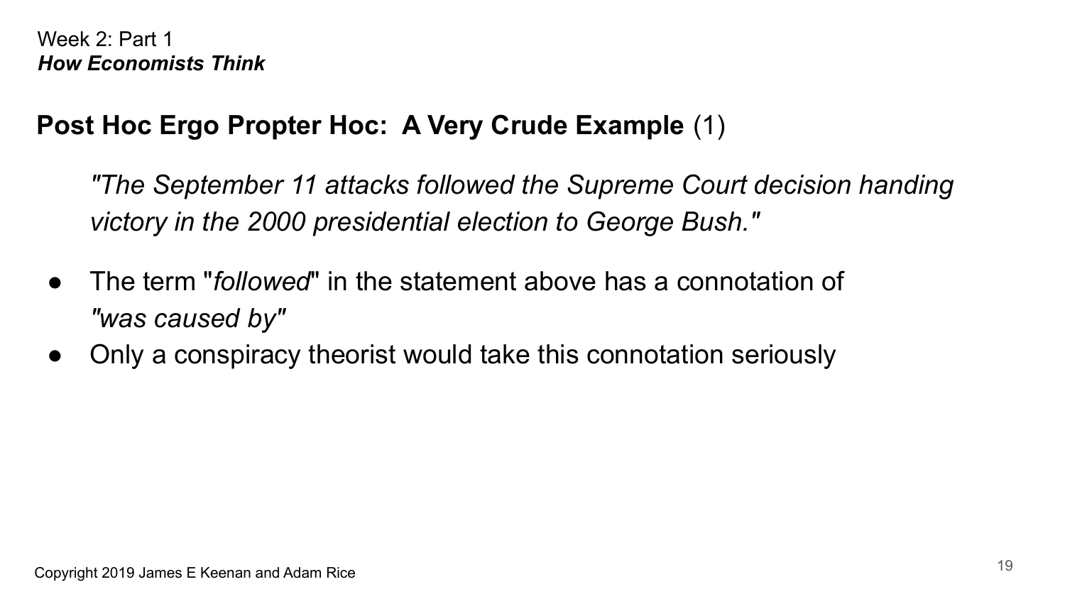Week 2: Part 1
***How Economists Think***

## **Post Hoc Ergo Propter Hoc: A Very Crude Example** (1)

> *"The September 11 attacks followed the Supreme Court decision handing victory in the 2000 presidential election to George Bush."*

- The term "*followed*" in the statement above has a connotation of *"was caused by"*
- Only a conspiracy theorist would take this connotation seriously

Copyright 2019 James E Keenan and Adam Rice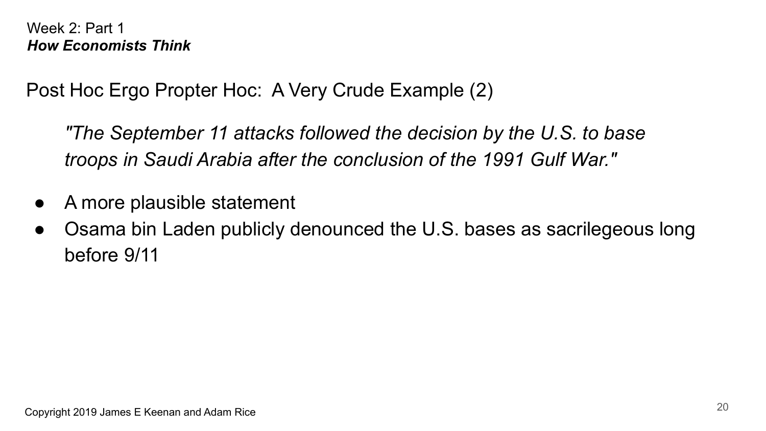Week 2: Part 1
***How Economists Think***

## Post Hoc Ergo Propter Hoc: A Very Crude Example (2)

*"The September 11 attacks followed the decision by the U.S. to base troops in Saudi Arabia after the conclusion of the 1991 Gulf War."*

- A more plausible statement
- Osama bin Laden publicly denounced the U.S. bases as sacrilegeous long before 9/11

Copyright 2019 James E Keenan and Adam Rice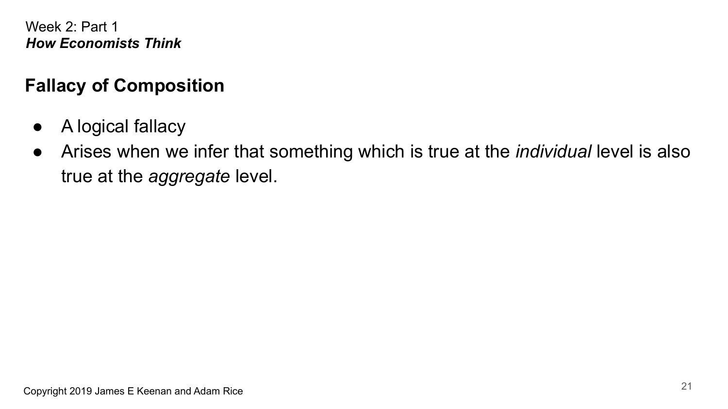Week 2: Part 1
***How Economists Think***

## Fallacy of Composition

- A logical fallacy
- Arises when we infer that something which is true at the *individual* level is also true at the *aggregate* level.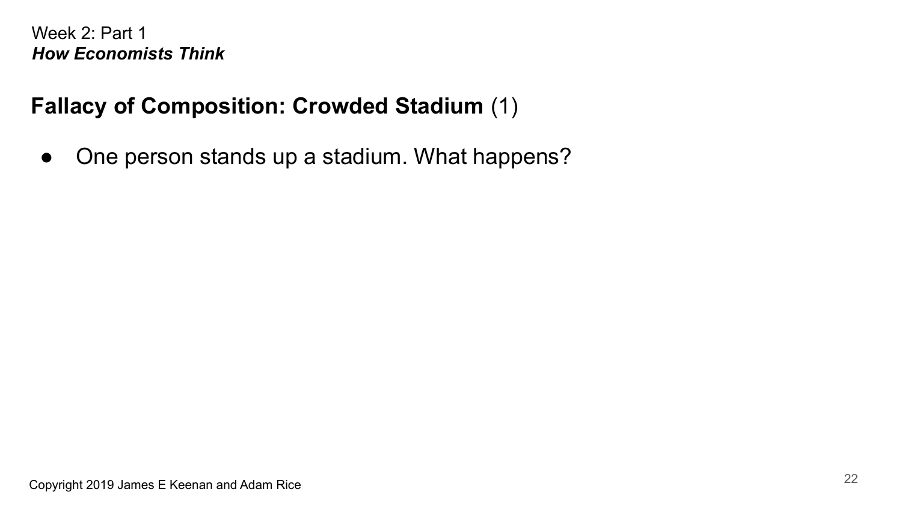## Fallacy of Composition: Crowded Stadium (1)

- One person stands up a stadium. What happens?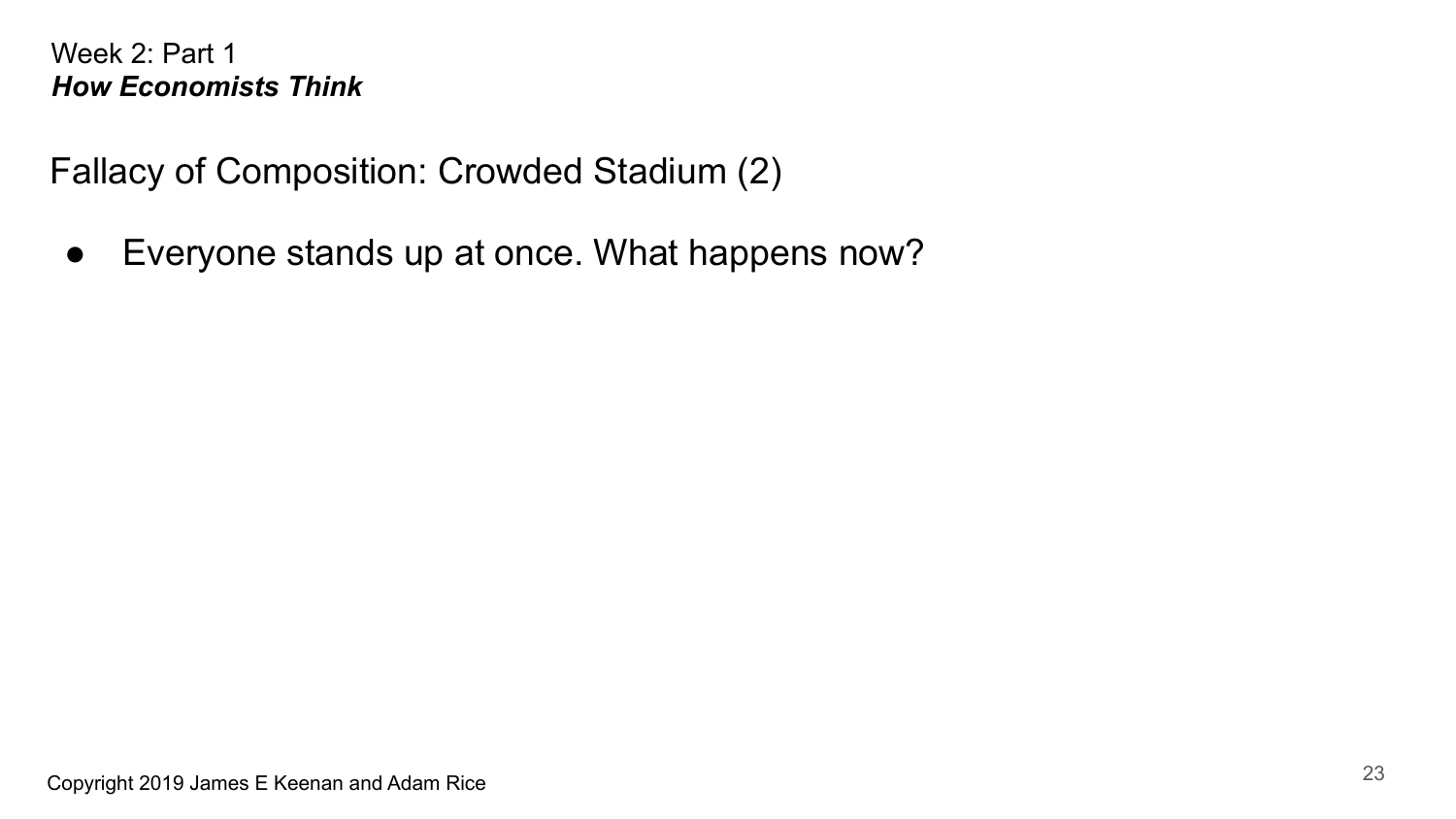Week 2: Part 1
***How Economists Think***

## Fallacy of Composition: Crowded Stadium (2)

- Everyone stands up at once. What happens now?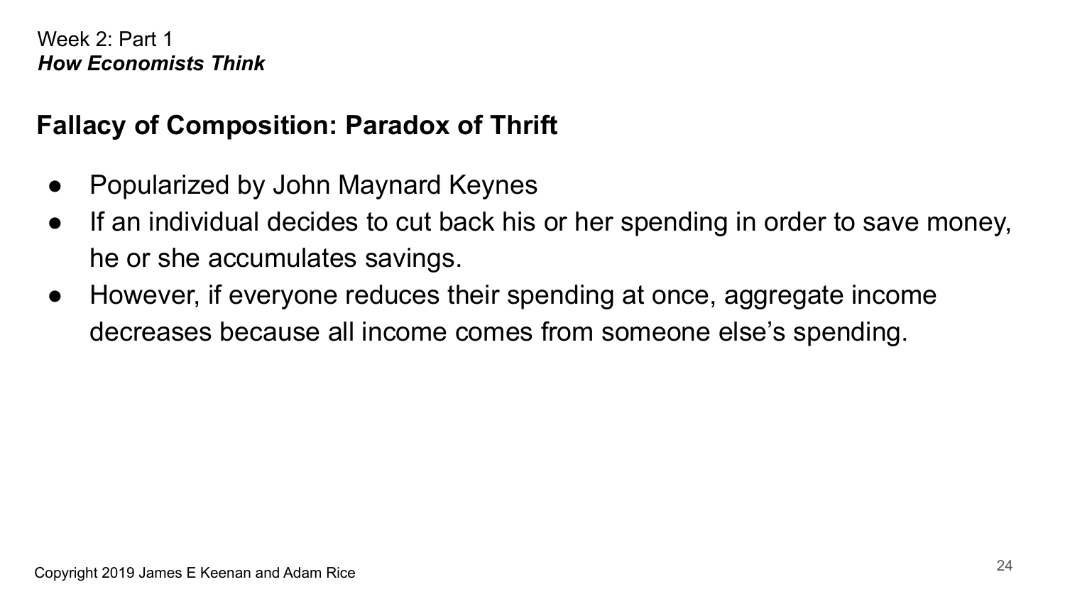Week 2: Part 1

***How Economists Think***

## Fallacy of Composition: Paradox of Thrift

- Popularized by John Maynard Keynes
- If an individual decides to cut back his or her spending in order to save money, he or she accumulates savings.
- However, if everyone reduces their spending at once, aggregate income decreases because all income comes from someone else's spending.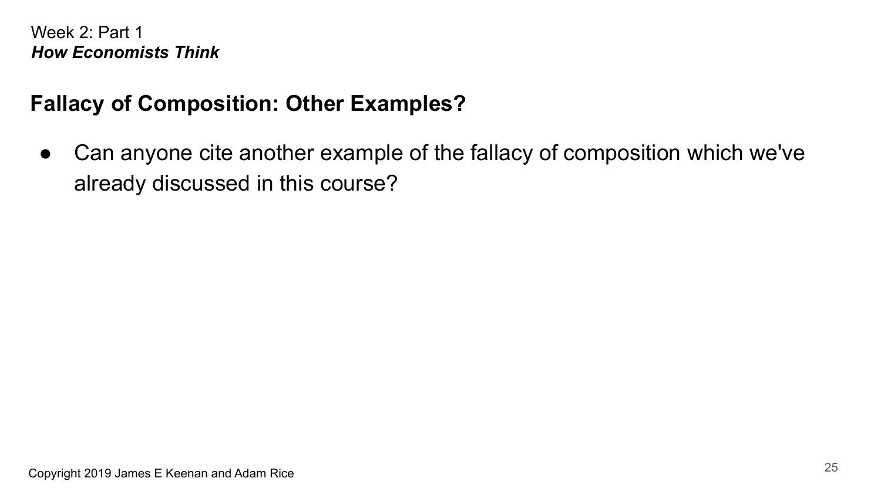Week 2: Part 1
***How Economists Think***

## Fallacy of Composition: Other Examples?

- Can anyone cite another example of the fallacy of composition which we've already discussed in this course?

Copyright 2019 James E Keenan and Adam Rice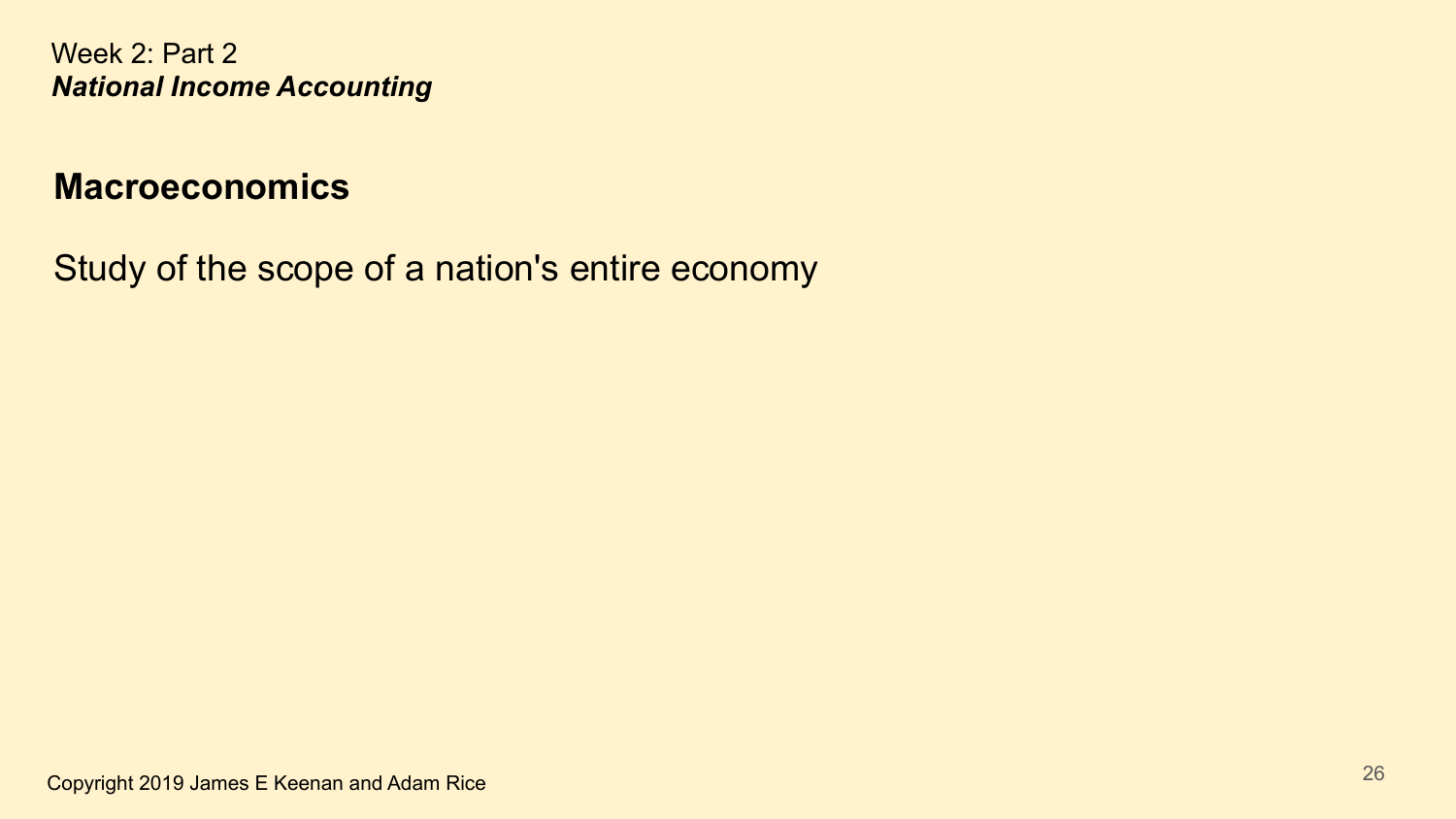Week 2: Part 2
***National Income Accounting***

## Macroeconomics

Study of the scope of a nation's entire economy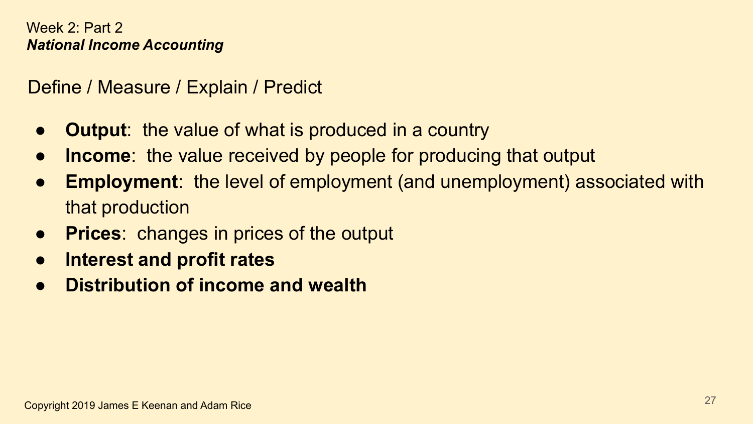Week 2: Part 2
***National Income Accounting***

Define / Measure / Explain / Predict

- **Output**: the value of what is produced in a country
- **Income**: the value received by people for producing that output
- **Employment**: the level of employment (and unemployment) associated with that production
- **Prices**: changes in prices of the output
- **Interest and profit rates**
- **Distribution of income and wealth**

Copyright 2019 James E Keenan and Adam Rice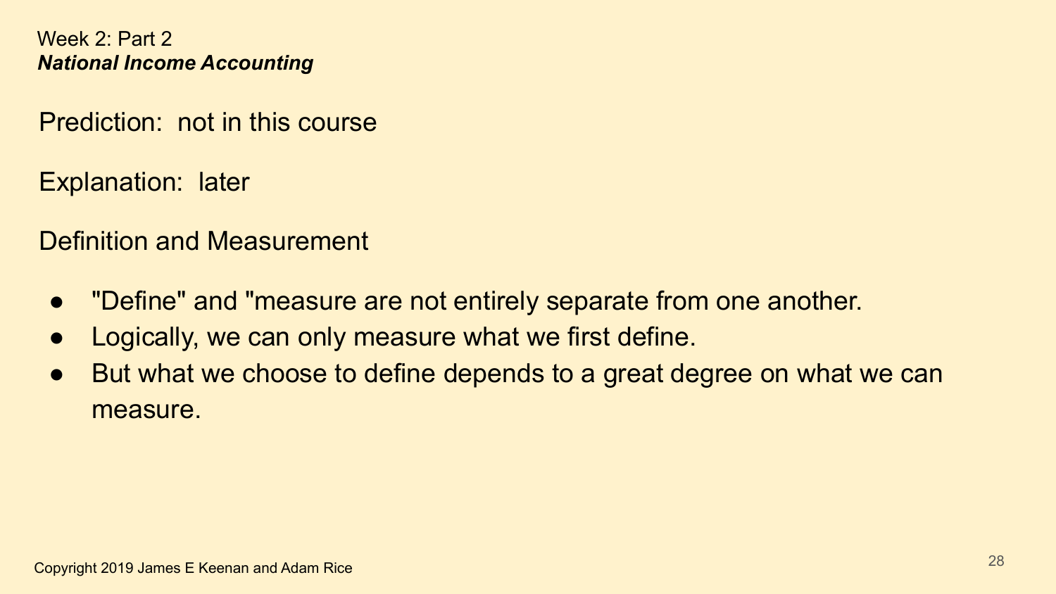Week 2: Part 2
***National Income Accounting***

Prediction:  not in this course

Explanation:  later

Definition and Measurement

- "Define" and "measure are not entirely separate from one another.
- Logically, we can only measure what we first define.
- But what we choose to define depends to a great degree on what we can measure.

Copyright 2019 James E Keenan and Adam Rice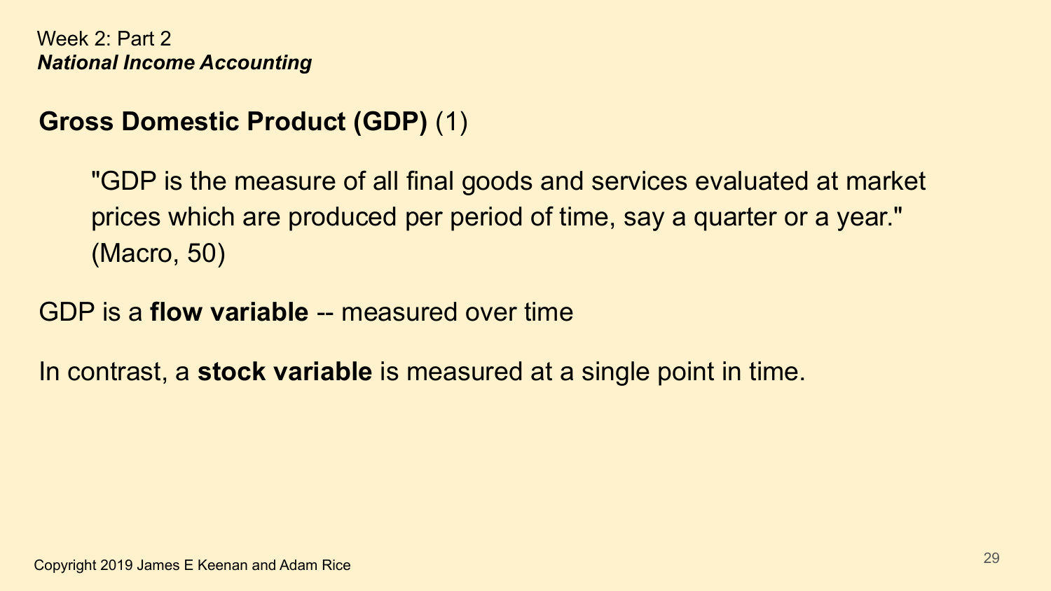Week 2: Part 2
***National Income Accounting***

## **Gross Domestic Product (GDP)** (1)

> "GDP is the measure of all final goods and services evaluated at market prices which are produced per period of time, say a quarter or a year." (Macro, 50)

GDP is a **flow variable** -- measured over time

In contrast, a **stock variable** is measured at a single point in time.

Copyright 2019 James E Keenan and Adam Rice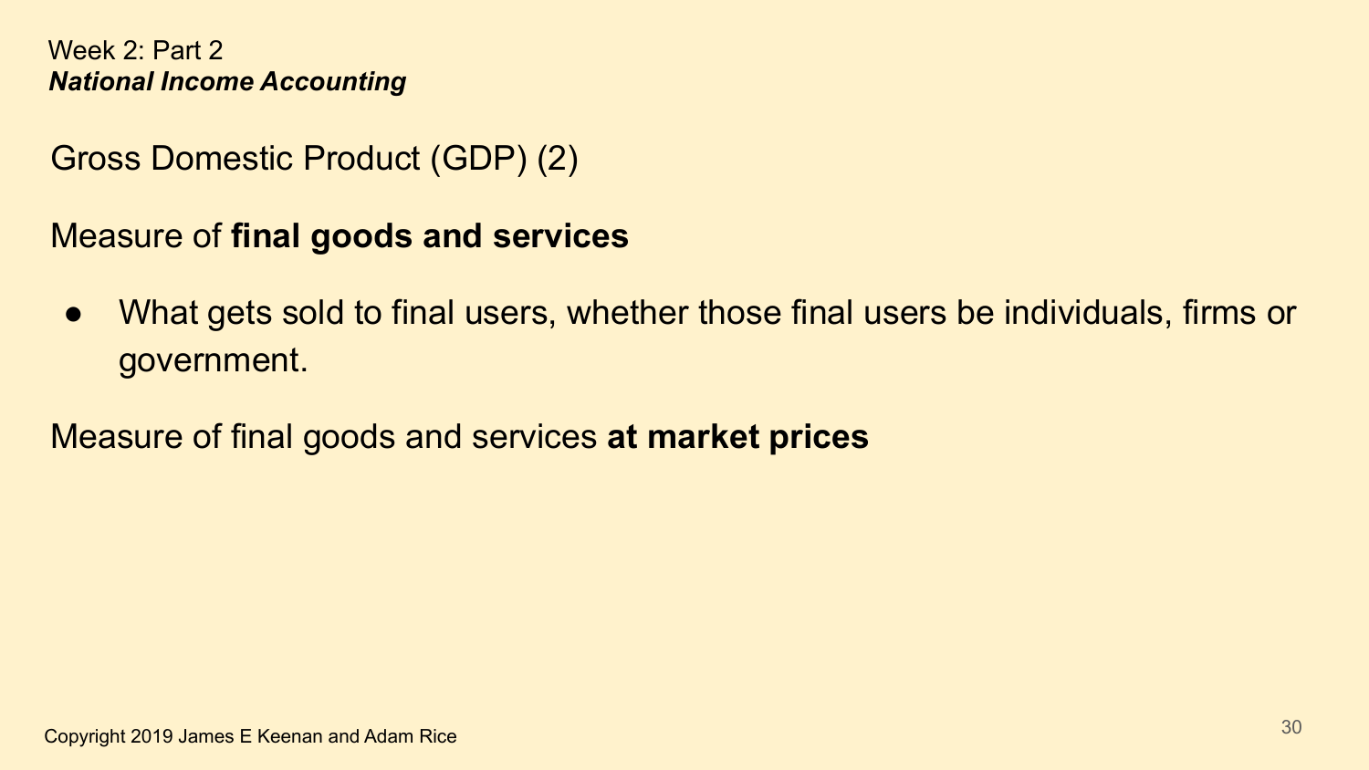Week 2: Part 2
***National Income Accounting***

## Gross Domestic Product (GDP) (2)

Measure of **final goods and services**

- What gets sold to final users, whether those final users be individuals, firms or government.

Measure of final goods and services **at market prices**

Copyright 2019 James E Keenan and Adam Rice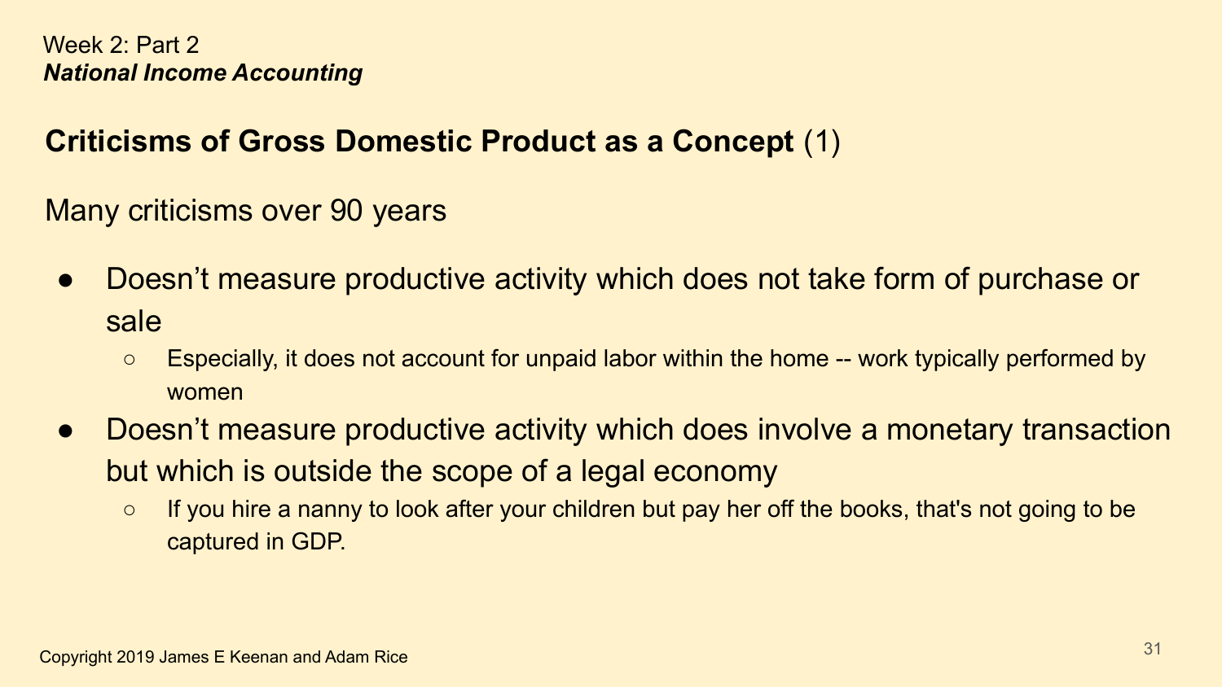Week 2: Part 2
***National Income Accounting***

## **Criticisms of Gross Domestic Product as a Concept** (1)

Many criticisms over 90 years

- Doesn't measure productive activity which does not take form of purchase or sale
  - Especially, it does not account for unpaid labor within the home -- work typically performed by women
- Doesn't measure productive activity which does involve a monetary transaction but which is outside the scope of a legal economy
  - If you hire a nanny to look after your children but pay her off the books, that's not going to be captured in GDP.

Copyright 2019 James E Keenan and Adam Rice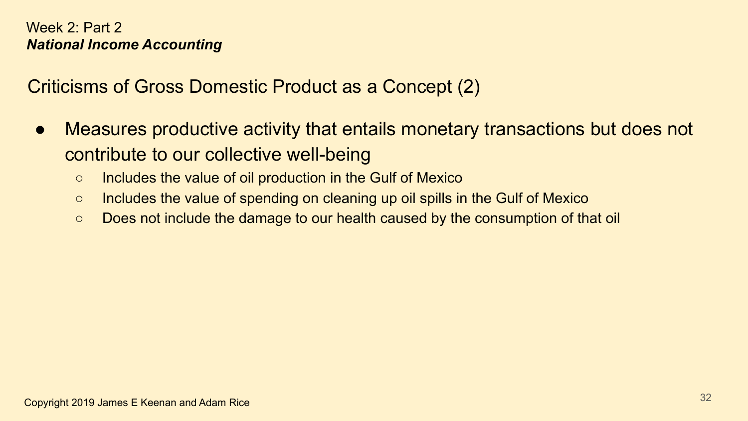Week 2: Part 2
***National Income Accounting***

## Criticisms of Gross Domestic Product as a Concept (2)

- Measures productive activity that entails monetary transactions but does not contribute to our collective well-being
  - Includes the value of oil production in the Gulf of Mexico
  - Includes the value of spending on cleaning up oil spills in the Gulf of Mexico
  - Does not include the damage to our health caused by the consumption of that oil

Copyright 2019 James E Keenan and Adam Rice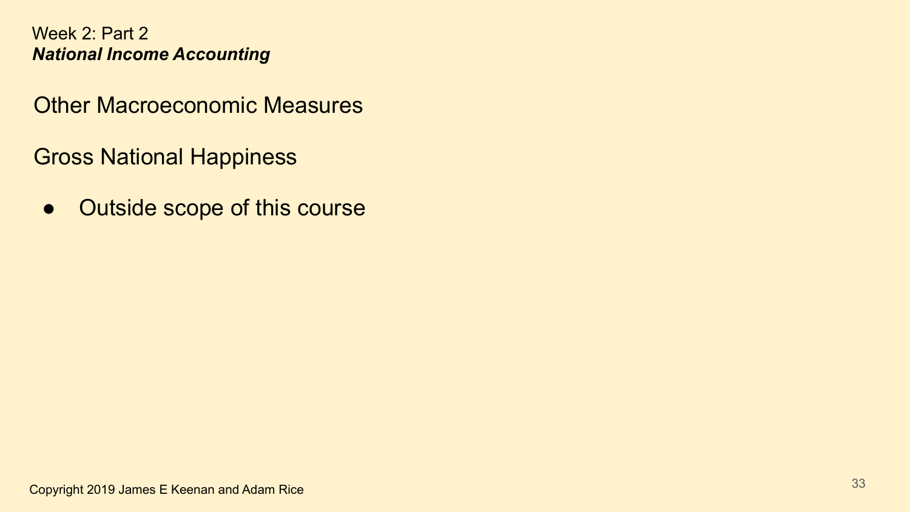Week 2: Part 2
***National Income Accounting***

## Other Macroeconomic Measures

### Gross National Happiness

- Outside scope of this course

Copyright 2019 James E Keenan and Adam Rice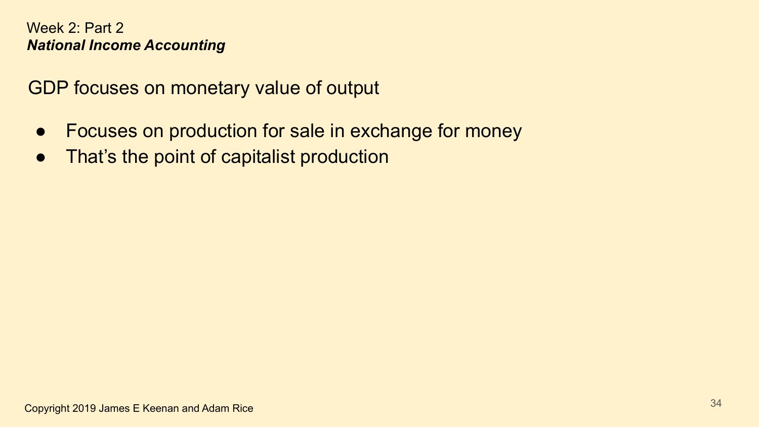Week 2: Part 2
***National Income Accounting***

GDP focuses on monetary value of output

- Focuses on production for sale in exchange for money
- That's the point of capitalist production

Copyright 2019 James E Keenan and Adam Rice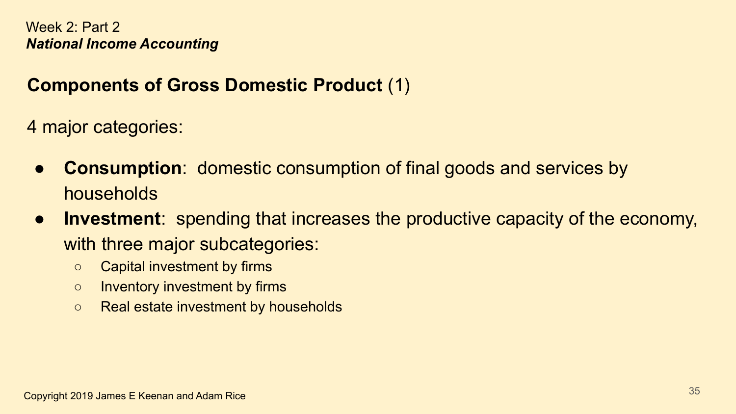Week 2: Part 2
***National Income Accounting***

## **Components of Gross Domestic Product** (1)

4 major categories:

- **Consumption**: domestic consumption of final goods and services by households
- **Investment**: spending that increases the productive capacity of the economy, with three major subcategories:
  - Capital investment by firms
  - Inventory investment by firms
  - Real estate investment by households

Copyright 2019 James E Keenan and Adam Rice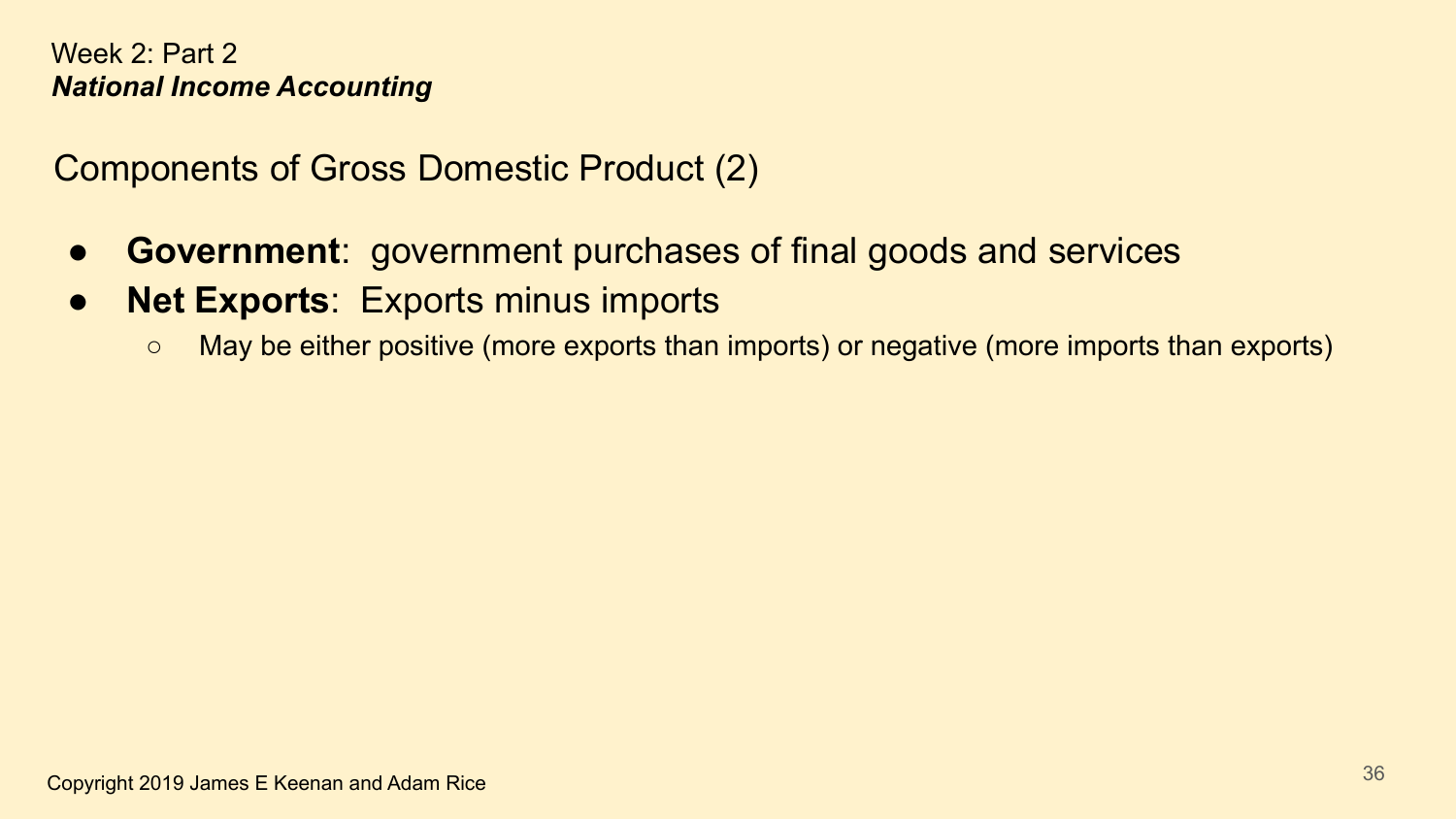Week 2: Part 2
***National Income Accounting***

## Components of Gross Domestic Product (2)

- **Government**: government purchases of final goods and services
- **Net Exports**: Exports minus imports
  - May be either positive (more exports than imports) or negative (more imports than exports)

Copyright 2019 James E Keenan and Adam Rice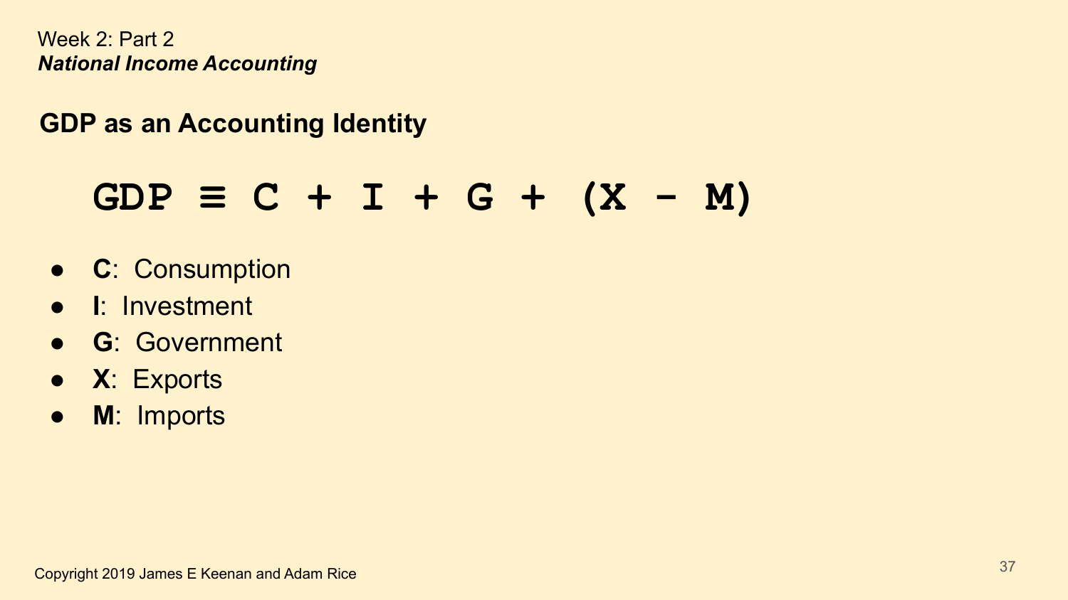Week 2: Part 2

***National Income Accounting***

## GDP as an Accounting Identity

$$GDP \equiv C + I + G + (X - M)$$

- **C**: Consumption
- **I**: Investment
- **G**: Government
- **X**: Exports
- **M**: Imports

Copyright 2019 James E Keenan and Adam Rice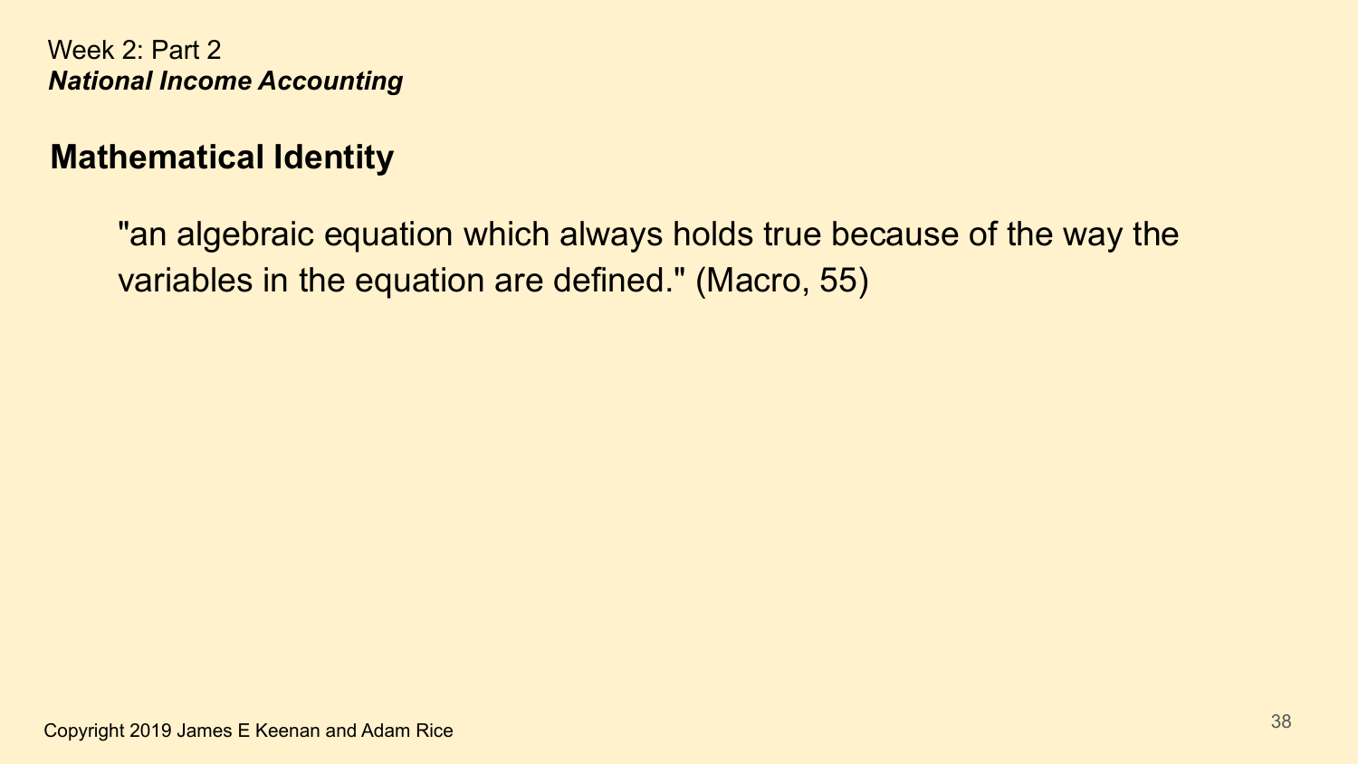Week 2: Part 2
***National Income Accounting***

## Mathematical Identity

> "an algebraic equation which always holds true because of the way the variables in the equation are defined." (Macro, 55)

Copyright 2019 James E Keenan and Adam Rice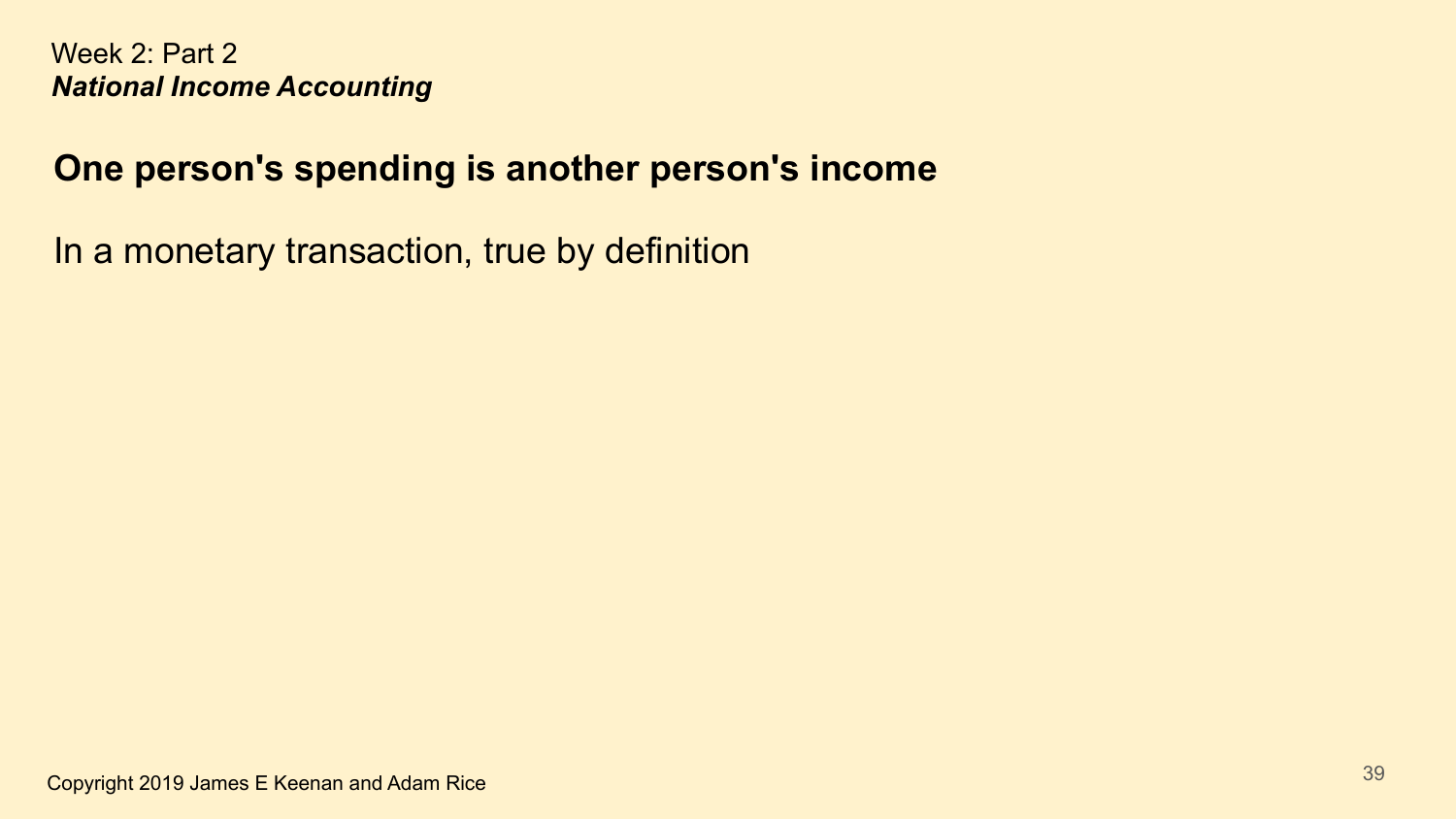Week 2: Part 2
***National Income Accounting***

## One person's spending is another person's income

In a monetary transaction, true by definition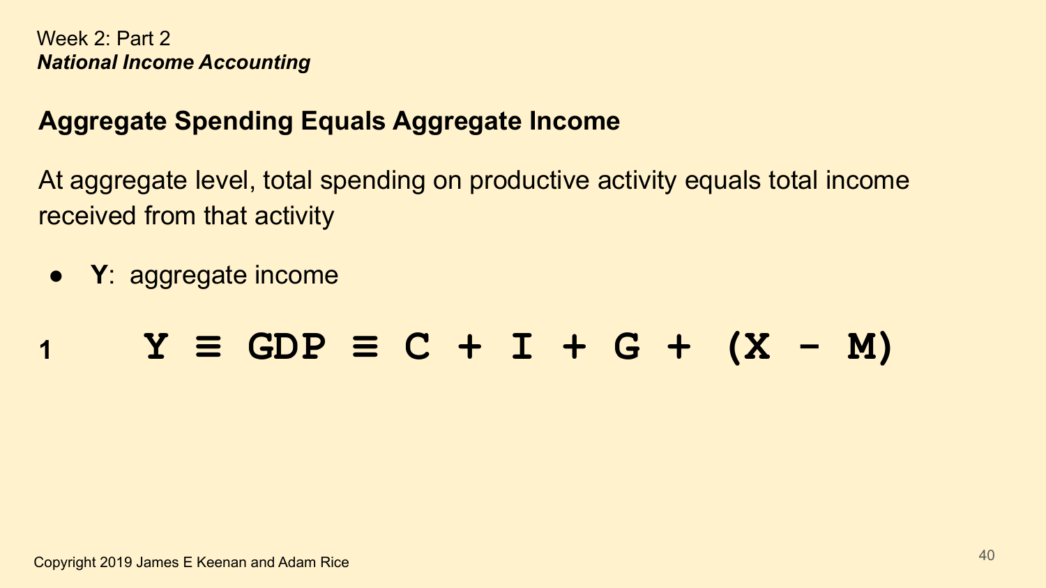Week 2: Part 2
***National Income Accounting***

## Aggregate Spending Equals Aggregate Income

At aggregate level, total spending on productive activity equals total income received from that activity

- **Y**: aggregate income

$$Y \equiv GDP \equiv C + I + G + (X - M) \tag{1}$$

Copyright 2019 James E Keenan and Adam Rice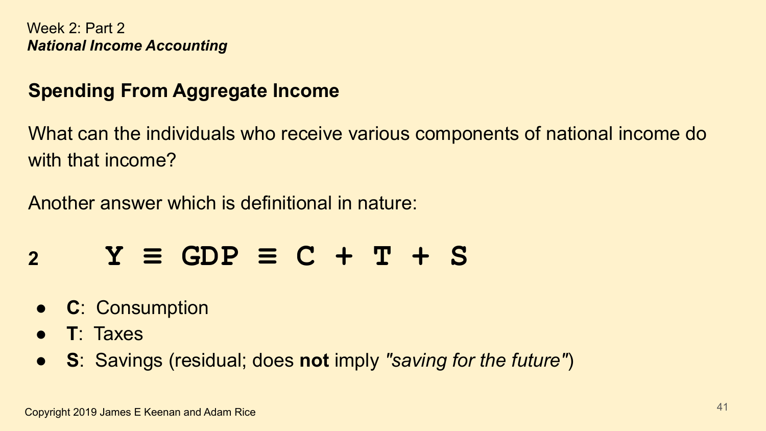Week 2: Part 2
***National Income Accounting***

## Spending From Aggregate Income

What can the individuals who receive various components of national income do with that income?

Another answer which is definitional in nature:

$$Y \equiv GDP \equiv C + T + S \quad (2)$$

- **C**: Consumption
- **T**: Taxes
- **S**: Savings (residual; does **not** imply *"saving for the future"*)

Copyright 2019 James E Keenan and Adam Rice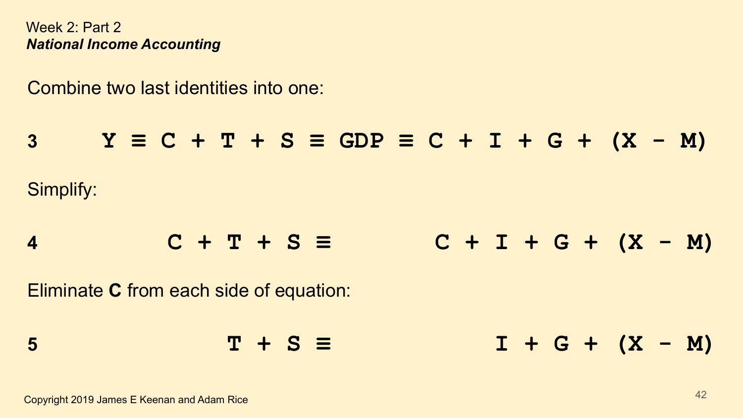Week 2: Part 2

***National Income Accounting***

Combine two last identities into one:

$$Y \equiv C + T + S \equiv GDP \equiv C + I + G + (X - M) \quad (3)$$

Simplify:

$$C + T + S \equiv C + I + G + (X - M) \quad (4)$$

Eliminate **C** from each side of equation:

$$T + S \equiv I + G + (X - M) \quad (5)$$

Copyright 2019 James E Keenan and Adam Rice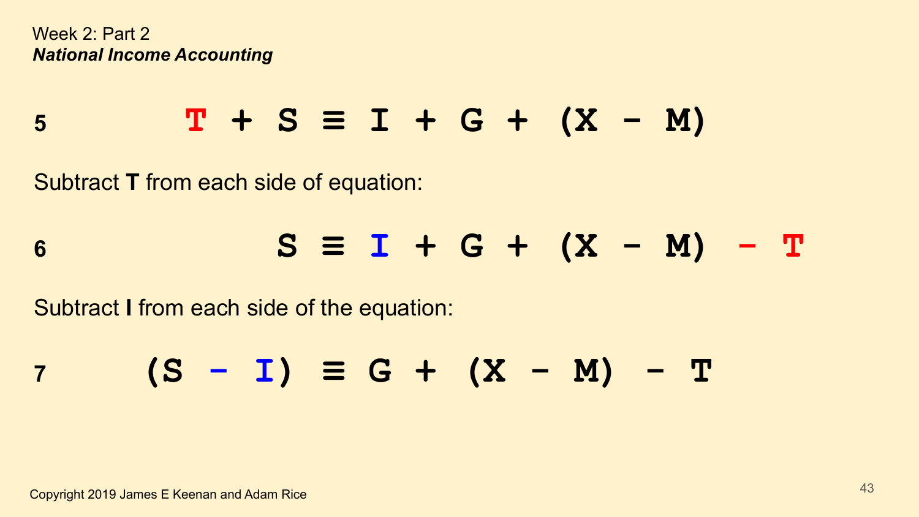Week 2: Part 2

***National Income Accounting***

**5** $$T + S \equiv I + G + (X - M)$$

Subtract **T** from each side of equation:

**6** $$S \equiv I + G + (X - M) - T$$

Subtract **I** from each side of the equation:

**7** $$(S - I) \equiv G + (X - M) - T$$

Copyright 2019 James E Keenan and Adam Rice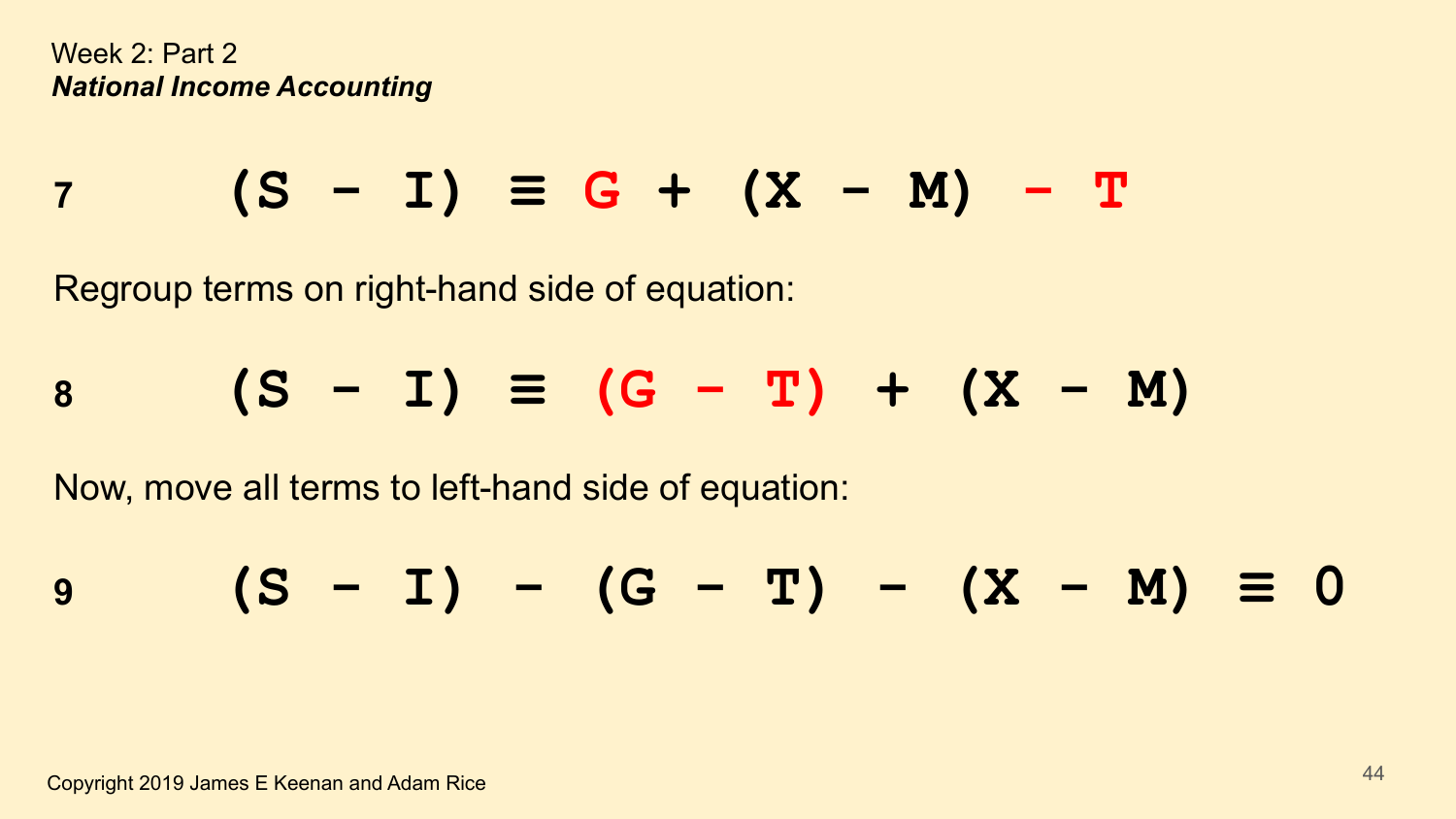Week 2: Part 2

***National Income Accounting***

**7** $$(S - I) \equiv G + (X - M) - T$$

Regroup terms on right-hand side of equation:

**8** $$(S - I) \equiv (G - T) + (X - M)$$

Now, move all terms to left-hand side of equation:

**9** $$(S - I) - (G - T) - (X - M) \equiv 0$$

Copyright 2019 James E Keenan and Adam Rice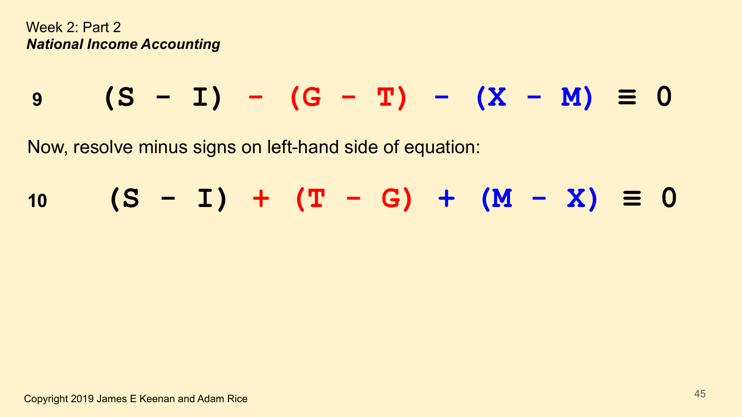Week 2: Part 2
***National Income Accounting***

$$(S - I) - (G - T) - (X - M) \equiv 0 \quad (9)$$

Now, resolve minus signs on left-hand side of equation:

$$(S - I) + (T - G) + (M - X) \equiv 0 \quad (10)$$

Copyright 2019 James E Keenan and Adam Rice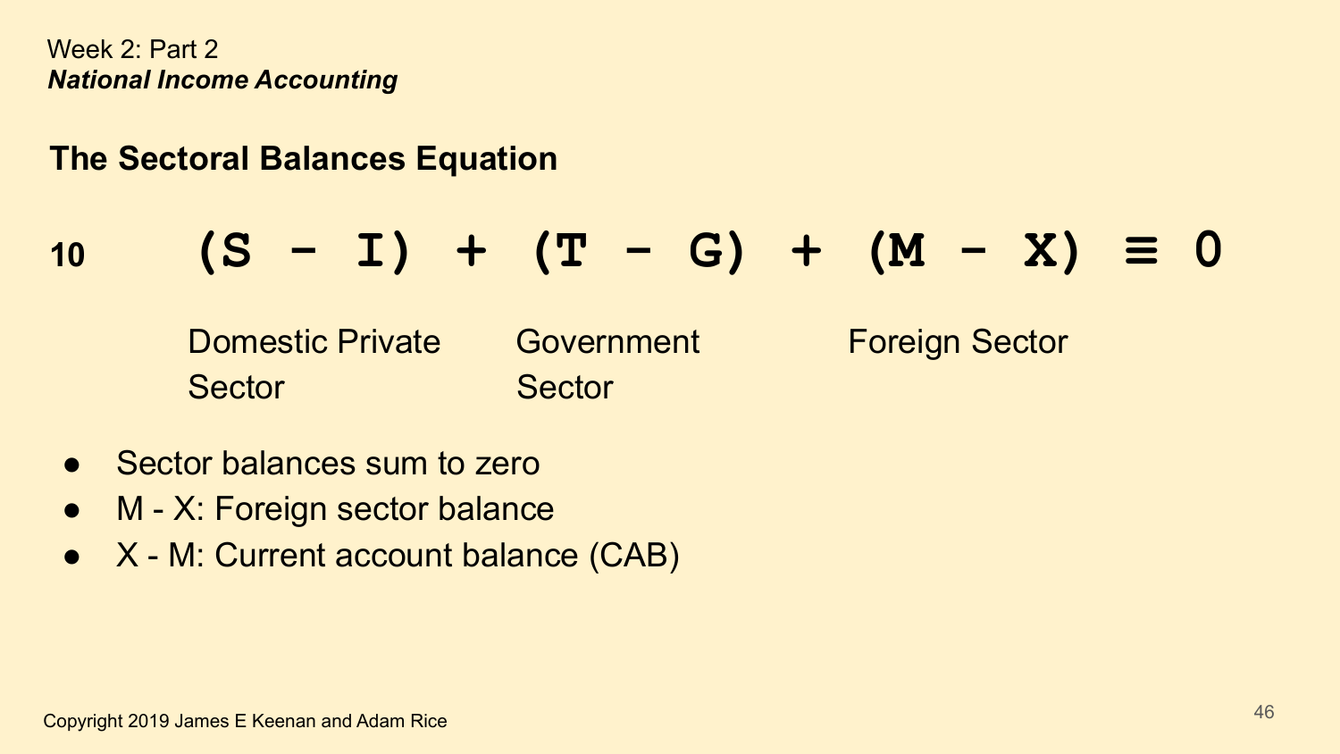Week 2: Part 2

***National Income Accounting***

## The Sectoral Balances Equation

$$(S - I) + (T - G) + (M - X) \equiv 0 \qquad (10)$$

| Domestic Private Sector | Government Sector | Foreign Sector |
|---|---|---|
| $(S - I)$ | $(T - G)$ | $(M - X)$ |

- Sector balances sum to zero
- M - X: Foreign sector balance
- X - M: Current account balance (CAB)

Copyright 2019 James E Keenan and Adam Rice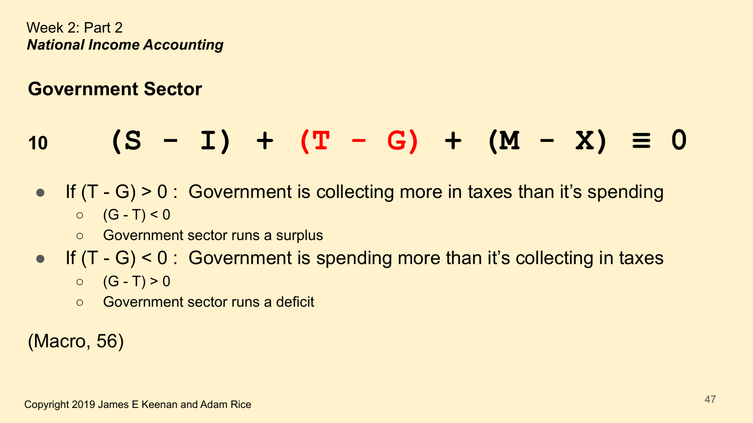Week 2: Part 2
***National Income Accounting***

## Government Sector

**10** $$(S - I) + (T - G) + (M - X) \equiv 0$$

- If $(T - G) > 0$ : Government is collecting more in taxes than it's spending
  - $(G - T) < 0$
  - Government sector runs a surplus
- If $(T - G) < 0$ : Government is spending more than it's collecting in taxes
  - $(G - T) > 0$
  - Government sector runs a deficit

(Macro, 56)

Copyright 2019 James E Keenan and Adam Rice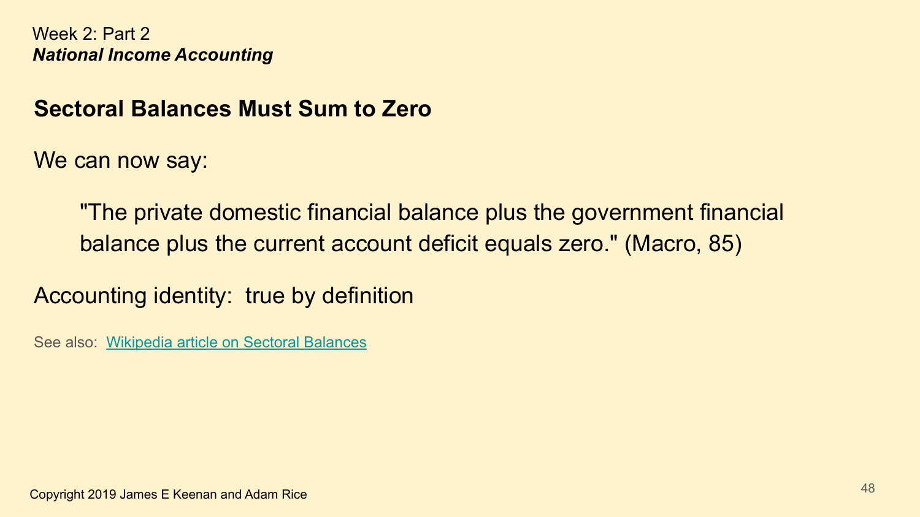## Sectoral Balances Must Sum to Zero

We can now say:

> "The private domestic financial balance plus the government financial balance plus the current account deficit equals zero." (Macro, 85)

Accounting identity: true by definition

See also: [Wikipedia article on Sectoral Balances]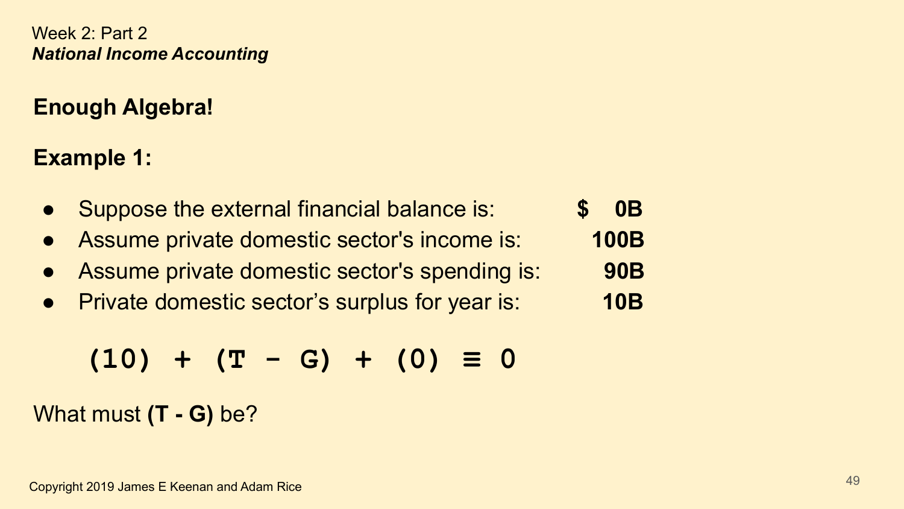Week 2: Part 2
***National Income Accounting***

## Enough Algebra!

### Example 1:

- Suppose the external financial balance is: **$ 0B**
- Assume private domestic sector's income is: **100B**
- Assume private domestic sector's spending is: **90B**
- Private domestic sector's surplus for year is: **10B**

$$(10) + (T - G) + (0) \equiv 0$$

What must **(T - G)** be?

Copyright 2019 James E Keenan and Adam Rice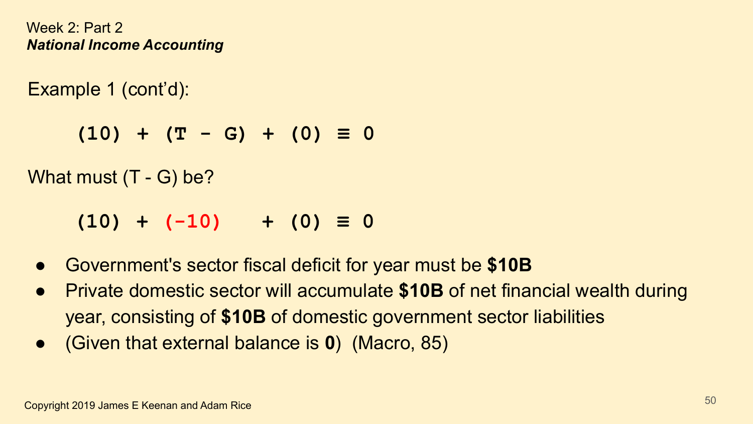Week 2: Part 2
***National Income Accounting***

Example 1 (cont'd):

$$(10) + (T - G) + (0) \equiv 0$$

What must (T - G) be?

$$(10) + (-10) + (0) \equiv 0$$

- Government's sector fiscal deficit for year must be **$10B**
- Private domestic sector will accumulate **$10B** of net financial wealth during year, consisting of **$10B** of domestic government sector liabilities
- (Given that external balance is **0**) (Macro, 85)

Copyright 2019 James E Keenan and Adam Rice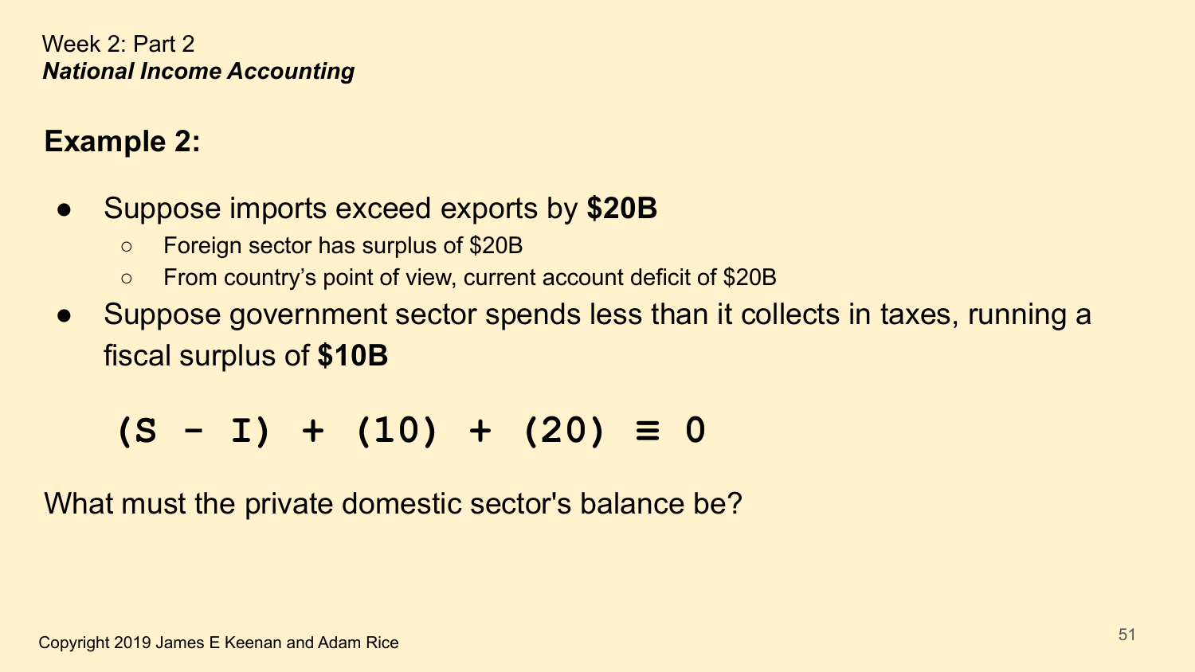Week 2: Part 2
***National Income Accounting***

## Example 2:

- Suppose imports exceed exports by **$20B**
  - Foreign sector has surplus of $20B
  - From country's point of view, current account deficit of $20B
- Suppose government sector spends less than it collects in taxes, running a fiscal surplus of **$10B**

$$(S - I) + (10) + (20) \equiv 0$$

What must the private domestic sector's balance be?

Copyright 2019 James E Keenan and Adam Rice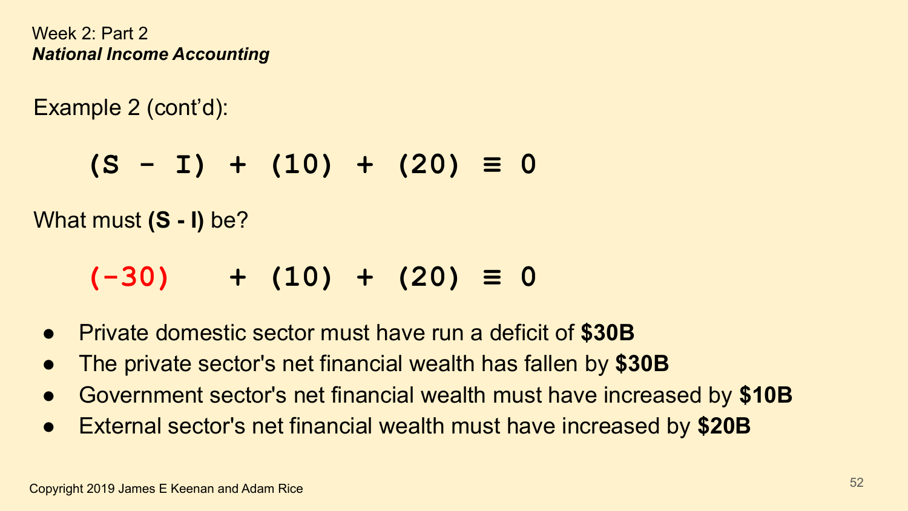Week 2: Part 2

***National Income Accounting***

Example 2 (cont'd):

$$(S - I) + (10) + (20) \equiv 0$$

What must **(S - I)** be?

$$(-30) \quad + (10) + (20) \equiv 0$$

- Private domestic sector must have run a deficit of **$30B**
- The private sector's net financial wealth has fallen by **$30B**
- Government sector's net financial wealth must have increased by **$10B**
- External sector's net financial wealth must have increased by **$20B**

Copyright 2019 James E Keenan and Adam Rice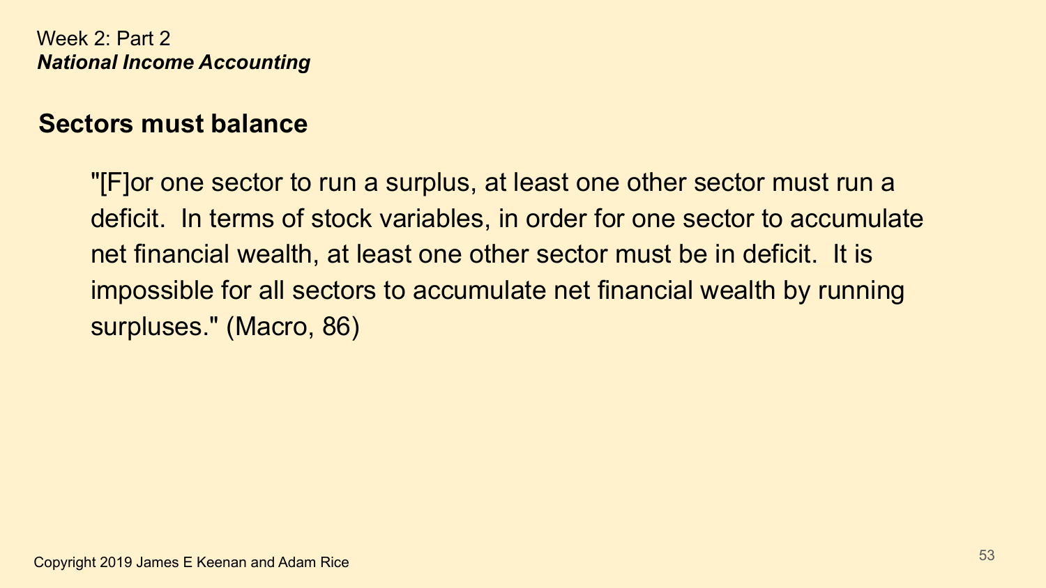## Sectors must balance

> "[F]or one sector to run a surplus, at least one other sector must run a deficit. In terms of stock variables, in order for one sector to accumulate net financial wealth, at least one other sector must be in deficit. It is impossible for all sectors to accumulate net financial wealth by running surpluses." (Macro, 86)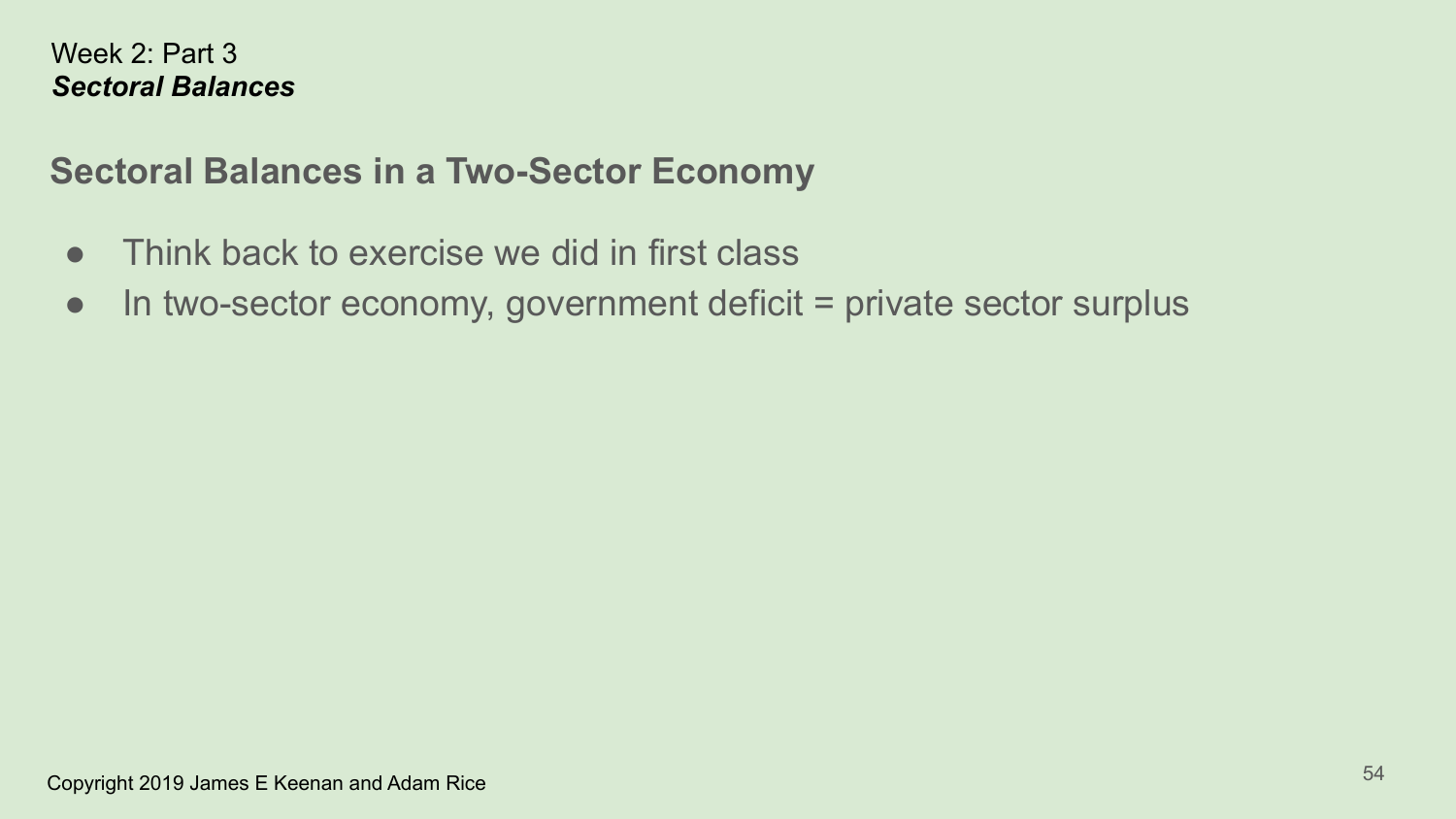Week 2: Part 3
***Sectoral Balances***

## Sectoral Balances in a Two-Sector Economy

- Think back to exercise we did in first class
- In two-sector economy, government deficit = private sector surplus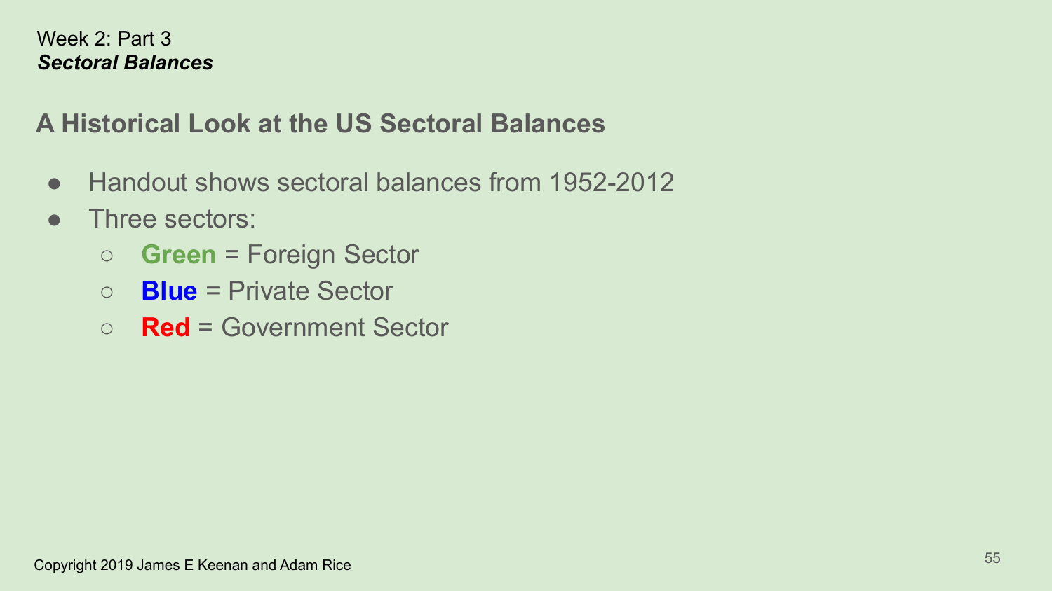Week 2: Part 3
***Sectoral Balances***

## A Historical Look at the US Sectoral Balances

- Handout shows sectoral balances from 1952-2012
- Three sectors:
  - **Green** = Foreign Sector
  - **Blue** = Private Sector
  - **Red** = Government Sector

Copyright 2019 James E Keenan and Adam Rice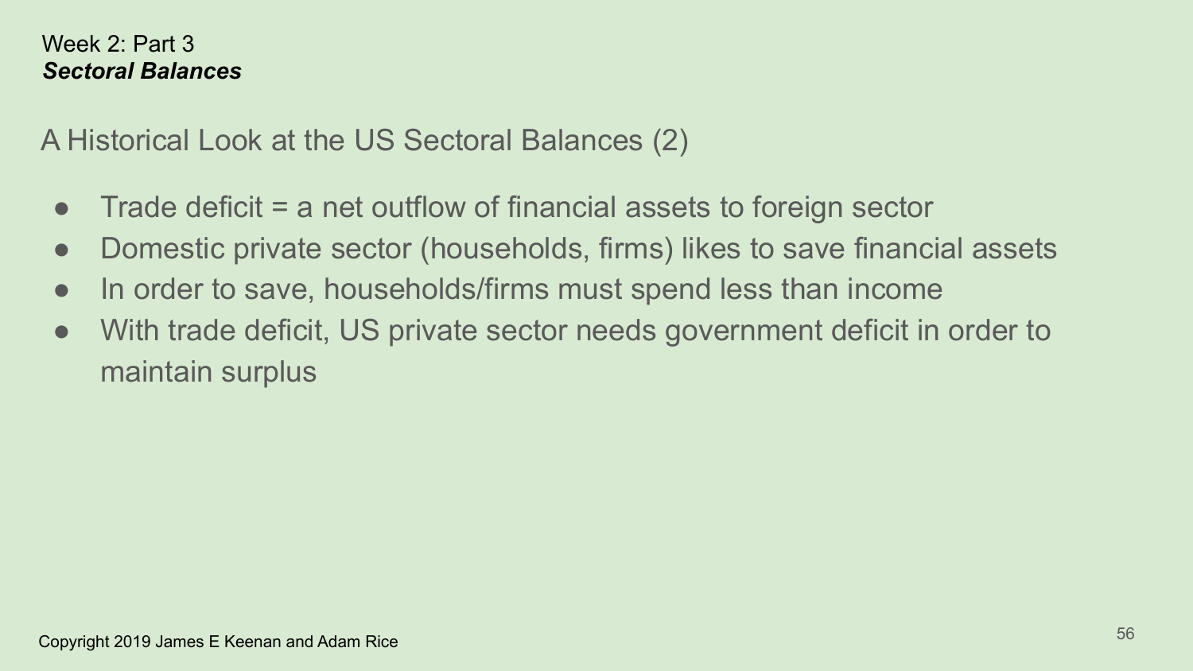Week 2: Part 3
***Sectoral Balances***

## A Historical Look at the US Sectoral Balances (2)

- Trade deficit = a net outflow of financial assets to foreign sector
- Domestic private sector (households, firms) likes to save financial assets
- In order to save, households/firms must spend less than income
- With trade deficit, US private sector needs government deficit in order to maintain surplus

Copyright 2019 James E Keenan and Adam Rice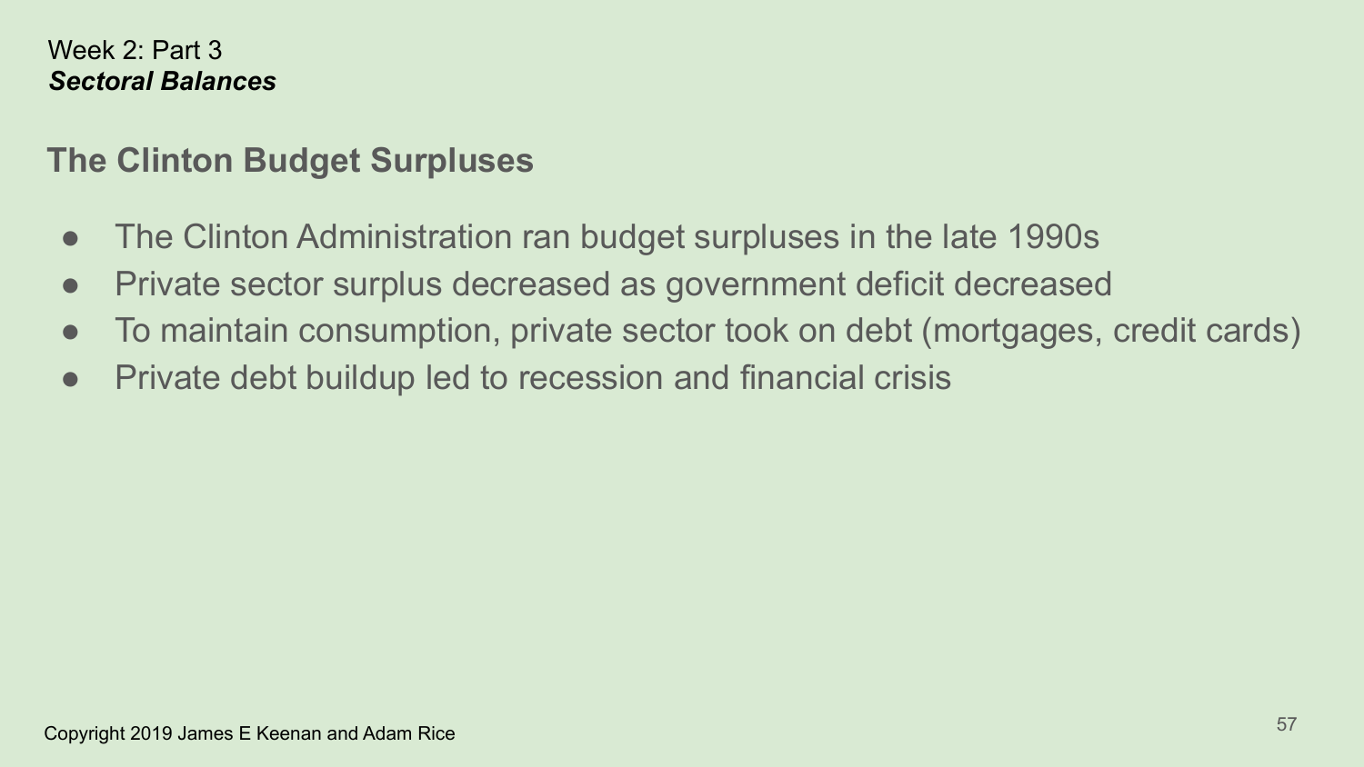Week 2: Part 3

***Sectoral Balances***

## The Clinton Budget Surpluses

- The Clinton Administration ran budget surpluses in the late 1990s
- Private sector surplus decreased as government deficit decreased
- To maintain consumption, private sector took on debt (mortgages, credit cards)
- Private debt buildup led to recession and financial crisis

Copyright 2019 James E Keenan and Adam Rice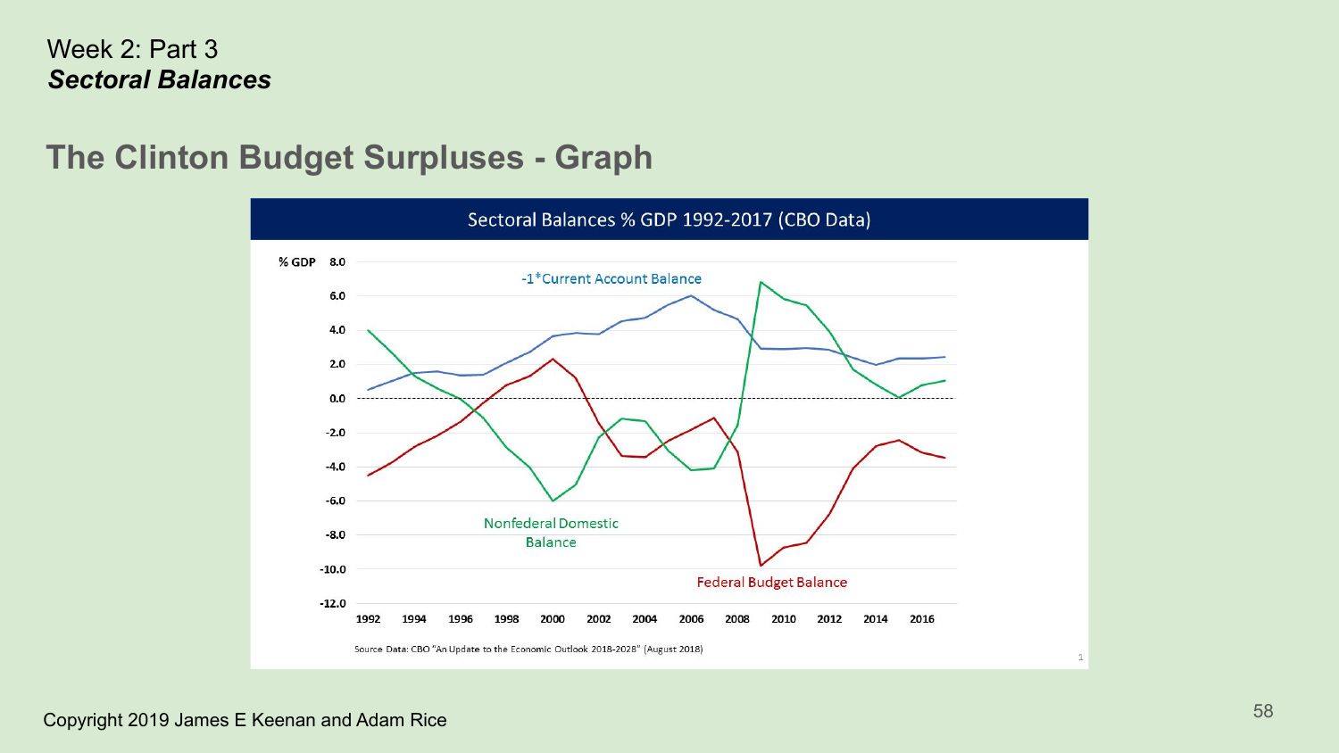Week 2: Part 3

***Sectoral Balances***

## The Clinton Budget Surpluses - Graph

Sectoral Balances % GDP 1992-2017 (CBO Data)

% GDP

-1*Current Account Balance

Nonfederal Domestic Balance

Federal Budget Balance

Source Data: CBO "An Update to the Economic Outlook 2018-2028" (August 2018)

Copyright 2019 James E Keenan and Adam Rice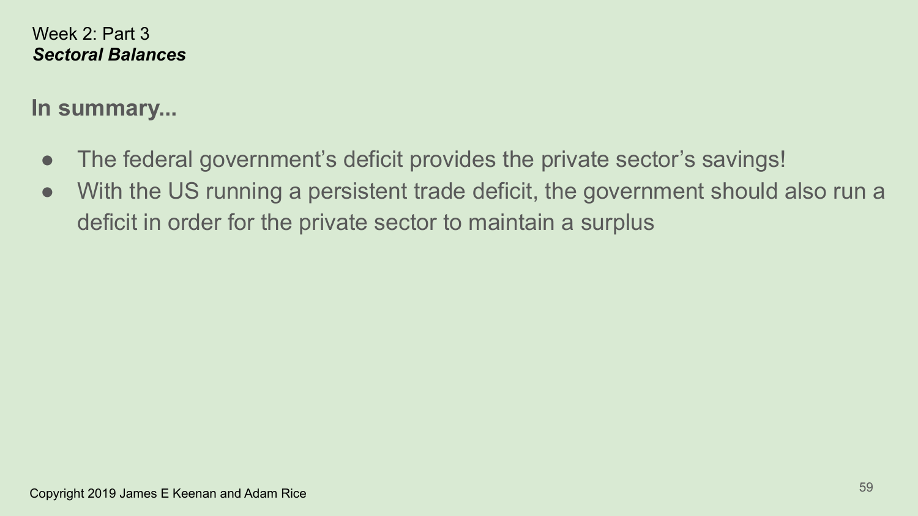Week 2: Part 3
***Sectoral Balances***

## In summary...

- The federal government's deficit provides the private sector's savings!
- With the US running a persistent trade deficit, the government should also run a deficit in order for the private sector to maintain a surplus

Copyright 2019 James E Keenan and Adam Rice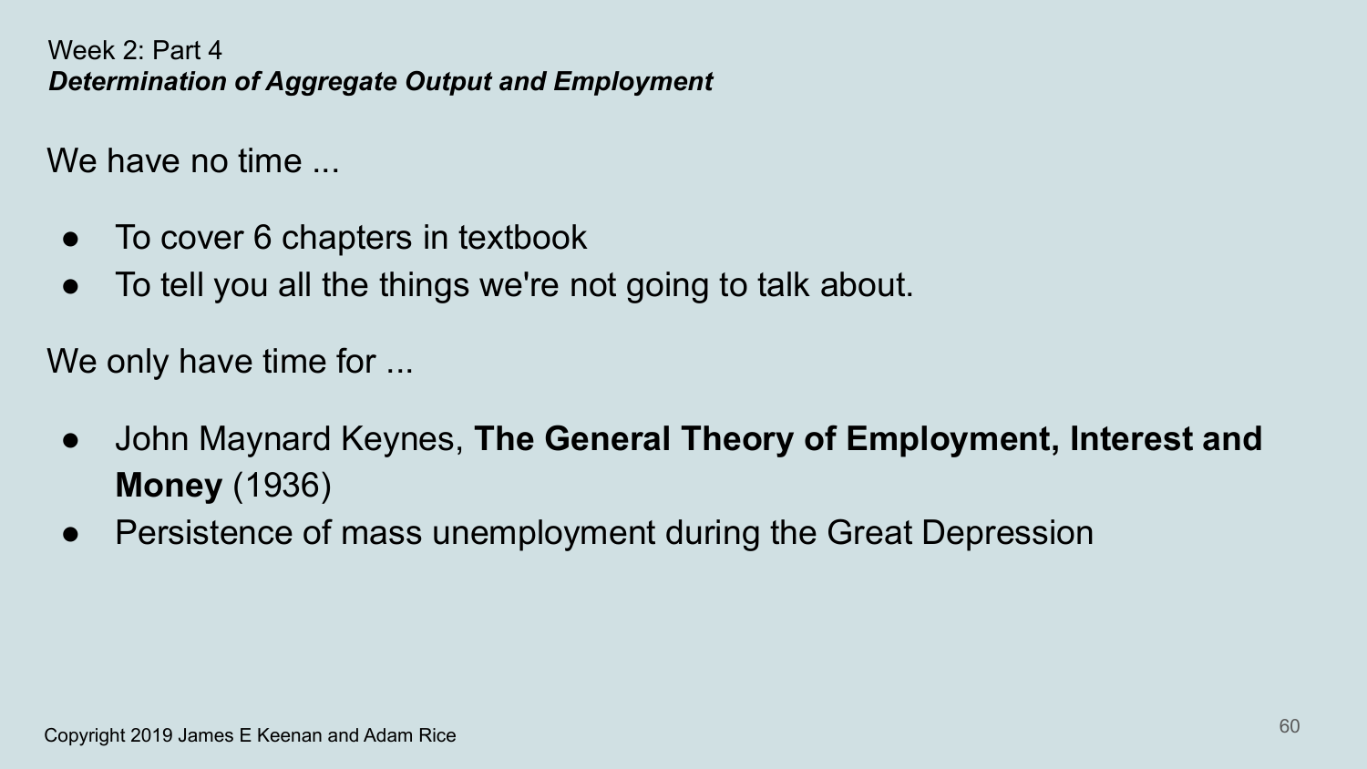Week 2: Part 4

***Determination of Aggregate Output and Employment***

We have no time ...

- To cover 6 chapters in textbook
- To tell you all the things we're not going to talk about.

We only have time for ...

- John Maynard Keynes, **The General Theory of Employment, Interest and Money** (1936)
- Persistence of mass unemployment during the Great Depression

Copyright 2019 James E Keenan and Adam Rice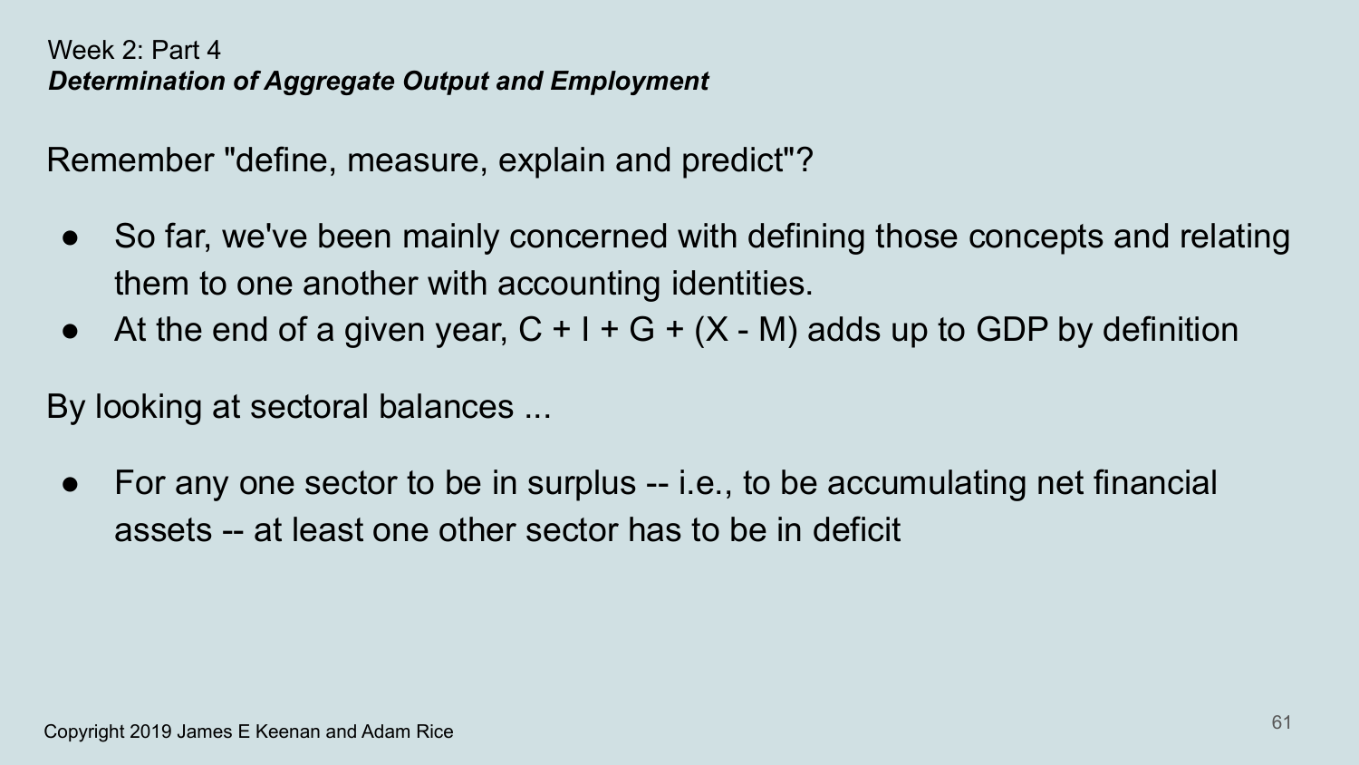Week 2: Part 4

***Determination of Aggregate Output and Employment***

Remember "define, measure, explain and predict"?

- So far, we've been mainly concerned with defining those concepts and relating them to one another with accounting identities.
- At the end of a given year, $C + I + G + (X - M)$ adds up to GDP by definition

By looking at sectoral balances ...

- For any one sector to be in surplus -- i.e., to be accumulating net financial assets -- at least one other sector has to be in deficit

Copyright 2019 James E Keenan and Adam Rice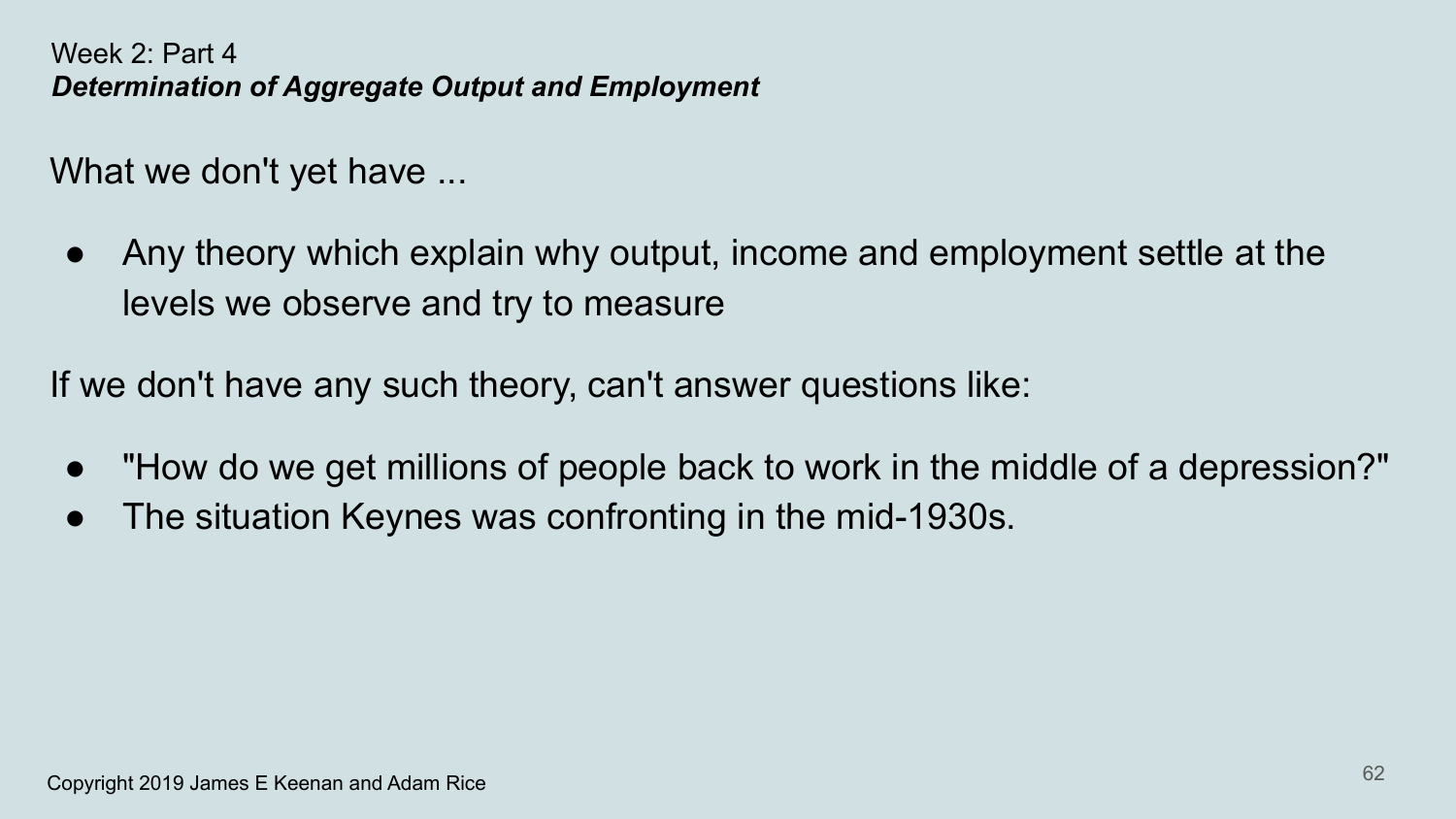Week 2: Part 4

***Determination of Aggregate Output and Employment***

What we don't yet have ...

- Any theory which explain why output, income and employment settle at the levels we observe and try to measure

If we don't have any such theory, can't answer questions like:

- "How do we get millions of people back to work in the middle of a depression?"
- The situation Keynes was confronting in the mid-1930s.

Copyright 2019 James E Keenan and Adam Rice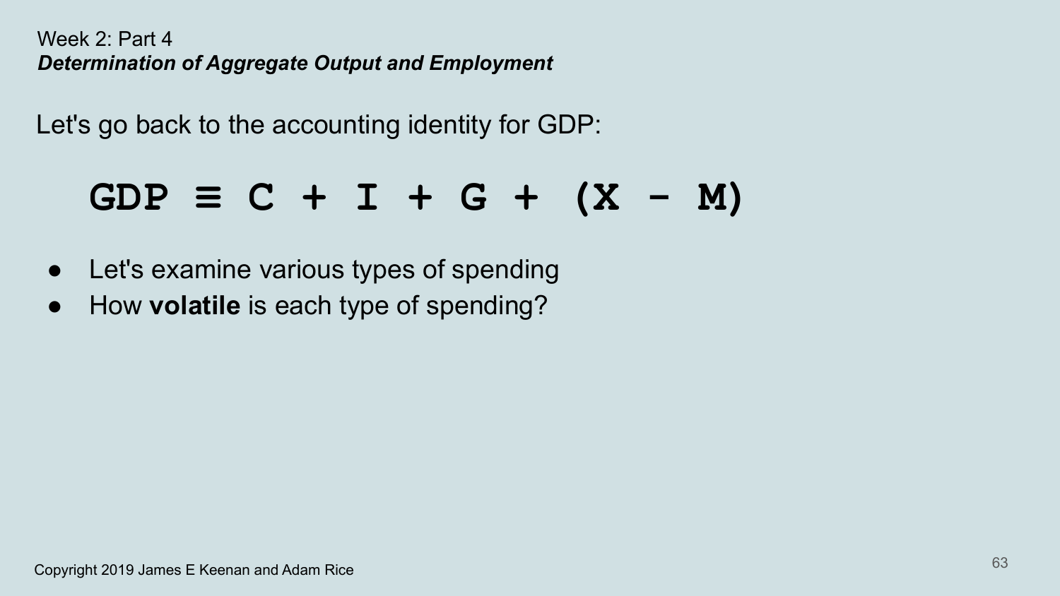Week 2: Part 4

***Determination of Aggregate Output and Employment***

Let's go back to the accounting identity for GDP:

$$GDP \equiv C + I + G + (X - M)$$

- Let's examine various types of spending
- How **volatile** is each type of spending?

Copyright 2019 James E Keenan and Adam Rice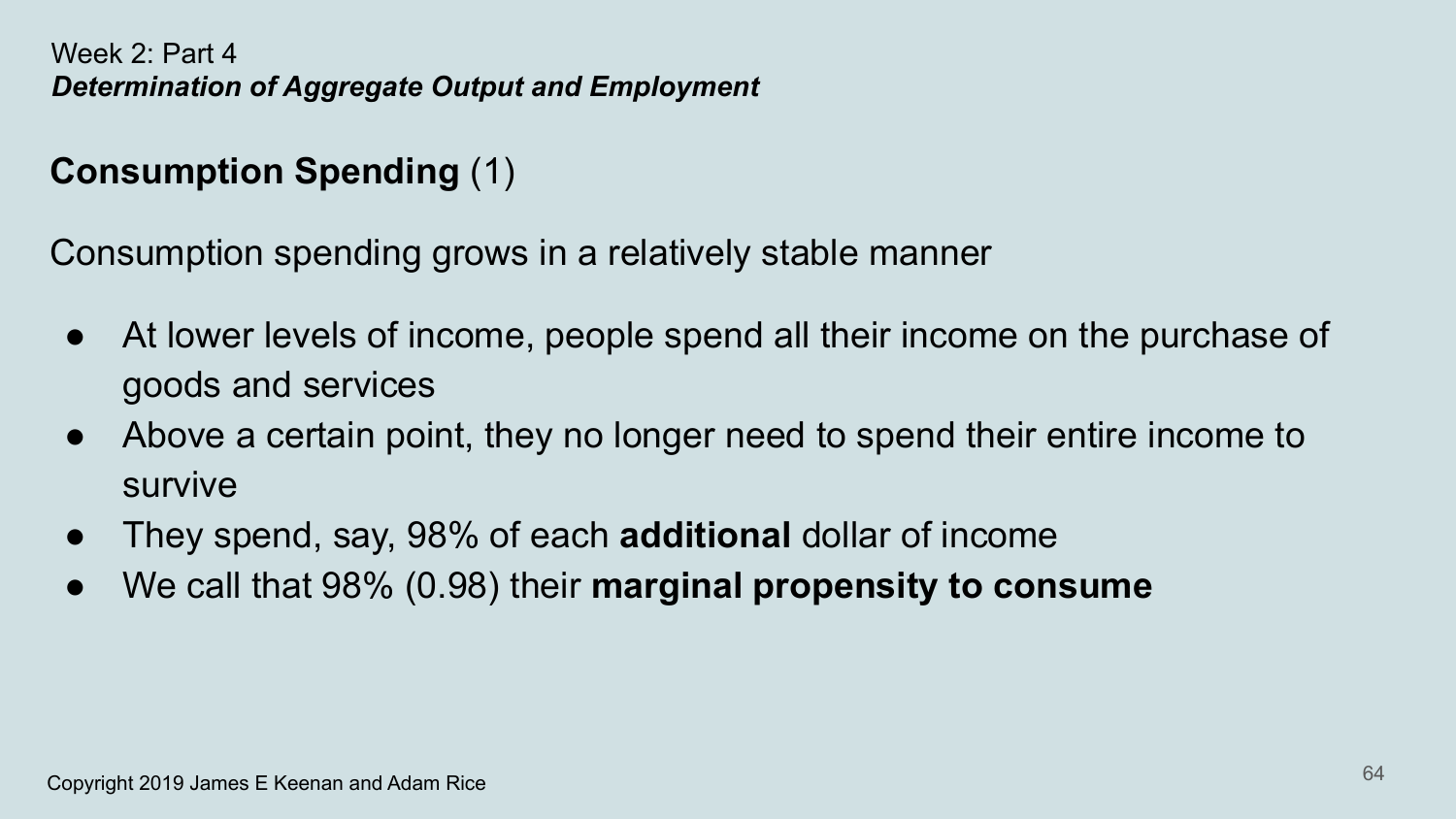Week 2: Part 4
***Determination of Aggregate Output and Employment***

## **Consumption Spending** (1)

Consumption spending grows in a relatively stable manner

- At lower levels of income, people spend all their income on the purchase of goods and services
- Above a certain point, they no longer need to spend their entire income to survive
- They spend, say, 98% of each **additional** dollar of income
- We call that 98% (0.98) their **marginal propensity to consume**

Copyright 2019 James E Keenan and Adam Rice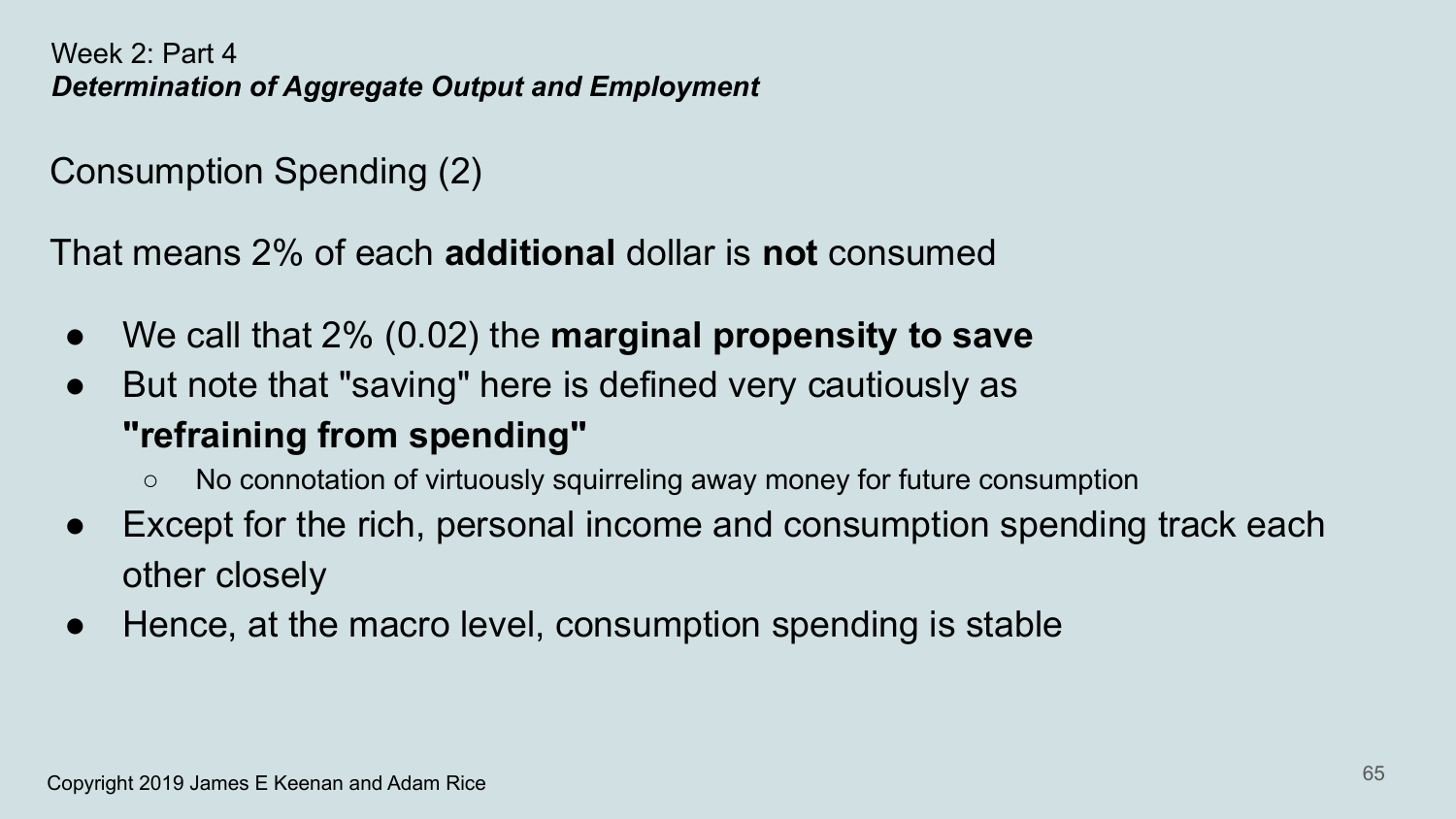Week 2: Part 4
***Determination of Aggregate Output and Employment***

## Consumption Spending (2)

That means 2% of each **additional** dollar is **not** consumed

- We call that 2% (0.02) the **marginal propensity to save**
- But note that "saving" here is defined very cautiously as **"refraining from spending"**
  - No connotation of virtuously squirreling away money for future consumption
- Except for the rich, personal income and consumption spending track each other closely
- Hence, at the macro level, consumption spending is stable

Copyright 2019 James E Keenan and Adam Rice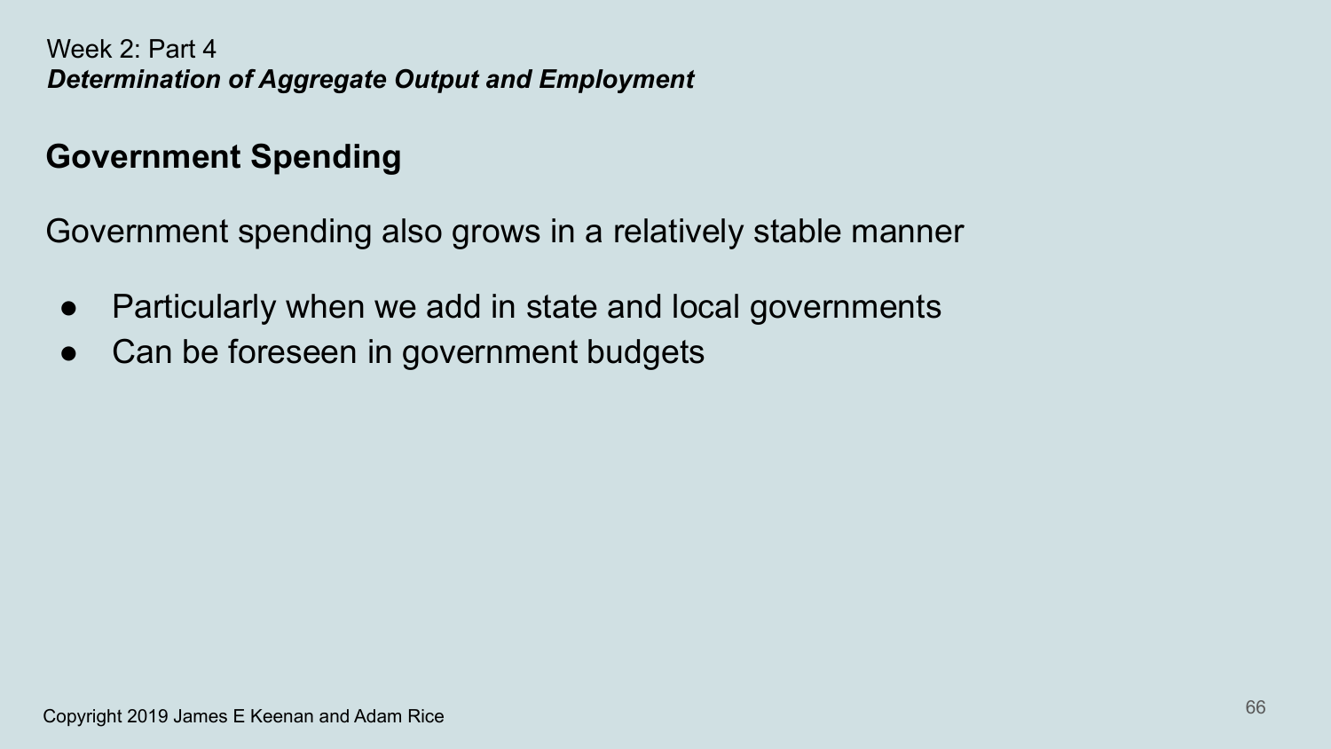Week 2: Part 4

***Determination of Aggregate Output and Employment***

## Government Spending

Government spending also grows in a relatively stable manner

- Particularly when we add in state and local governments
- Can be foreseen in government budgets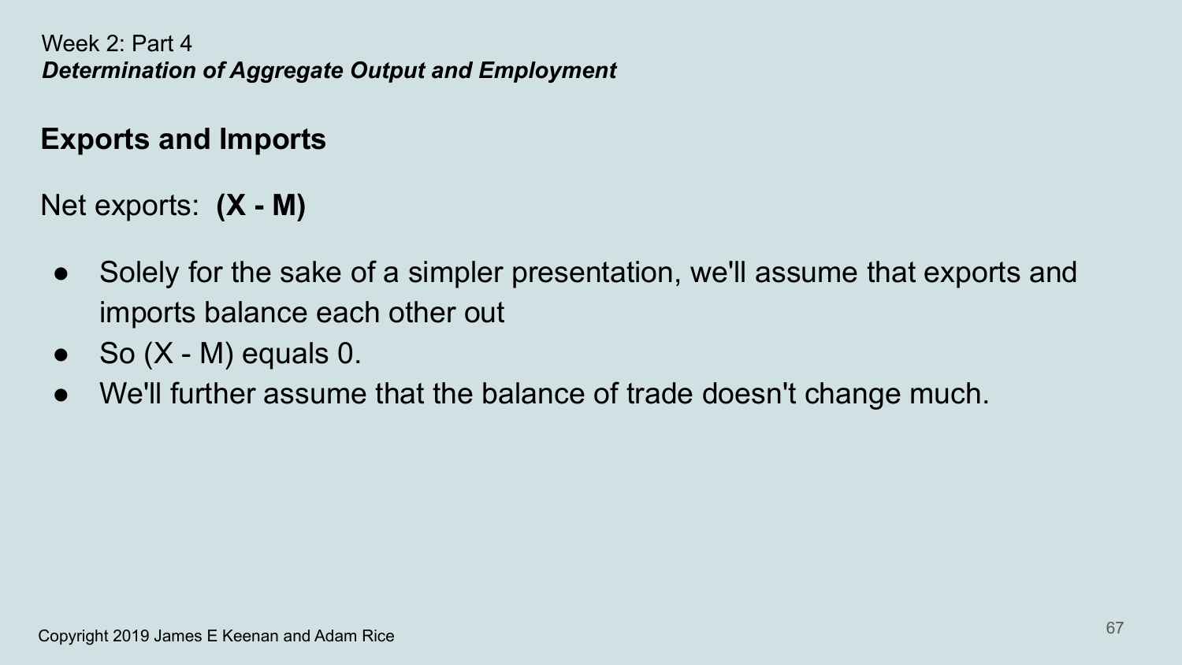Week 2: Part 4

***Determination of Aggregate Output and Employment***

## Exports and Imports

Net exports: **(X - M)**

- Solely for the sake of a simpler presentation, we'll assume that exports and imports balance each other out
- So (X - M) equals 0.
- We'll further assume that the balance of trade doesn't change much.

Copyright 2019 James E Keenan and Adam Rice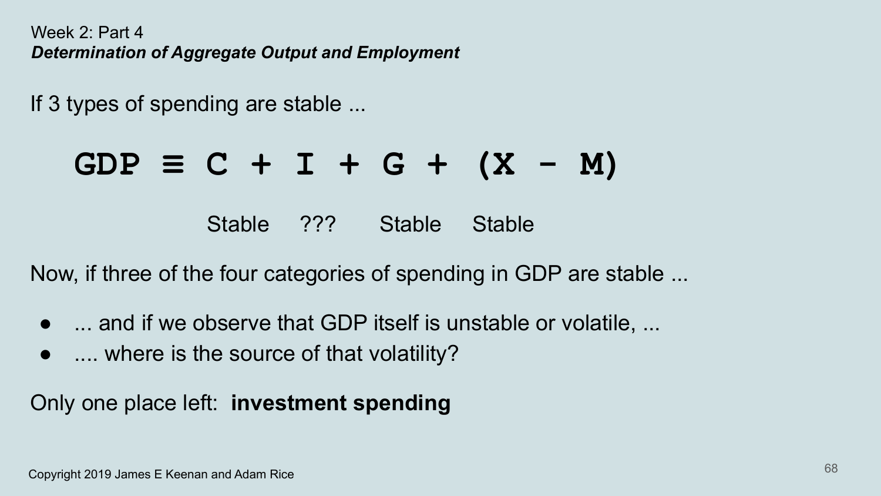Week 2: Part 4

***Determination of Aggregate Output and Employment***

If 3 types of spending are stable ...

$$GDP \equiv C + I + G + (X - M)$$

Stable ??? Stable Stable

Now, if three of the four categories of spending in GDP are stable ...

- ... and if we observe that GDP itself is unstable or volatile, ...
- .... where is the source of that volatility?

Only one place left: **investment spending**

Copyright 2019 James E Keenan and Adam Rice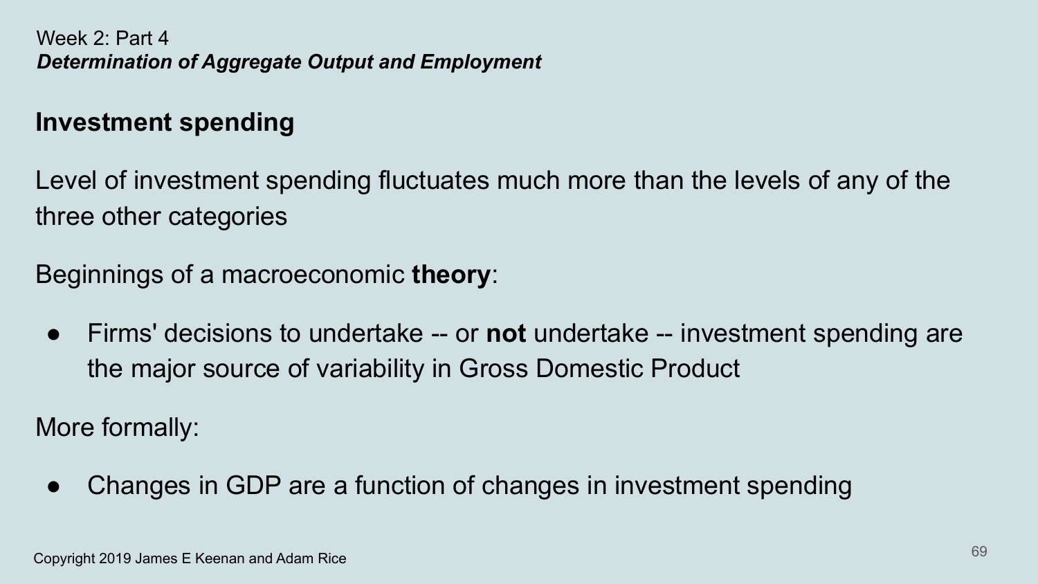Week 2: Part 4
***Determination of Aggregate Output and Employment***

## Investment spending

Level of investment spending fluctuates much more than the levels of any of the three other categories

Beginnings of a macroeconomic **theory**:

- Firms' decisions to undertake -- or **not** undertake -- investment spending are the major source of variability in Gross Domestic Product

More formally:

- Changes in GDP are a function of changes in investment spending

Copyright 2019 James E Keenan and Adam Rice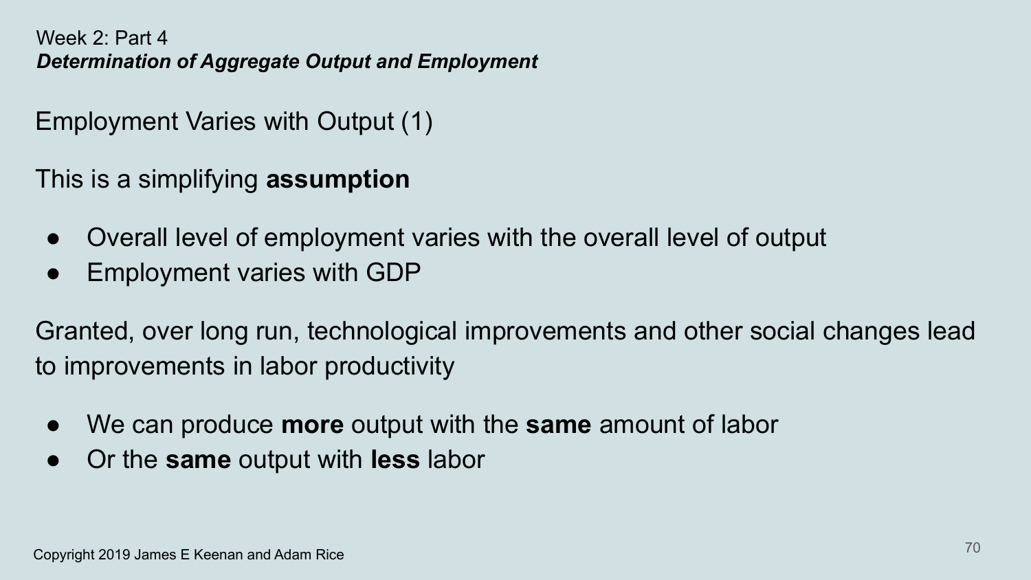Week 2: Part 4
***Determination of Aggregate Output and Employment***

## Employment Varies with Output (1)

This is a simplifying **assumption**

- Overall level of employment varies with the overall level of output
- Employment varies with GDP

Granted, over long run, technological improvements and other social changes lead to improvements in labor productivity

- We can produce **more** output with the **same** amount of labor
- Or the **same** output with **less** labor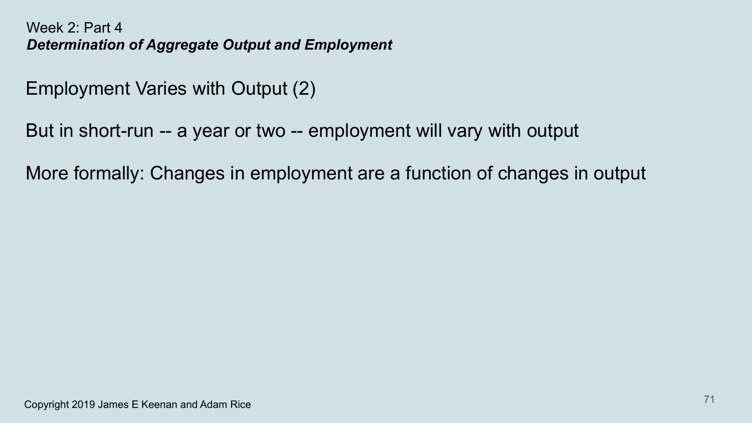Week 2: Part 4
***Determination of Aggregate Output and Employment***

## Employment Varies with Output (2)

But in short-run -- a year or two -- employment will vary with output

More formally: Changes in employment are a function of changes in output

Copyright 2019 James E Keenan and Adam Rice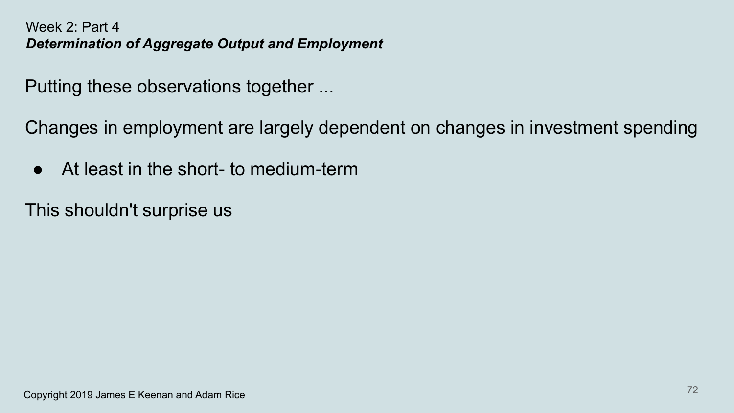Week 2: Part 4

***Determination of Aggregate Output and Employment***

Putting these observations together ...

Changes in employment are largely dependent on changes in investment spending

- At least in the short- to medium-term

This shouldn't surprise us

Copyright 2019 James E Keenan and Adam Rice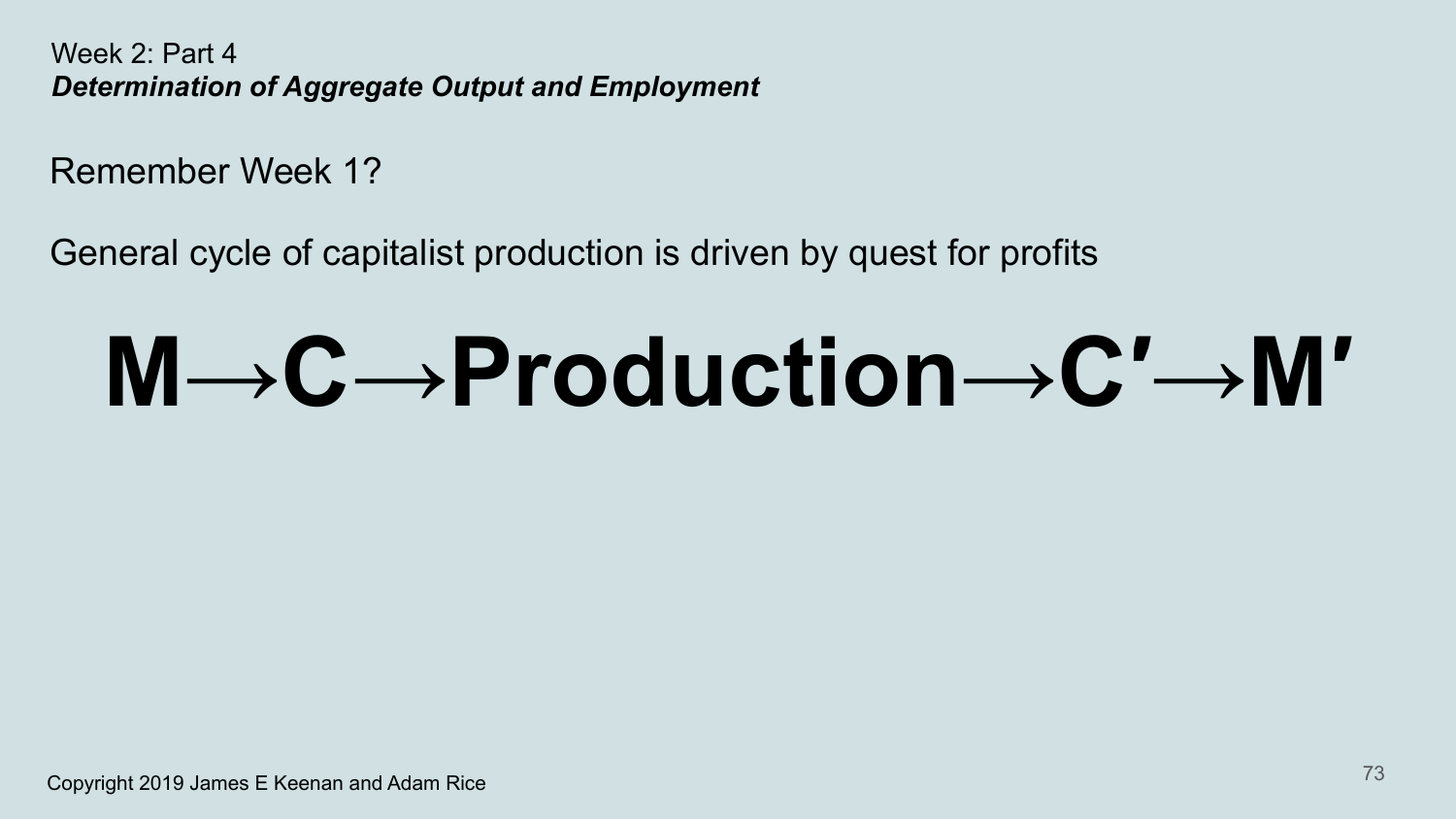Week 2: Part 4

***Determination of Aggregate Output and Employment***

Remember Week 1?

General cycle of capitalist production is driven by quest for profits

# M→C→Production→C′→M′

Copyright 2019 James E Keenan and Adam Rice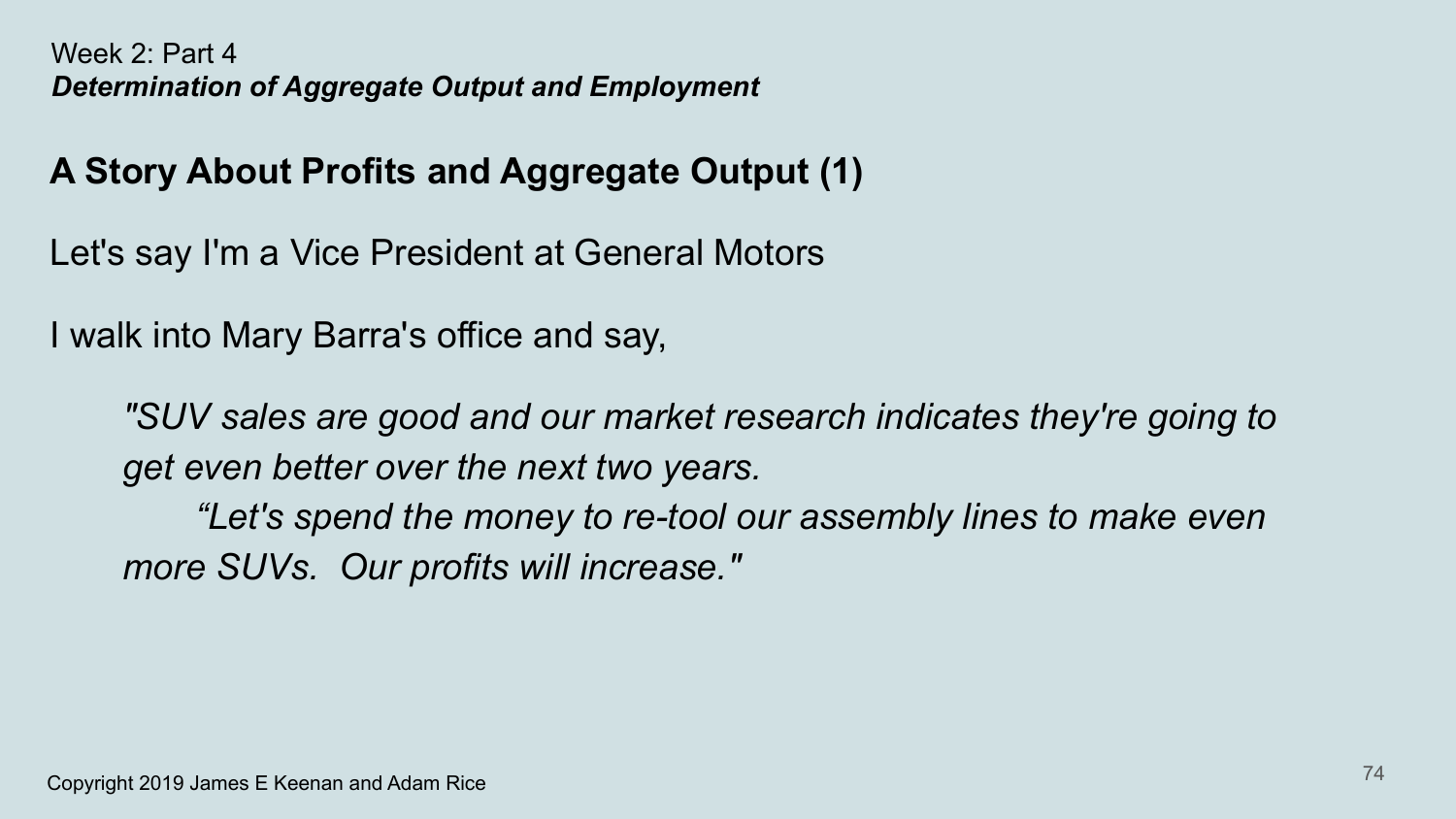Week 2: Part 4
***Determination of Aggregate Output and Employment***

## A Story About Profits and Aggregate Output (1)

Let's say I'm a Vice President at General Motors

I walk into Mary Barra's office and say,

> *"SUV sales are good and our market research indicates they're going to get even better over the next two years.*
>
> *"Let's spend the money to re-tool our assembly lines to make even more SUVs. Our profits will increase."*

Copyright 2019 James E Keenan and Adam Rice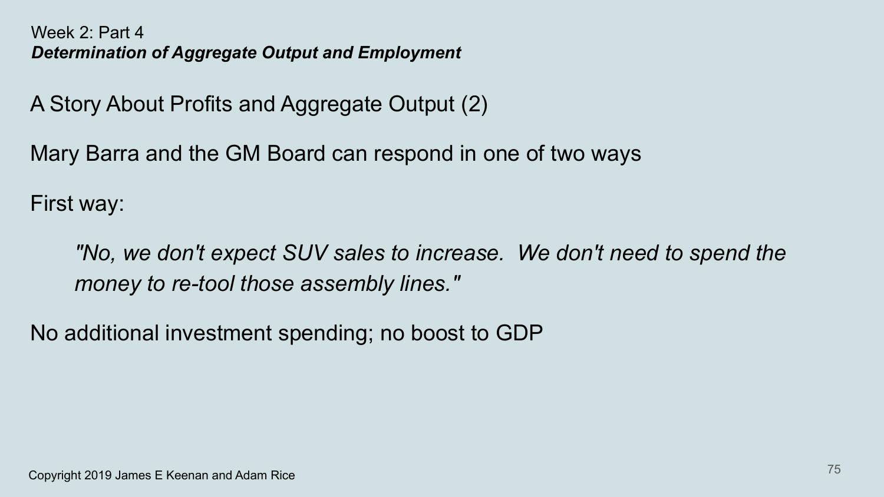Week 2: Part 4
***Determination of Aggregate Output and Employment***

## A Story About Profits and Aggregate Output (2)

Mary Barra and the GM Board can respond in one of two ways

First way:

> *"No, we don't expect SUV sales to increase. We don't need to spend the money to re-tool those assembly lines."*

No additional investment spending; no boost to GDP

Copyright 2019 James E Keenan and Adam Rice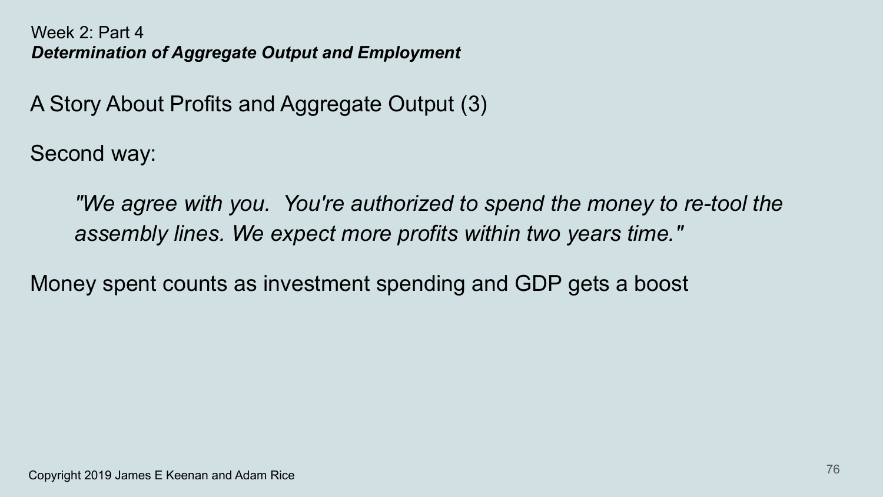Week 2: Part 4
***Determination of Aggregate Output and Employment***

## A Story About Profits and Aggregate Output (3)

Second way:

> *"We agree with you. You're authorized to spend the money to re-tool the assembly lines. We expect more profits within two years time."*

Money spent counts as investment spending and GDP gets a boost

Copyright 2019 James E Keenan and Adam Rice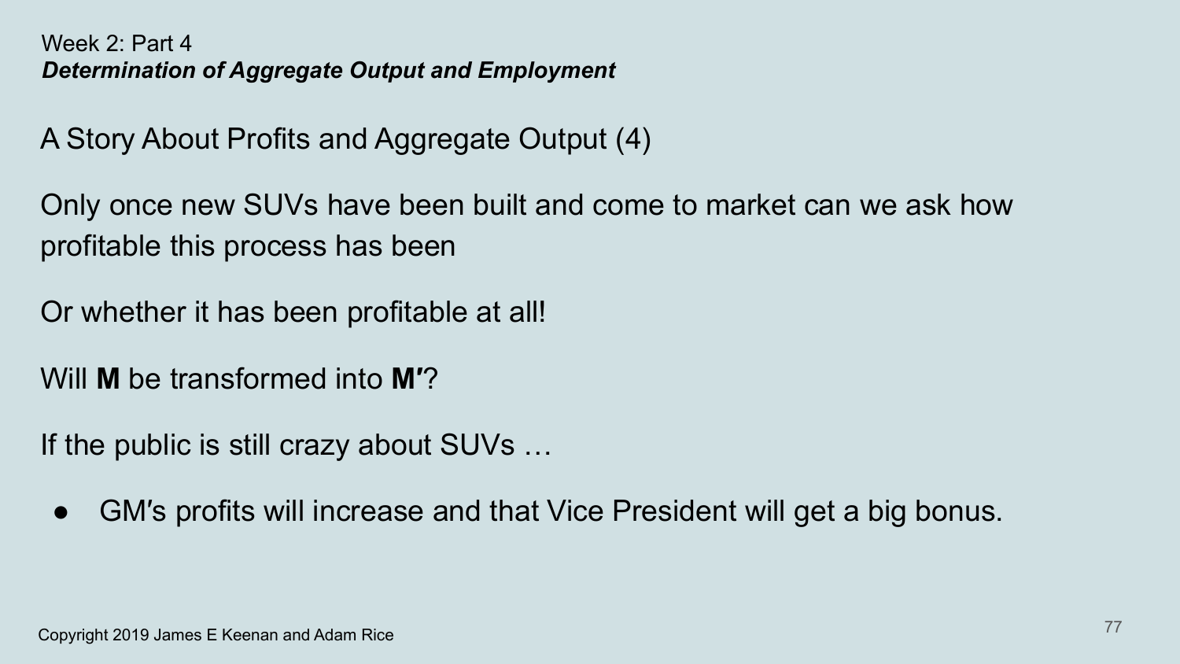Week 2: Part 4

***Determination of Aggregate Output and Employment***

## A Story About Profits and Aggregate Output (4)

Only once new SUVs have been built and come to market can we ask how profitable this process has been

Or whether it has been profitable at all!

Will **M** be transformed into **M′**?

If the public is still crazy about SUVs …

- GM′s profits will increase and that Vice President will get a big bonus.

Copyright 2019 James E Keenan and Adam Rice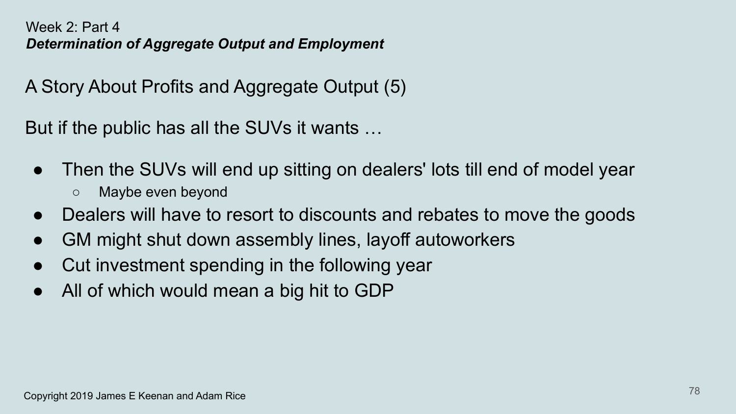Week 2: Part 4

***Determination of Aggregate Output and Employment***

## A Story About Profits and Aggregate Output (5)

But if the public has all the SUVs it wants …

- Then the SUVs will end up sitting on dealers' lots till end of model year
  - Maybe even beyond
- Dealers will have to resort to discounts and rebates to move the goods
- GM might shut down assembly lines, layoff autoworkers
- Cut investment spending in the following year
- All of which would mean a big hit to GDP

Copyright 2019 James E Keenan and Adam Rice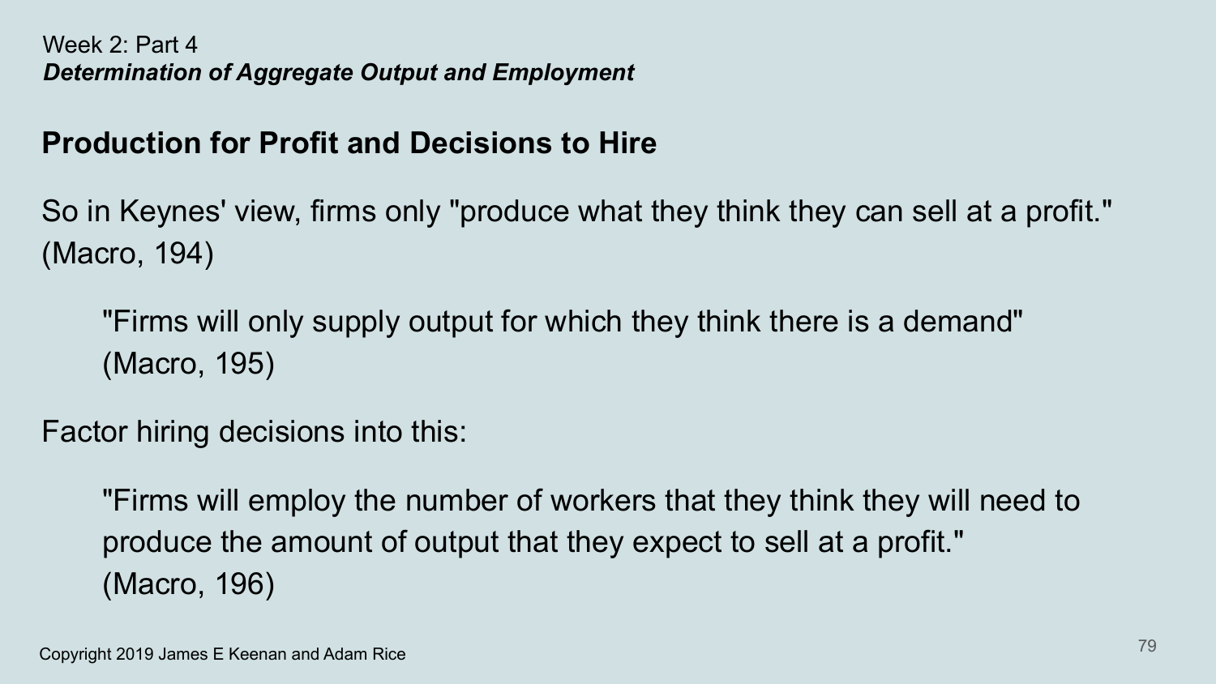Week 2: Part 4
***Determination of Aggregate Output and Employment***

## Production for Profit and Decisions to Hire

So in Keynes' view, firms only "produce what they think they can sell at a profit." (Macro, 194)

> "Firms will only supply output for which they think there is a demand" (Macro, 195)

Factor hiring decisions into this:

> "Firms will employ the number of workers that they think they will need to produce the amount of output that they expect to sell at a profit." (Macro, 196)

Copyright 2019 James E Keenan and Adam Rice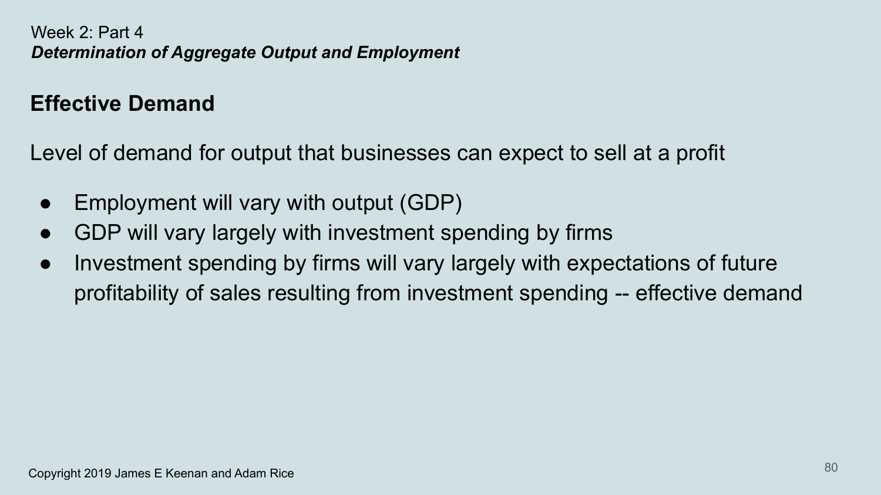Week 2: Part 4

***Determination of Aggregate Output and Employment***

## Effective Demand

Level of demand for output that businesses can expect to sell at a profit

- Employment will vary with output (GDP)
- GDP will vary largely with investment spending by firms
- Investment spending by firms will vary largely with expectations of future profitability of sales resulting from investment spending -- effective demand

Copyright 2019 James E Keenan and Adam Rice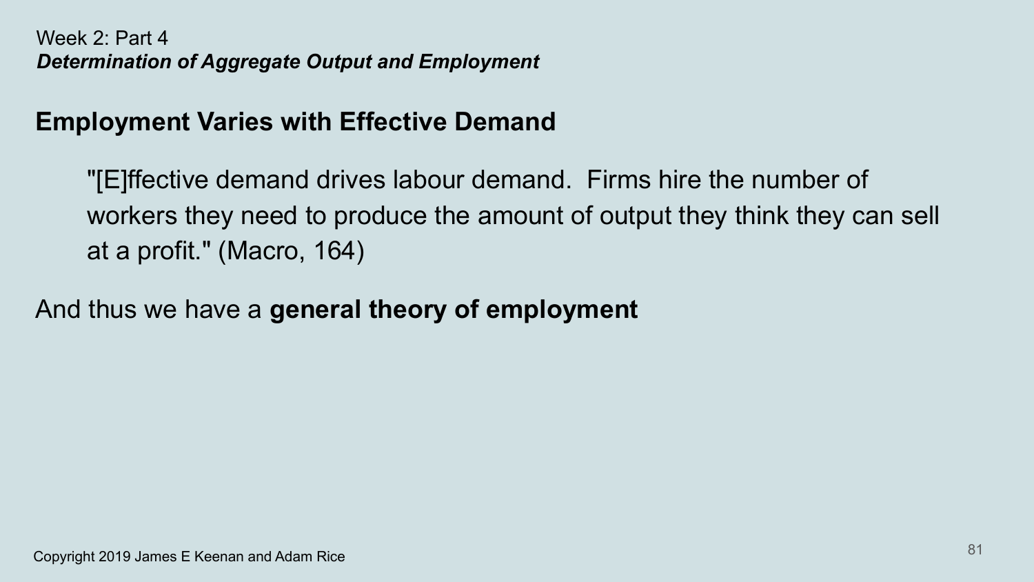Week 2: Part 4
***Determination of Aggregate Output and Employment***

## Employment Varies with Effective Demand

> "[E]ffective demand drives labour demand. Firms hire the number of workers they need to produce the amount of output they think they can sell at a profit." (Macro, 164)

And thus we have a **general theory of employment**

Copyright 2019 James E Keenan and Adam Rice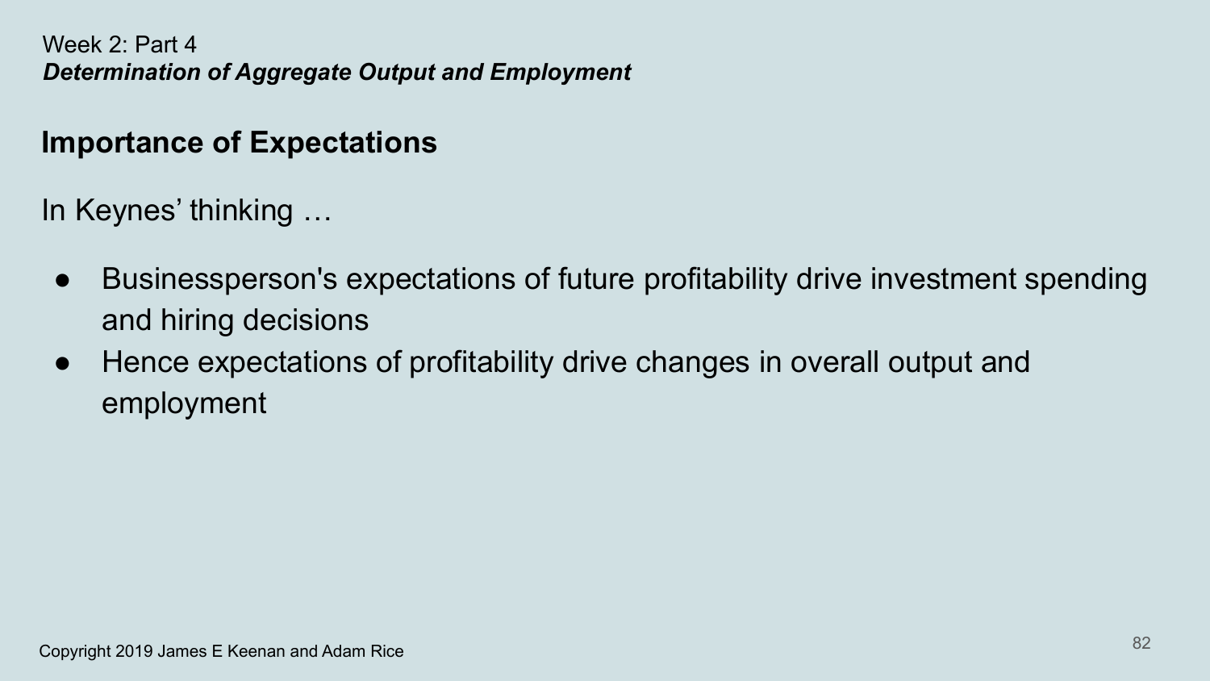Week 2: Part 4

***Determination of Aggregate Output and Employment***

## Importance of Expectations

In Keynes' thinking …

- Businessperson's expectations of future profitability drive investment spending and hiring decisions
- Hence expectations of profitability drive changes in overall output and employment

Copyright 2019 James E Keenan and Adam Rice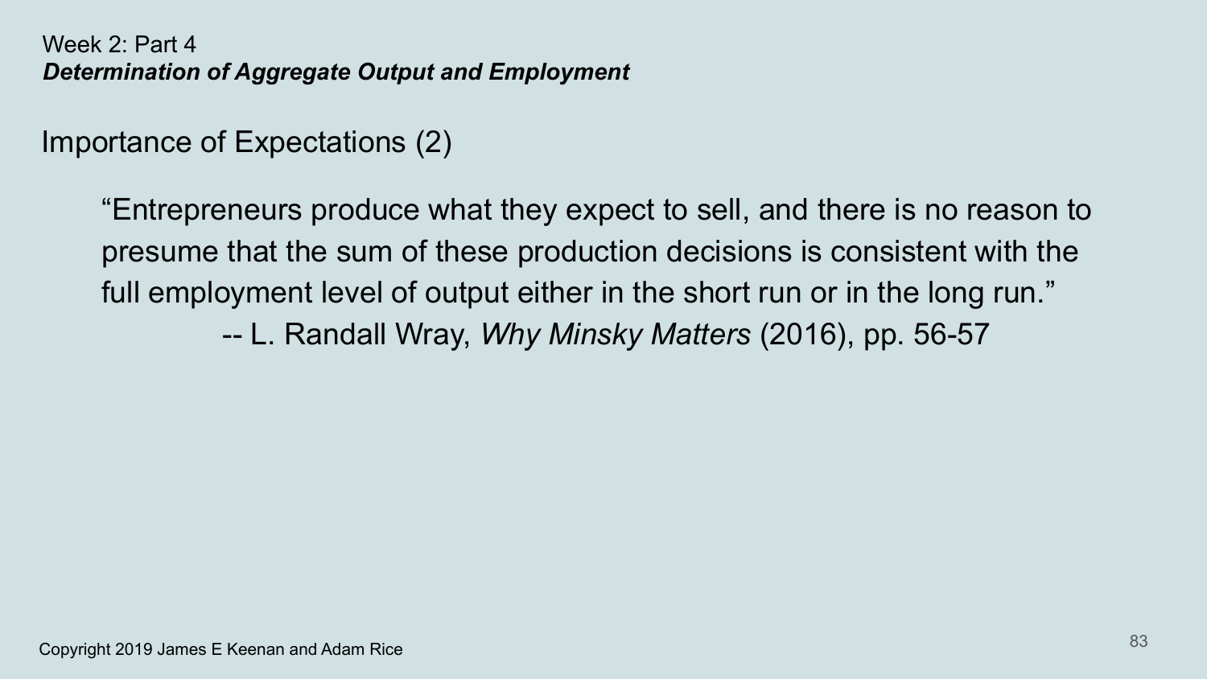Week 2: Part 4
***Determination of Aggregate Output and Employment***

## Importance of Expectations (2)

> "Entrepreneurs produce what they expect to sell, and there is no reason to presume that the sum of these production decisions is consistent with the full employment level of output either in the short run or in the long run."
>
> -- L. Randall Wray, *Why Minsky Matters* (2016), pp. 56-57

Copyright 2019 James E Keenan and Adam Rice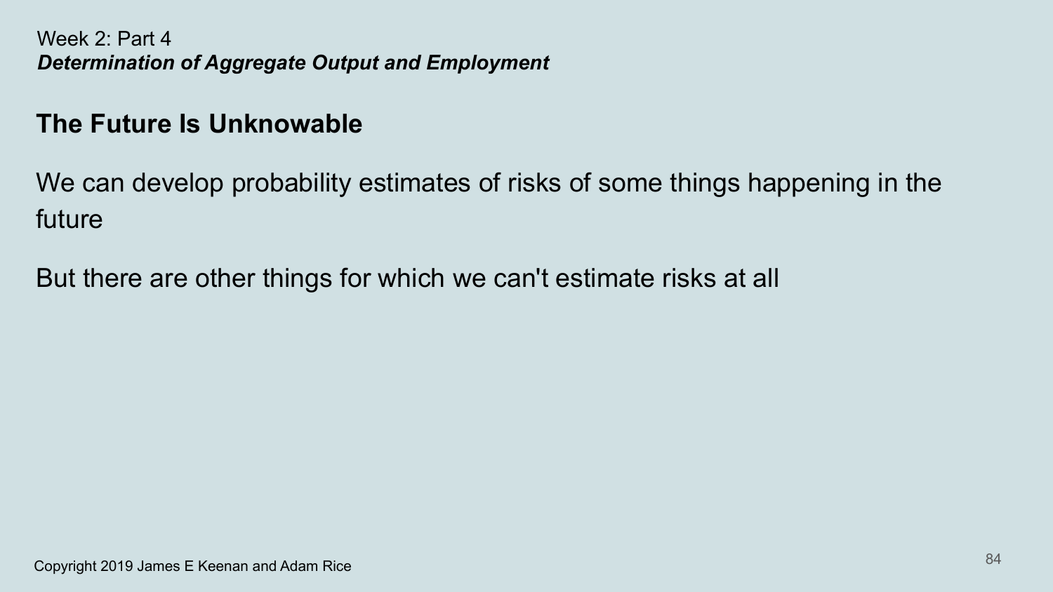Week 2: Part 4

***Determination of Aggregate Output and Employment***

## The Future Is Unknowable

We can develop probability estimates of risks of some things happening in the future

But there are other things for which we can't estimate risks at all

Copyright 2019 James E Keenan and Adam Rice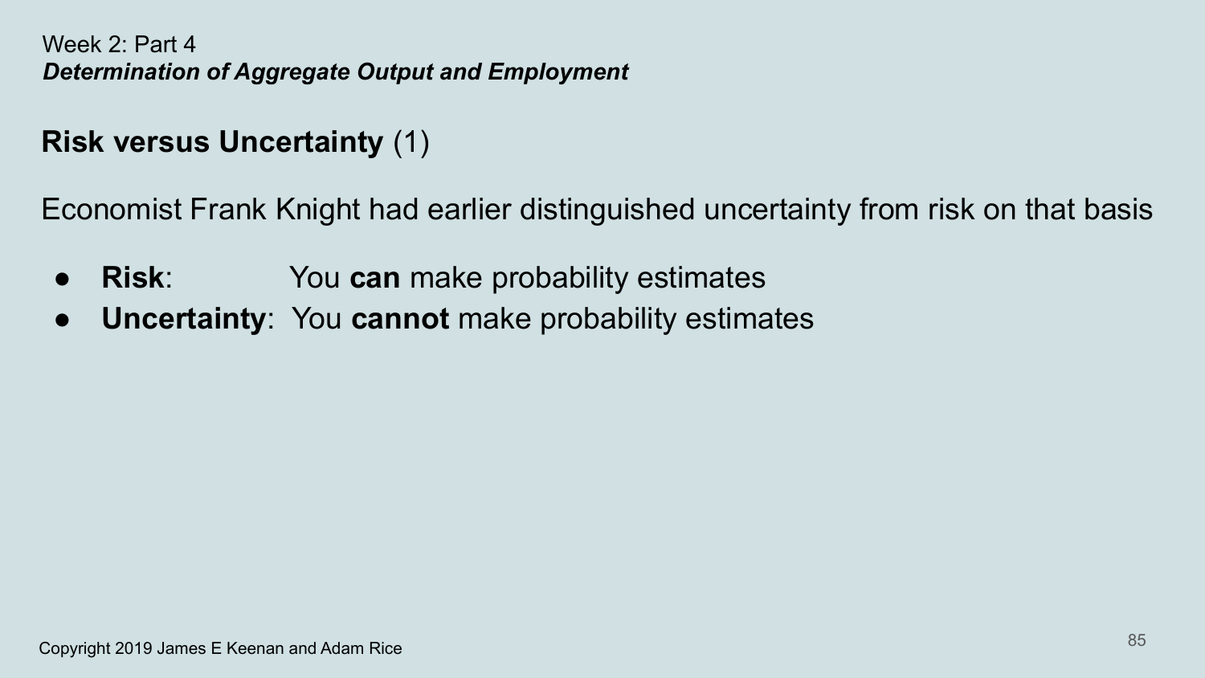Week 2: Part 4
***Determination of Aggregate Output and Employment***

## **Risk versus Uncertainty** (1)

Economist Frank Knight had earlier distinguished uncertainty from risk on that basis

- **Risk**: You **can** make probability estimates
- **Uncertainty**: You **cannot** make probability estimates

Copyright 2019 James E Keenan and Adam Rice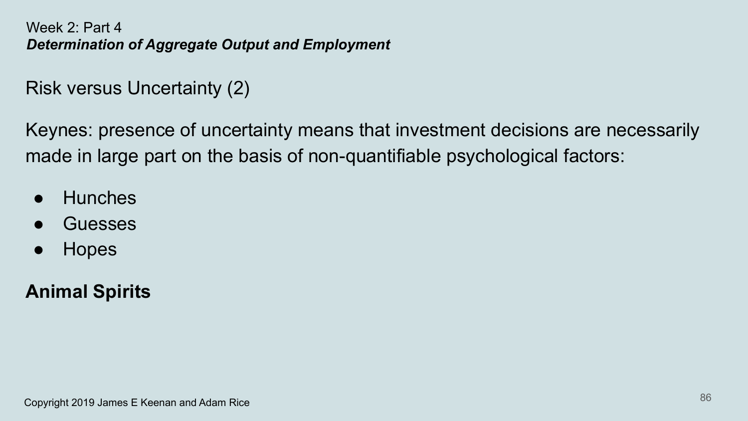Week 2: Part 4
***Determination of Aggregate Output and Employment***

## Risk versus Uncertainty (2)

Keynes: presence of uncertainty means that investment decisions are necessarily made in large part on the basis of non-quantifiable psychological factors:

- Hunches
- Guesses
- Hopes

**Animal Spirits**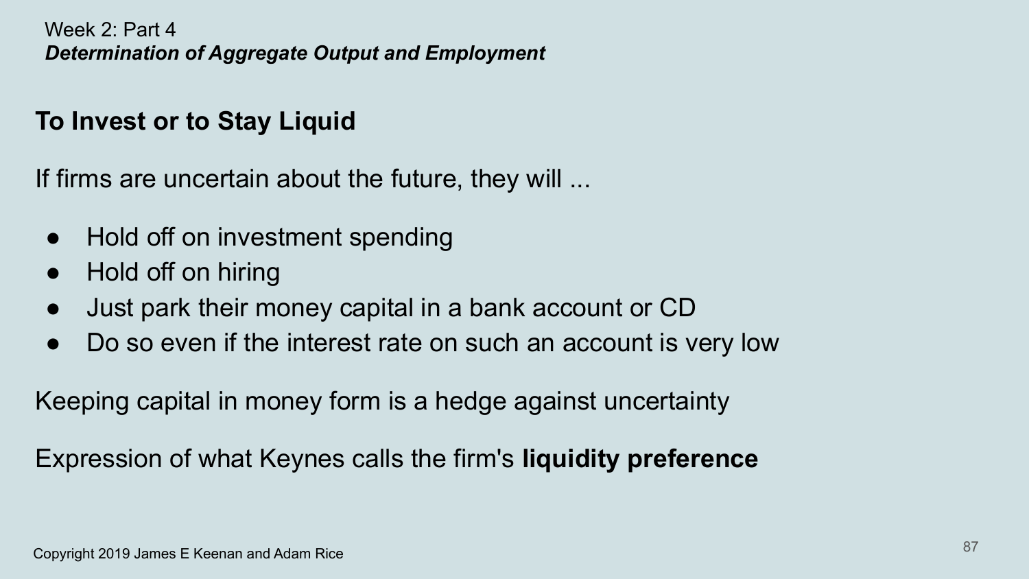## To Invest or to Stay Liquid

If firms are uncertain about the future, they will ...

- Hold off on investment spending
- Hold off on hiring
- Just park their money capital in a bank account or CD
- Do so even if the interest rate on such an account is very low

Keeping capital in money form is a hedge against uncertainty

Expression of what Keynes calls the firm's **liquidity preference**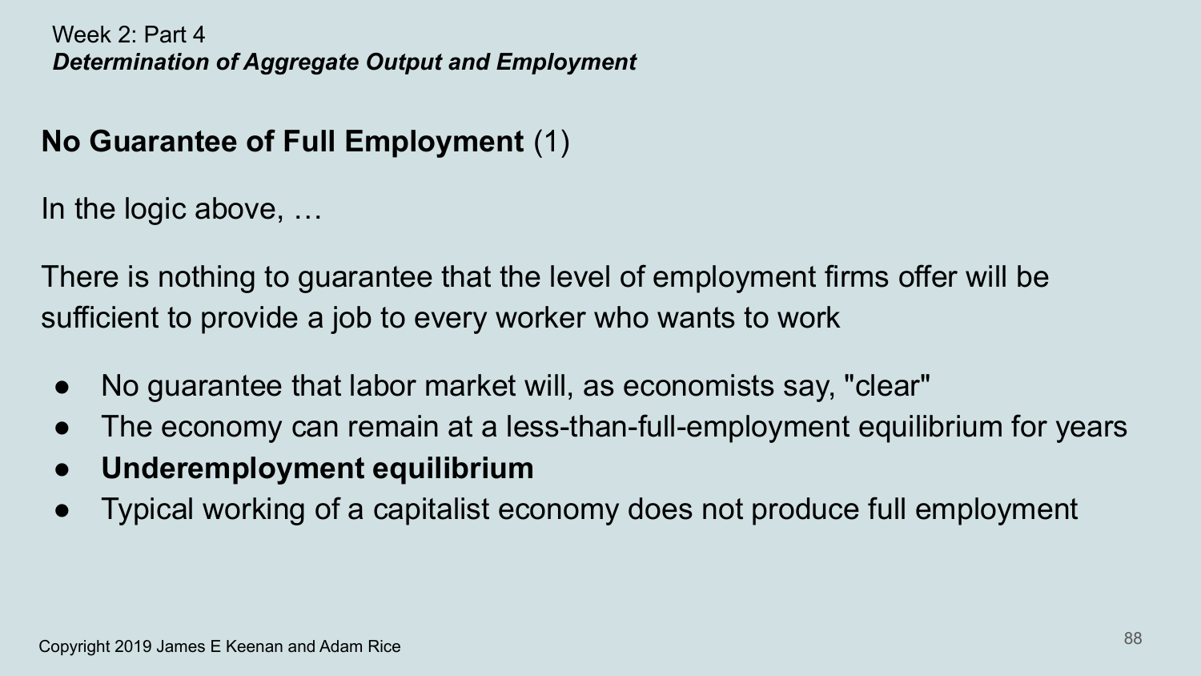Week 2: Part 4
***Determination of Aggregate Output and Employment***

## **No Guarantee of Full Employment** (1)

In the logic above, …

There is nothing to guarantee that the level of employment firms offer will be sufficient to provide a job to every worker who wants to work

- No guarantee that labor market will, as economists say, "clear"
- The economy can remain at a less-than-full-employment equilibrium for years
- **Underemployment equilibrium**
- Typical working of a capitalist economy does not produce full employment

Copyright 2019 James E Keenan and Adam Rice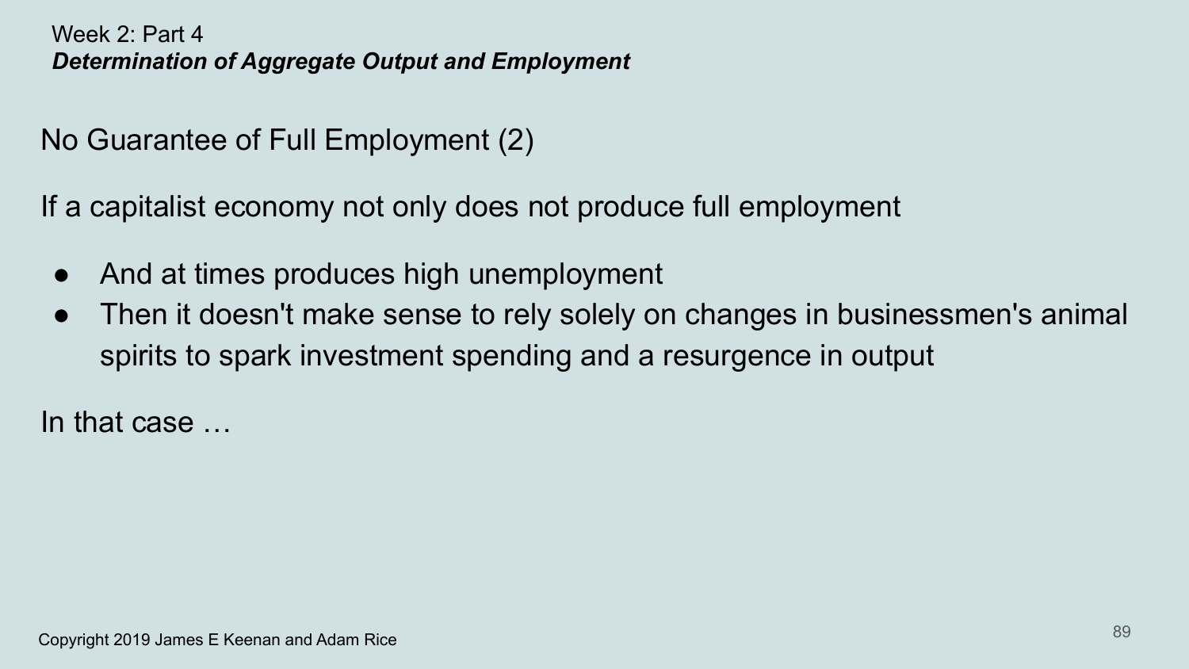Week 2: Part 4

***Determination of Aggregate Output and Employment***

## No Guarantee of Full Employment (2)

If a capitalist economy not only does not produce full employment

- And at times produces high unemployment
- Then it doesn't make sense to rely solely on changes in businessmen's animal spirits to spark investment spending and a resurgence in output

In that case …

Copyright 2019 James E Keenan and Adam Rice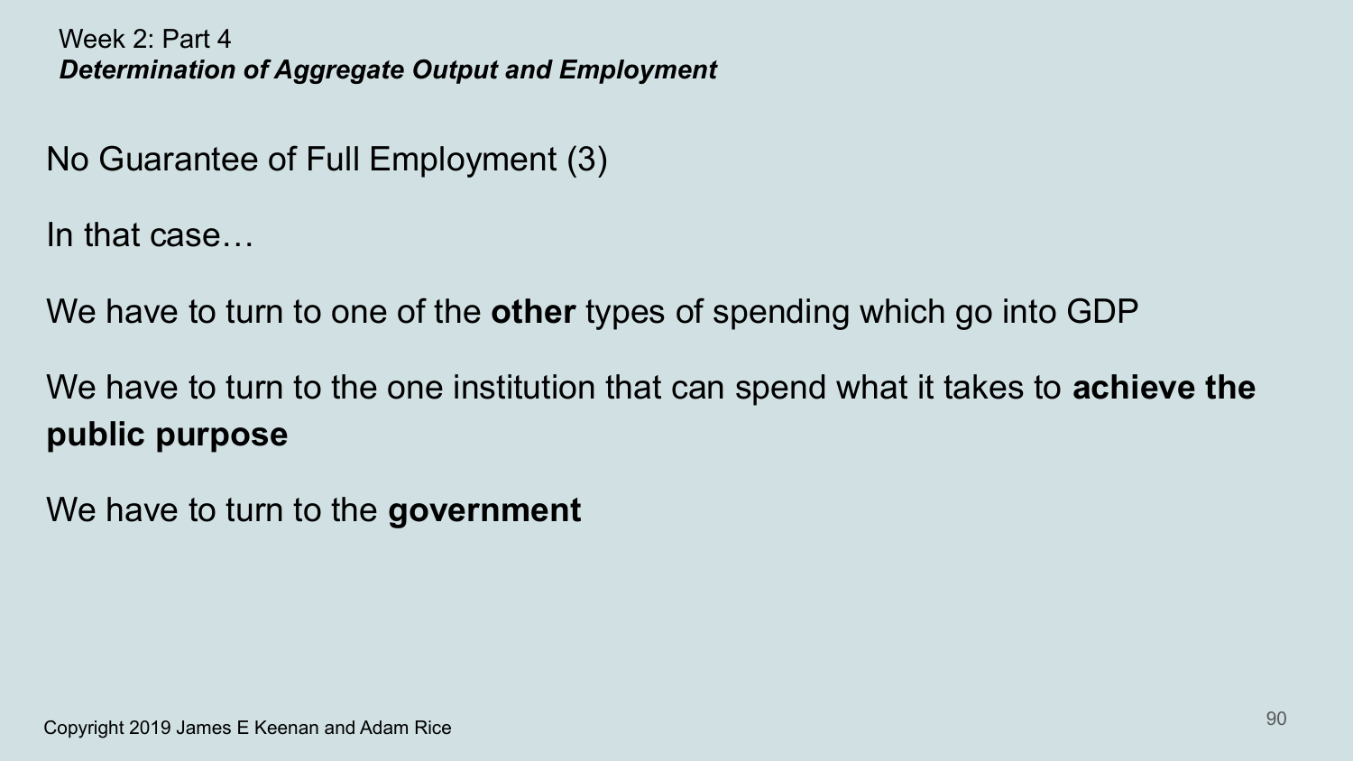Week 2: Part 4
***Determination of Aggregate Output and Employment***

## No Guarantee of Full Employment (3)

In that case…

We have to turn to one of the **other** types of spending which go into GDP

We have to turn to the one institution that can spend what it takes to **achieve the public purpose**

We have to turn to the **government**

Copyright 2019 James E Keenan and Adam Rice